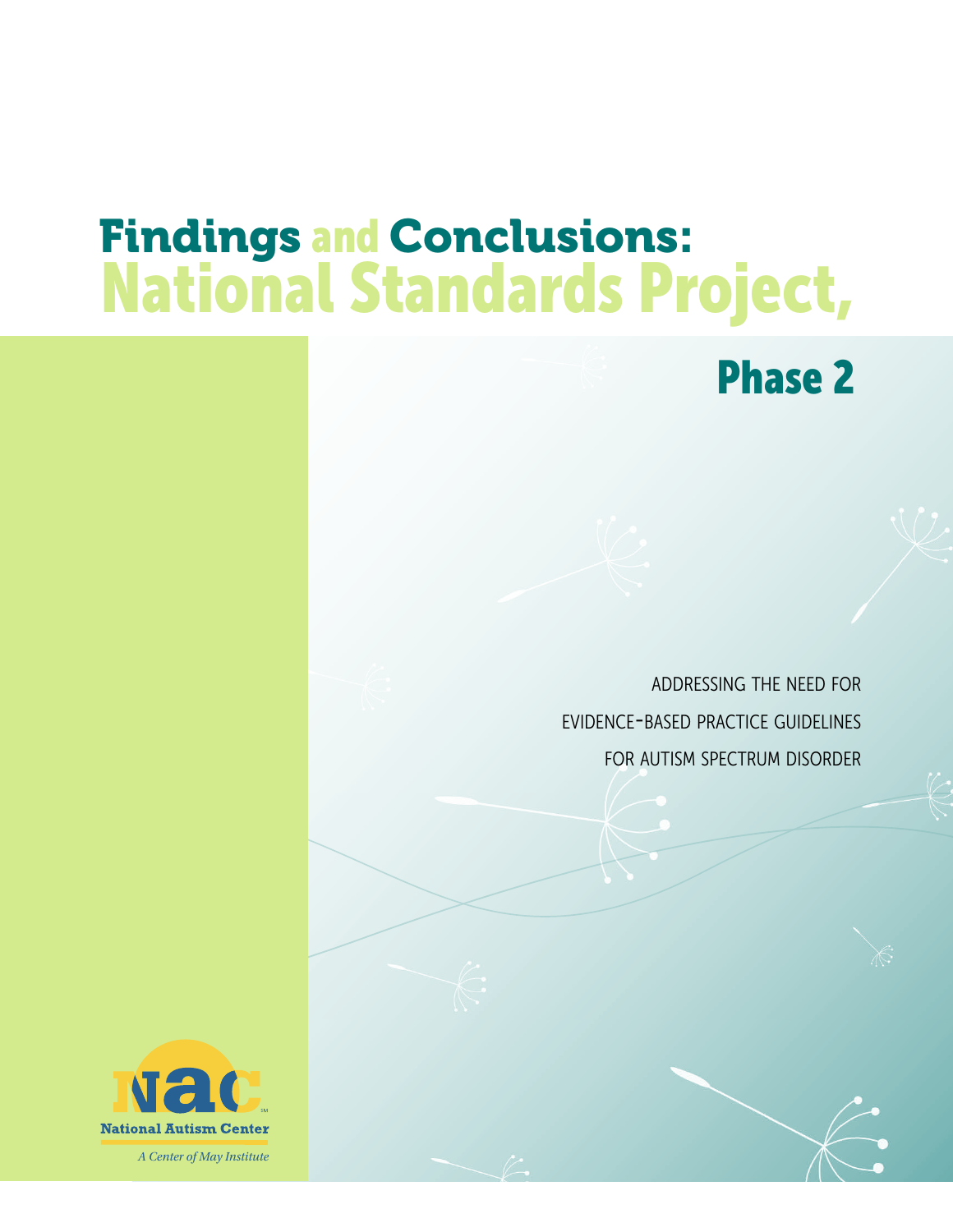# Findings and Conclusions: National Standards Project, Phase 2

ADDRESSING THE NEED FOR EVIDENCE-BASED PRACTICE GUIDELINES FOR AUTISM SPECTRUM DISORDER

National Autism Center

*A Center of May Institute*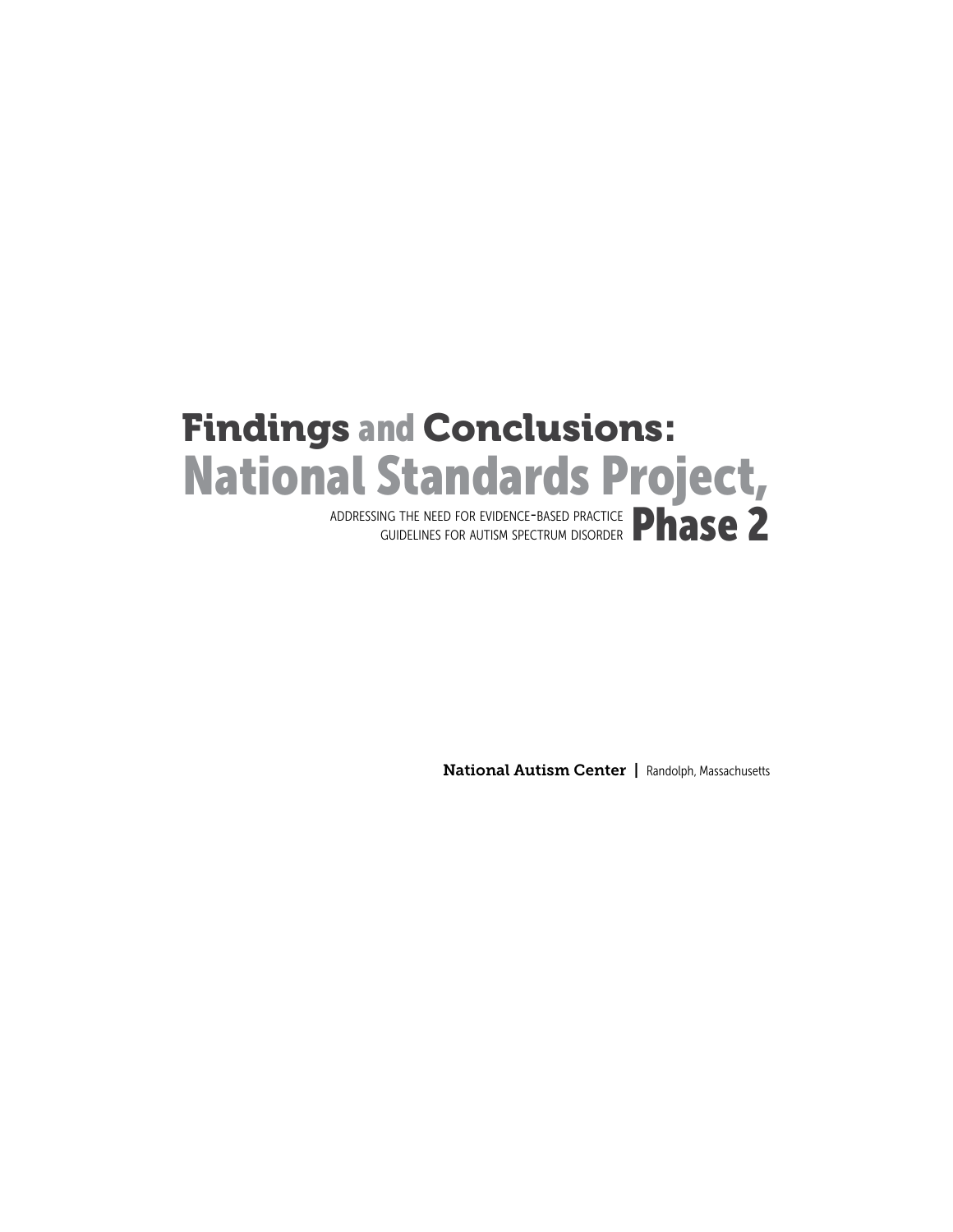# Findings and Conclusions: National Standards Project, Phase 2

ADDRESSING THE NEED FOR EVIDENCE-BASED PRACTICE GUIDELINES FOR AUTISM SPECTRUM DISORDER

**National Autism Center** | Randolph, Massachusetts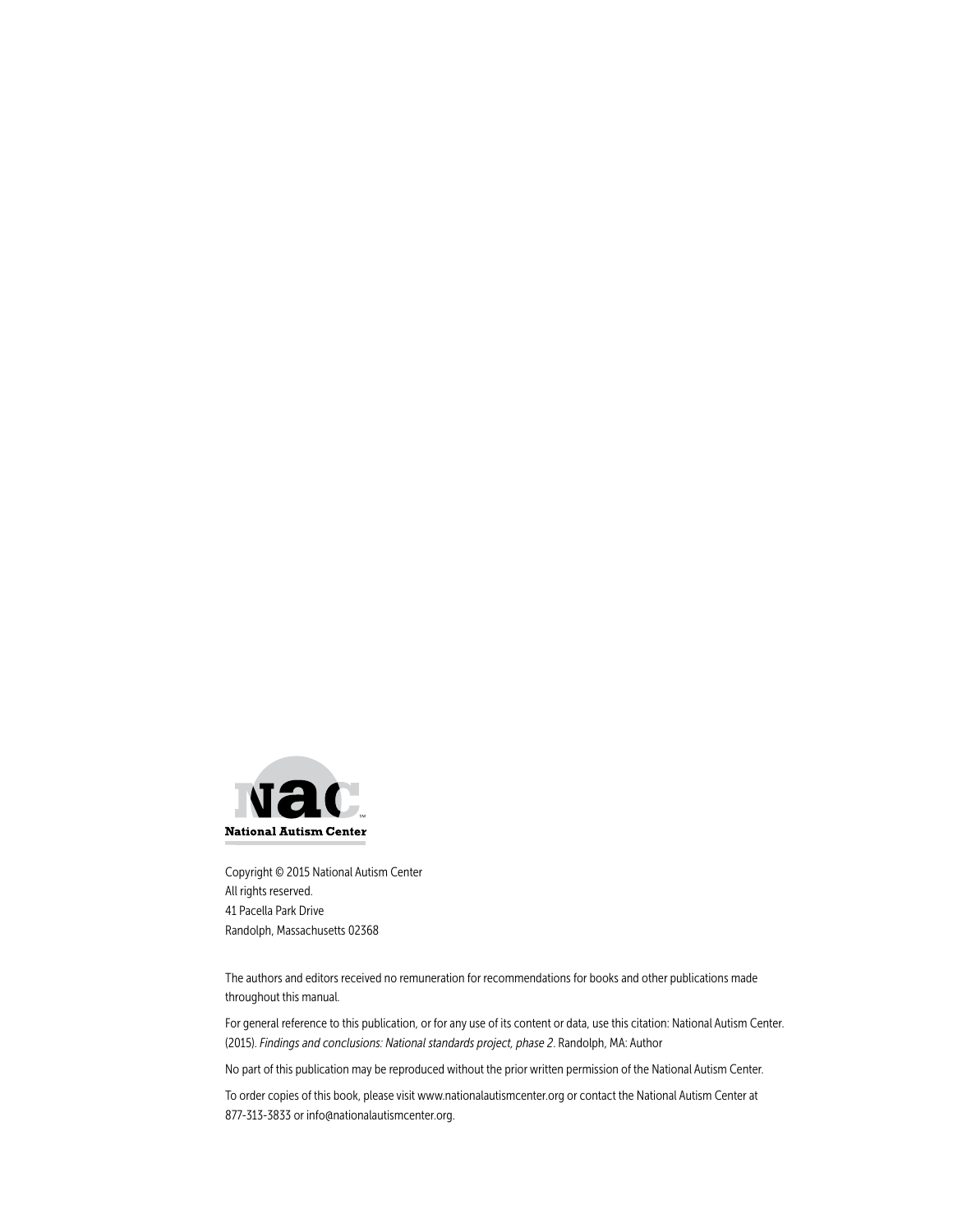National Autism Center

Copyright © 2015 National Autism Center
All rights reserved.
41 Pacella Park Drive
Randolph, Massachusetts 02368

The authors and editors received no remuneration for recommendations for books and other publications made throughout this manual.

For general reference to this publication, or for any use of its content or data, use this citation: National Autism Center. (2015). *Findings and conclusions: National standards project, phase 2*. Randolph, MA: Author

No part of this publication may be reproduced without the prior written permission of the National Autism Center.

To order copies of this book, please visit www.nationalautismcenter.org or contact the National Autism Center at 877-313-3833 or info@nationalautismcenter.org.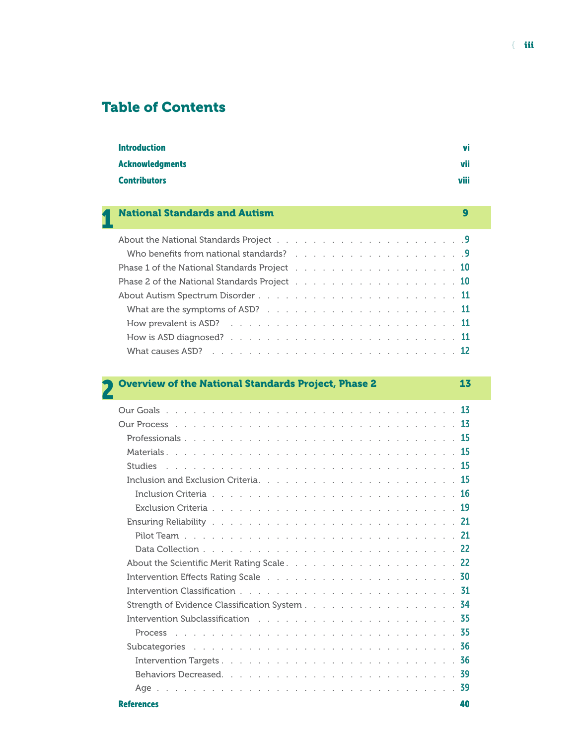# Table of Contents

| | |
|---|---|
| **Introduction** | **vi** |
| **Acknowledgments** | **vii** |
| **Contributors** | **viii** |

## 1 National Standards and Autism — 9

| | |
|---|---|
| About the National Standards Project | 9 |
| Who benefits from national standards? | 9 |
| Phase 1 of the National Standards Project | 10 |
| Phase 2 of the National Standards Project | 10 |
| About Autism Spectrum Disorder | 11 |
| What are the symptoms of ASD? | 11 |
| How prevalent is ASD? | 11 |
| How is ASD diagnosed? | 11 |
| What causes ASD? | 12 |

## 2 Overview of the National Standards Project, Phase 2 — 13

| | |
|---|---|
| Our Goals | 13 |
| Our Process | 13 |
| Professionals | 15 |
| Materials | 15 |
| Studies | 15 |
| Inclusion and Exclusion Criteria | 15 |
| Inclusion Criteria | 16 |
| Exclusion Criteria | 19 |
| Ensuring Reliability | 21 |
| Pilot Team | 21 |
| Data Collection | 22 |
| About the Scientific Merit Rating Scale | 22 |
| Intervention Effects Rating Scale | 30 |
| Intervention Classification | 31 |
| Strength of Evidence Classification System | 34 |
| Intervention Subclassification | 35 |
| Process | 35 |
| Subcategories | 36 |
| Intervention Targets | 36 |
| Behaviors Decreased | 39 |
| Age | 39 |

| | |
|---|---|
| **References** | **40** |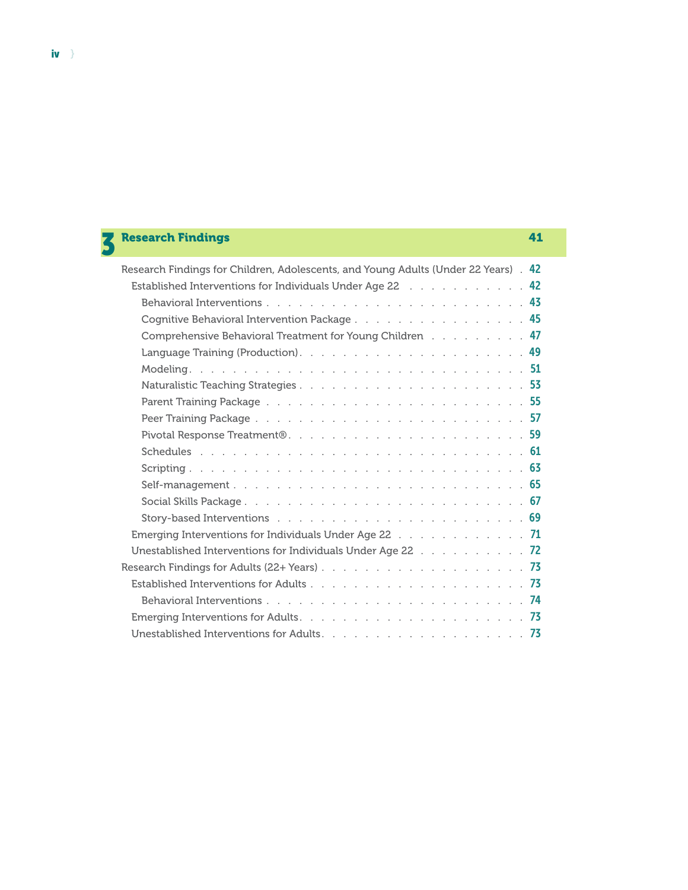## 3 Research Findings 41

- Research Findings for Children, Adolescents, and Young Adults (Under 22 Years) . 42
  - Established Interventions for Individuals Under Age 22 . . . . . 42
    - Behavioral Interventions . . . . . 43
    - Cognitive Behavioral Intervention Package . . . . . 45
    - Comprehensive Behavioral Treatment for Young Children . . . . . 47
    - Language Training (Production) . . . . . 49
    - Modeling . . . . . 51
    - Naturalistic Teaching Strategies . . . . . 53
    - Parent Training Package . . . . . 55
    - Peer Training Package . . . . . 57
    - Pivotal Response Treatment® . . . . . 59
    - Schedules . . . . . 61
    - Scripting . . . . . 63
    - Self-management . . . . . 65
    - Social Skills Package . . . . . 67
    - Story-based Interventions . . . . . 69
  - Emerging Interventions for Individuals Under Age 22 . . . . . 71
  - Unestablished Interventions for Individuals Under Age 22 . . . . . 72
- Research Findings for Adults (22+ Years) . . . . . 73
  - Established Interventions for Adults . . . . . 73
    - Behavioral Interventions . . . . . 74
  - Emerging Interventions for Adults . . . . . 73
  - Unestablished Interventions for Adults . . . . . 73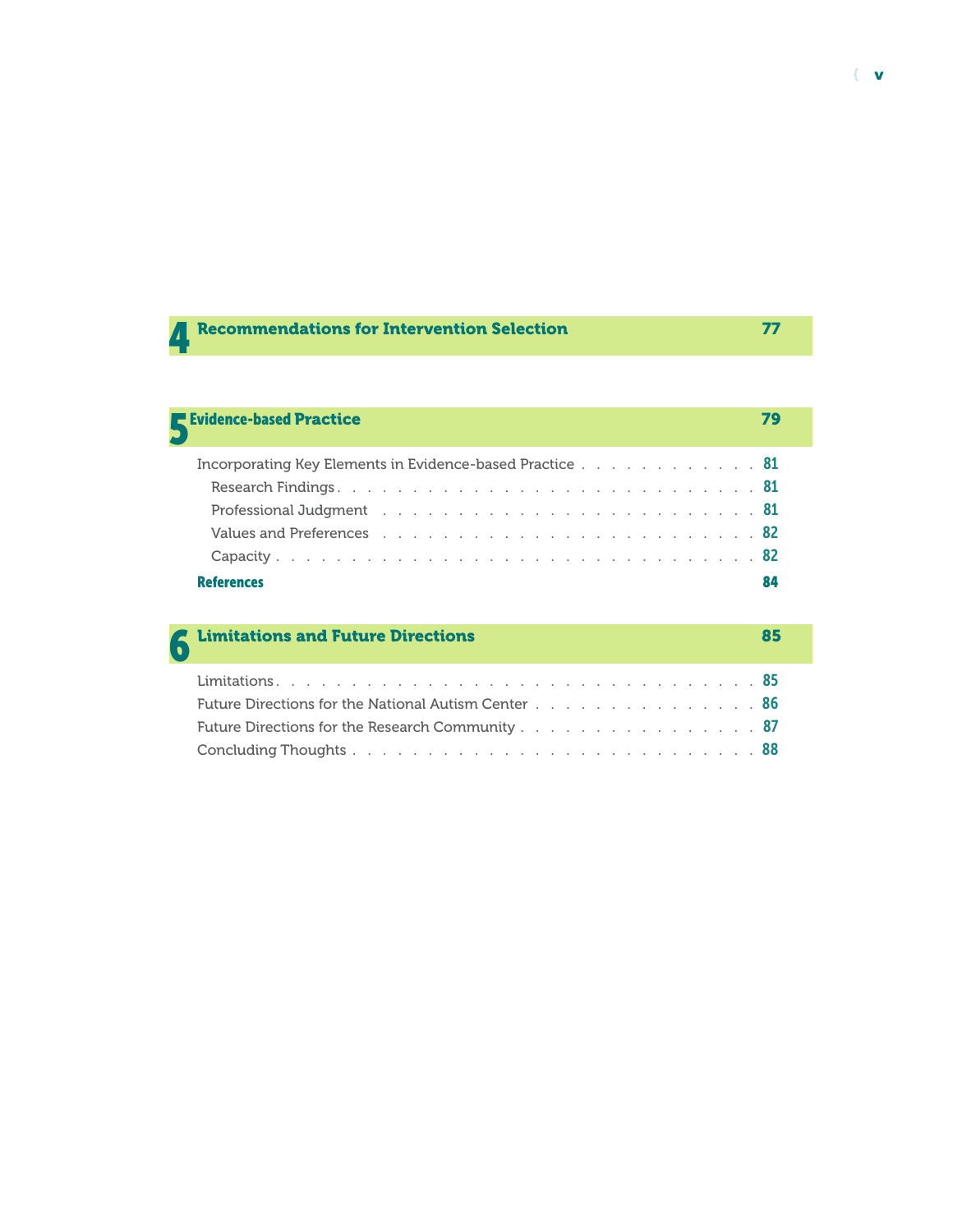## 4 Recommendations for Intervention Selection 77

## 5 Evidence-based Practice 79

Incorporating Key Elements in Evidence-based Practice . . . . . . . . . . . . 81

- Research Findings . . . . . . . . . . . . . . . . . . . . . . . . . . . . 81
- Professional Judgment . . . . . . . . . . . . . . . . . . . . . . . . . . 81
- Values and Preferences . . . . . . . . . . . . . . . . . . . . . . . . . . 82
- Capacity . . . . . . . . . . . . . . . . . . . . . . . . . . . . . . . . 82

**References** **84**

## 6 Limitations and Future Directions 85

Limitations . . . . . . . . . . . . . . . . . . . . . . . . . . . . . . . . . 85

Future Directions for the National Autism Center . . . . . . . . . . . . . . . 86

Future Directions for the Research Community . . . . . . . . . . . . . . . . 87

Concluding Thoughts . . . . . . . . . . . . . . . . . . . . . . . . . . . . . 88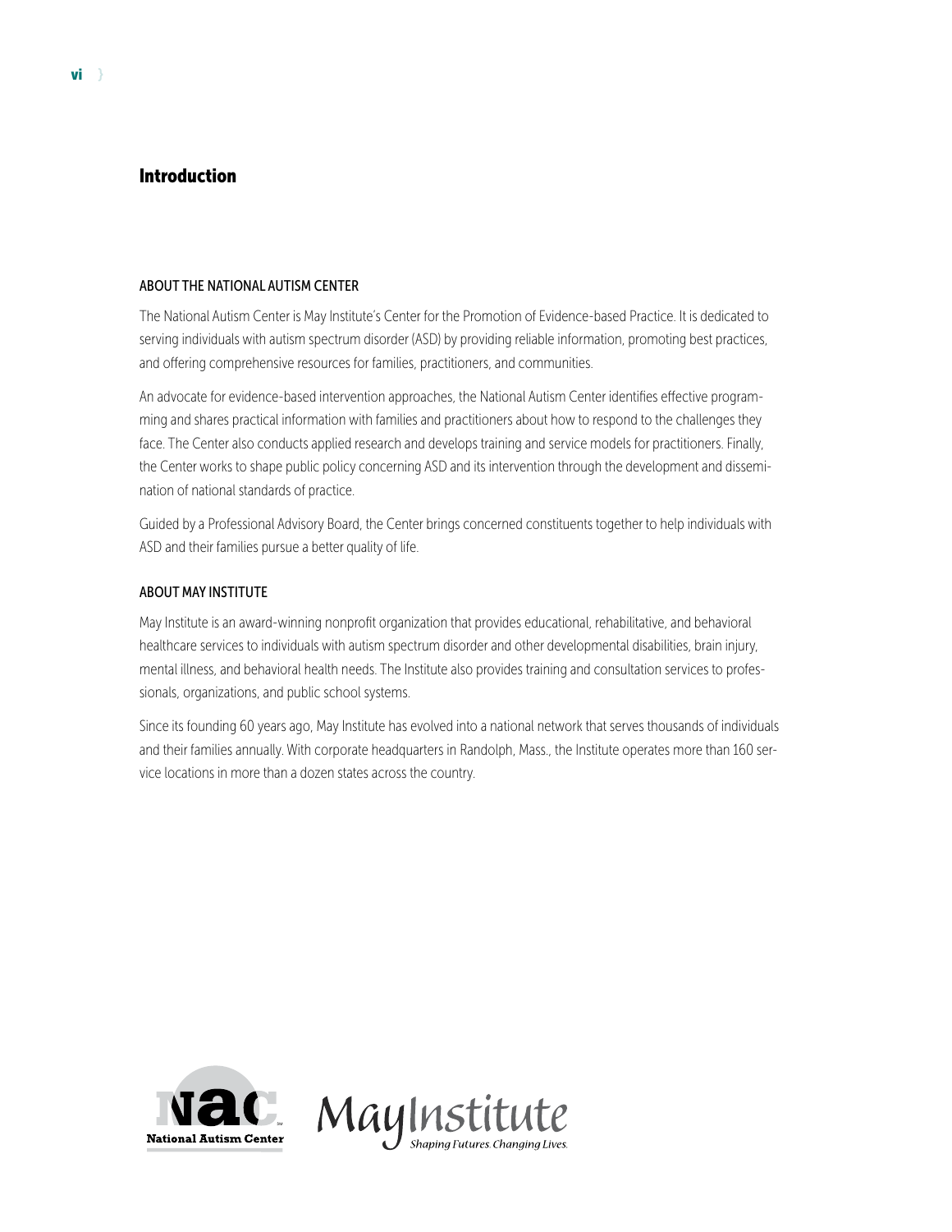# Introduction

### ABOUT THE NATIONAL AUTISM CENTER

The National Autism Center is May Institute's Center for the Promotion of Evidence-based Practice. It is dedicated to serving individuals with autism spectrum disorder (ASD) by providing reliable information, promoting best practices, and offering comprehensive resources for families, practitioners, and communities.

An advocate for evidence-based intervention approaches, the National Autism Center identifies effective programming and shares practical information with families and practitioners about how to respond to the challenges they face. The Center also conducts applied research and develops training and service models for practitioners. Finally, the Center works to shape public policy concerning ASD and its intervention through the development and dissemination of national standards of practice.

Guided by a Professional Advisory Board, the Center brings concerned constituents together to help individuals with ASD and their families pursue a better quality of life.

### ABOUT MAY INSTITUTE

May Institute is an award-winning nonprofit organization that provides educational, rehabilitative, and behavioral healthcare services to individuals with autism spectrum disorder and other developmental disabilities, brain injury, mental illness, and behavioral health needs. The Institute also provides training and consultation services to professionals, organizations, and public school systems.

Since its founding 60 years ago, May Institute has evolved into a national network that serves thousands of individuals and their families annually. With corporate headquarters in Randolph, Mass., the Institute operates more than 160 service locations in more than a dozen states across the country.

National Autism Center

May Institute — *Shaping Futures. Changing Lives.*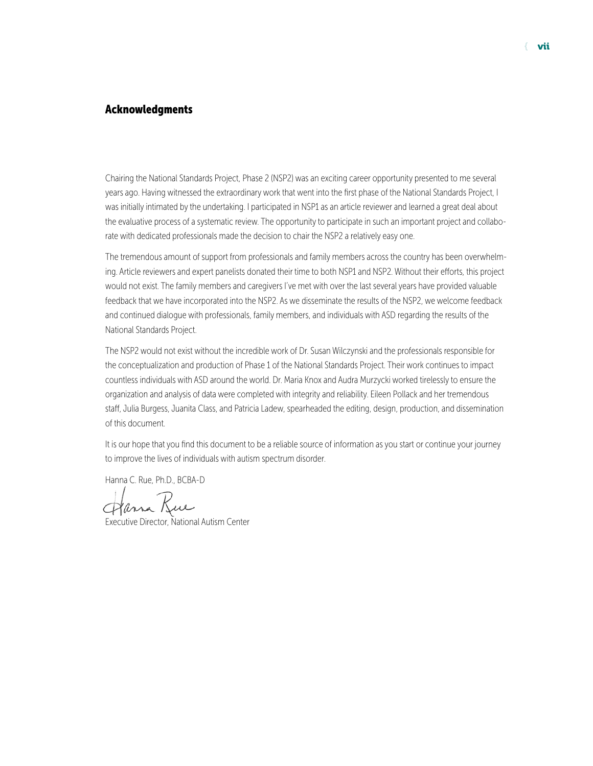## Acknowledgments

Chairing the National Standards Project, Phase 2 (NSP2) was an exciting career opportunity presented to me several years ago. Having witnessed the extraordinary work that went into the first phase of the National Standards Project, I was initially intimated by the undertaking. I participated in NSP1 as an article reviewer and learned a great deal about the evaluative process of a systematic review. The opportunity to participate in such an important project and collaborate with dedicated professionals made the decision to chair the NSP2 a relatively easy one.

The tremendous amount of support from professionals and family members across the country has been overwhelming. Article reviewers and expert panelists donated their time to both NSP1 and NSP2. Without their efforts, this project would not exist. The family members and caregivers I've met with over the last several years have provided valuable feedback that we have incorporated into the NSP2. As we disseminate the results of the NSP2, we welcome feedback and continued dialogue with professionals, family members, and individuals with ASD regarding the results of the National Standards Project.

The NSP2 would not exist without the incredible work of Dr. Susan Wilczynski and the professionals responsible for the conceptualization and production of Phase 1 of the National Standards Project. Their work continues to impact countless individuals with ASD around the world. Dr. Maria Knox and Audra Murzycki worked tirelessly to ensure the organization and analysis of data were completed with integrity and reliability. Eileen Pollack and her tremendous staff, Julia Burgess, Juanita Class, and Patricia Ladew, spearheaded the editing, design, production, and dissemination of this document.

It is our hope that you find this document to be a reliable source of information as you start or continue your journey to improve the lives of individuals with autism spectrum disorder.

Hanna C. Rue, Ph.D., BCBA-D

Executive Director, National Autism Center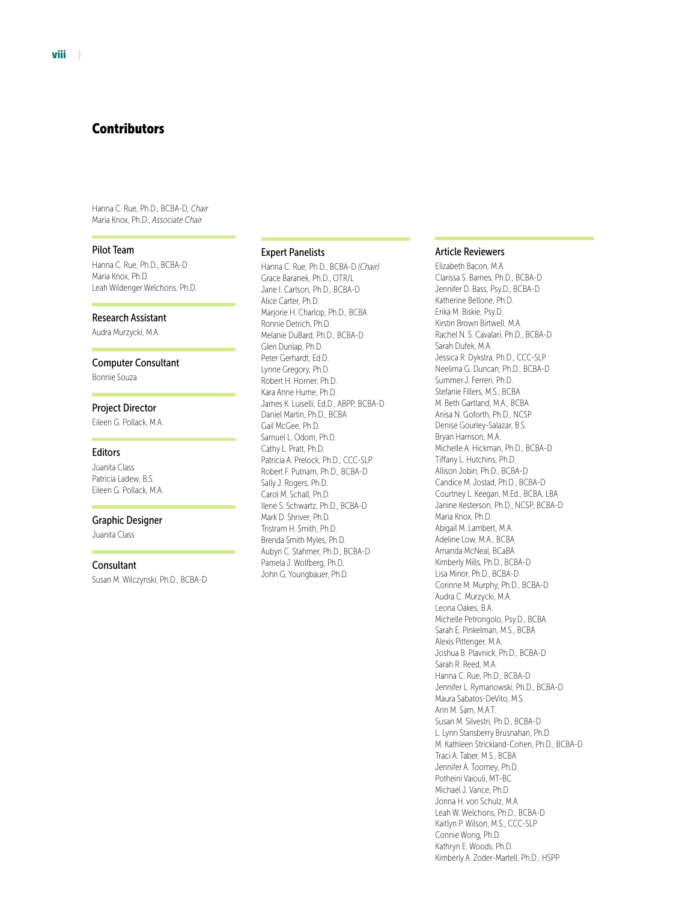# Contributors

Hanna C. Rue, Ph.D., BCBA-D, *Chair*
Maria Knox, Ph.D., *Associate Chair*

### Pilot Team

Hanna C. Rue, Ph.D., BCBA-D
Maria Knox, Ph.D.
Leah Wildenger Welchons, Ph.D.

### Research Assistant

Audra Murzycki, M.A.

### Computer Consultant

Bonnie Souza

### Project Director

Eileen G. Pollack, M.A.

### Editors

Juanita Class
Patricia Ladew, B.S.
Eileen G. Pollack, M.A.

### Graphic Designer

Juanita Class

### Consultant

Susan M. Wilczynski, Ph.D., BCBA-D

### Expert Panelists

Hanna C. Rue, Ph.D., BCBA-D *(Chair)*
Grace Baranek, Ph.D., OTR/L
Jane I. Carlson, Ph.D., BCBA-D
Alice Carter, Ph.D.
Marjorie H. Charlop, Ph.D., BCBA
Ronnie Detrich, Ph.D.
Melanie DuBard, Ph.D., BCBA-D
Glen Dunlap, Ph.D.
Peter Gerhardt, Ed.D.
Lynne Gregory, Ph.D.
Robert H. Horner, Ph.D.
Kara Anne Hume, Ph.D.
James K. Luiselli, Ed.D., ABPP, BCBA-D
Daniel Martin, Ph.D., BCBA
Gail McGee, Ph.D.
Samuel L. Odom, Ph.D.
Cathy L. Pratt, Ph.D.
Patricia A. Prelock, Ph.D., CCC-SLP
Robert F. Putnam, Ph.D., BCBA-D
Sally J. Rogers, Ph.D.
Carol M. Schall, Ph.D.
Ilene S. Schwartz, Ph.D., BCBA-D
Mark D. Shriver, Ph.D.
Tristram H. Smith, Ph.D.
Brenda Smith Myles, Ph.D.
Aubyn C. Stahmer, Ph.D., BCBA-D
Pamela J. Wolfberg, Ph.D.
John G. Youngbauer, Ph.D.

### Article Reviewers

Elizabeth Bacon, M.A.
Clarissa S. Barnes, Ph.D., BCBA-D
Jennifer D. Bass, Psy.D., BCBA-D
Katherine Bellone, Ph.D.
Erika M. Biskie, Psy.D.
Kirstin Brown Birtwell, M.A.
Rachel N. S. Cavalari, Ph.D., BCBA-D
Sarah Dufek, M.A.
Jessica R. Dykstra, Ph.D., CCC-SLP
Neelima G. Duncan, Ph.D., BCBA-D
Summer J. Ferreri, Ph.D.
Stefanie Fillers, M.S., BCBA
M. Beth Gartland, M.A., BCBA
Anisa N. Goforth, Ph.D., NCSP
Denise Gourley-Salazar, B.S.
Bryan Harrison, M.A.
Michelle A. Hickman, Ph.D., BCBA-D
Tiffany L. Hutchins, Ph.D.
Allison Jobin, Ph.D., BCBA-D
Candice M. Jostad, Ph.D., BCBA-D
Courtney L. Keegan, M.Ed., BCBA, LBA
Janine Kesterson, Ph.D., NCSP, BCBA-D
Maria Knox, Ph.D.
Abigail M. Lambert, M.A.
Adeline Low, M.A., BCBA
Amanda McNeal, BCaBA
Kimberly Mills, Ph.D., BCBA-D
Lisa Minor, Ph.D., BCBA-D
Corinne M. Murphy, Ph.D., BCBA-D
Audra C. Murzycki, M.A.
Leona Oakes, B.A.
Michelle Petrongolo, Psy.D., BCBA
Sarah E. Pinkelman, M.S., BCBA
Alexis Pittenger, M.A.
Joshua B. Plavnick, Ph.D., BCBA-D
Sarah R. Reed, M.A.
Hanna C. Rue, Ph.D., BCBA-D
Jennifer L. Rymanowski, Ph.D., BCBA-D
Maura Sabatos-DeVito, M.S.
Ann M. Sam, M.A.T.
Susan M. Silvestri, Ph.D., BCBA-D
L. Lynn Stansberry Brusnahan, Ph.D.
M. Kathleen Strickland-Cohen, Ph.D., BCBA-D
Traci A. Taber, M.S., BCBA
Jennifer A. Toomey, Ph.D.
Potheini Vaiouli, MT-BC
Michael J. Vance, Ph.D.
Jonna H. von Schulz, M.A.
Leah W. Welchons, Ph.D., BCBA-D
Kaitlyn P. Wilson, M.S., CCC-SLP
Connie Wong, Ph.D.
Kathryn E. Woods, Ph.D.
Kimberly A. Zoder-Martell, Ph.D., HSPP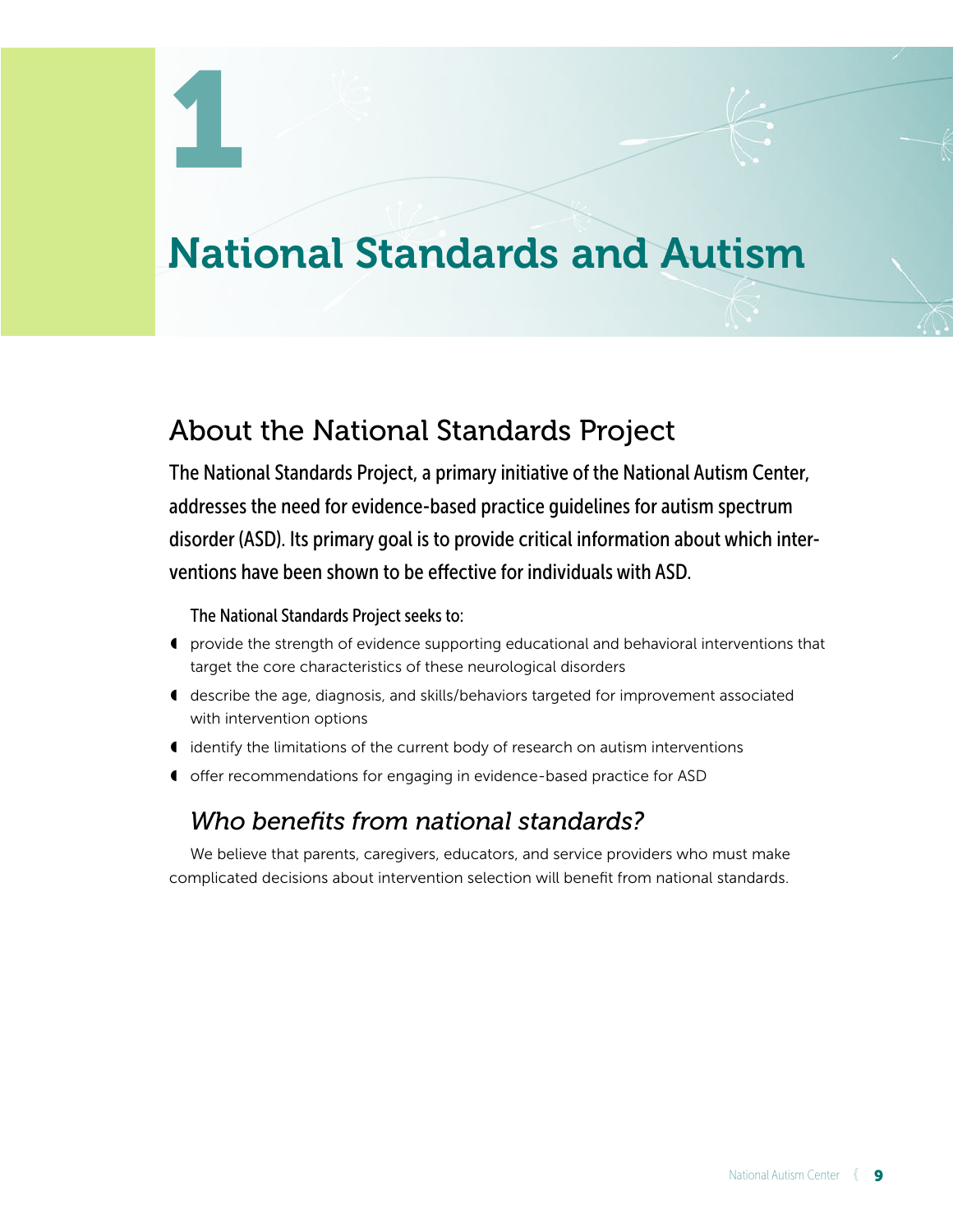# 1

# National Standards and Autism

## About the National Standards Project

**The National Standards Project, a primary initiative of the National Autism Center, addresses the need for evidence-based practice guidelines for autism spectrum disorder (ASD). Its primary goal is to provide critical information about which interventions have been shown to be effective for individuals with ASD.**

The National Standards Project seeks to:

- provide the strength of evidence supporting educational and behavioral interventions that target the core characteristics of these neurological disorders
- describe the age, diagnosis, and skills/behaviors targeted for improvement associated with intervention options
- identify the limitations of the current body of research on autism interventions
- offer recommendations for engaging in evidence-based practice for ASD

### *Who benefits from national standards?*

We believe that parents, caregivers, educators, and service providers who must make complicated decisions about intervention selection will benefit from national standards.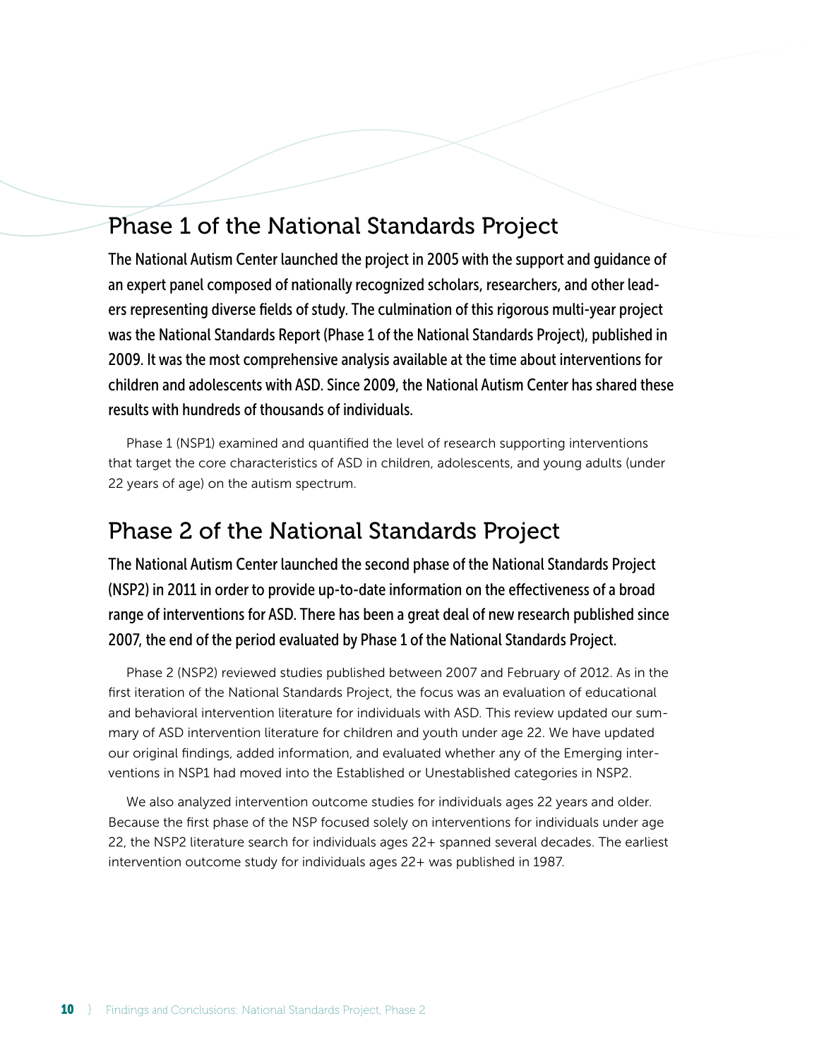## Phase 1 of the National Standards Project

**The National Autism Center launched the project in 2005 with the support and guidance of an expert panel composed of nationally recognized scholars, researchers, and other leaders representing diverse fields of study. The culmination of this rigorous multi-year project was the National Standards Report (Phase 1 of the National Standards Project), published in 2009. It was the most comprehensive analysis available at the time about interventions for children and adolescents with ASD. Since 2009, the National Autism Center has shared these results with hundreds of thousands of individuals.**

Phase 1 (NSP1) examined and quantified the level of research supporting interventions that target the core characteristics of ASD in children, adolescents, and young adults (under 22 years of age) on the autism spectrum.

## Phase 2 of the National Standards Project

**The National Autism Center launched the second phase of the National Standards Project (NSP2) in 2011 in order to provide up-to-date information on the effectiveness of a broad range of interventions for ASD. There has been a great deal of new research published since 2007, the end of the period evaluated by Phase 1 of the National Standards Project.**

Phase 2 (NSP2) reviewed studies published between 2007 and February of 2012. As in the first iteration of the National Standards Project, the focus was an evaluation of educational and behavioral intervention literature for individuals with ASD. This review updated our summary of ASD intervention literature for children and youth under age 22. We have updated our original findings, added information, and evaluated whether any of the Emerging interventions in NSP1 had moved into the Established or Unestablished categories in NSP2.

We also analyzed intervention outcome studies for individuals ages 22 years and older. Because the first phase of the NSP focused solely on interventions for individuals under age 22, the NSP2 literature search for individuals ages 22+ spanned several decades. The earliest intervention outcome study for individuals ages 22+ was published in 1987.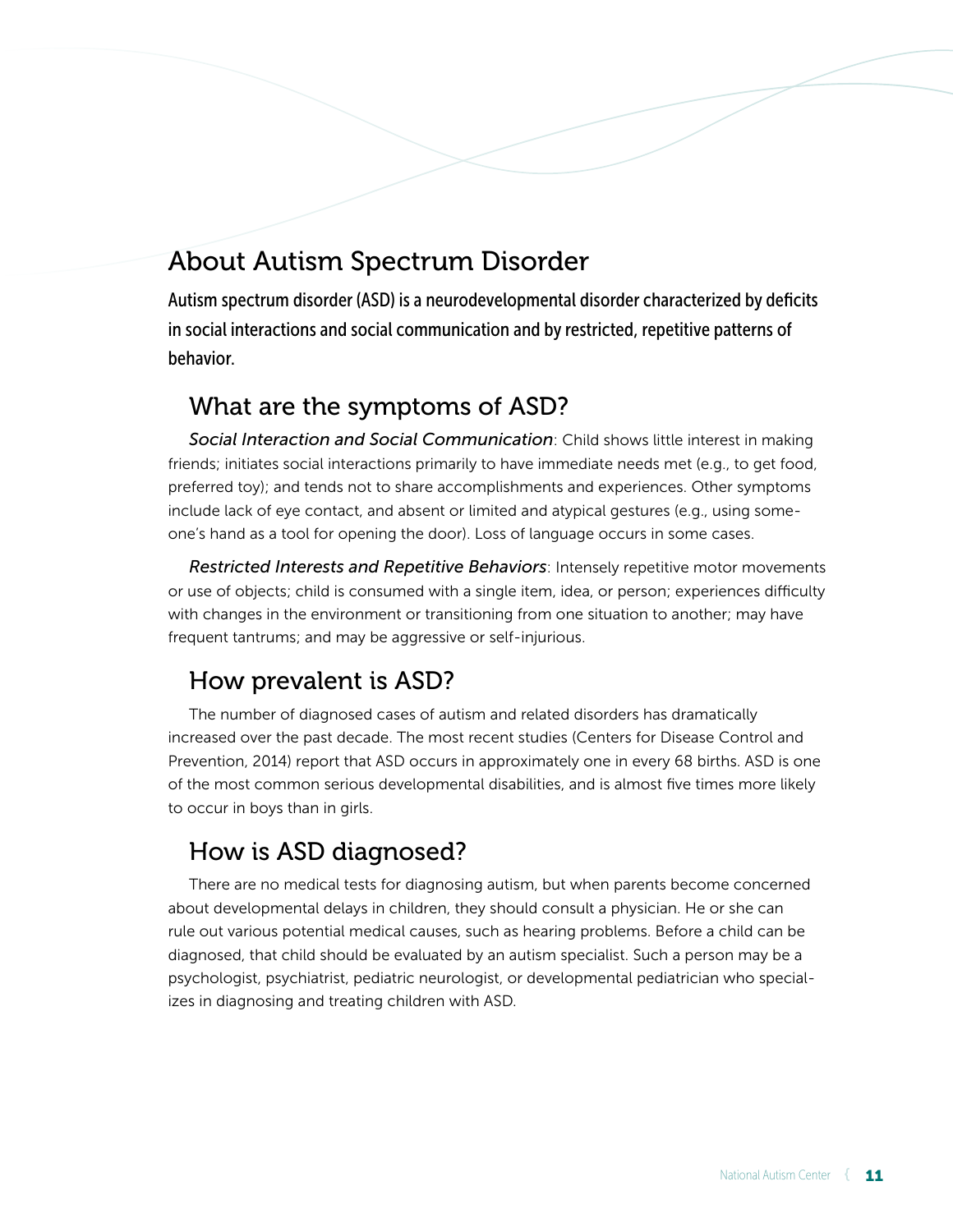# About Autism Spectrum Disorder

**Autism spectrum disorder (ASD) is a neurodevelopmental disorder characterized by deficits in social interactions and social communication and by restricted, repetitive patterns of behavior.**

## What are the symptoms of ASD?

*Social Interaction and Social Communication*: Child shows little interest in making friends; initiates social interactions primarily to have immediate needs met (e.g., to get food, preferred toy); and tends not to share accomplishments and experiences. Other symptoms include lack of eye contact, and absent or limited and atypical gestures (e.g., using someone's hand as a tool for opening the door). Loss of language occurs in some cases.

*Restricted Interests and Repetitive Behaviors*: Intensely repetitive motor movements or use of objects; child is consumed with a single item, idea, or person; experiences difficulty with changes in the environment or transitioning from one situation to another; may have frequent tantrums; and may be aggressive or self-injurious.

## How prevalent is ASD?

The number of diagnosed cases of autism and related disorders has dramatically increased over the past decade. The most recent studies (Centers for Disease Control and Prevention, 2014) report that ASD occurs in approximately one in every 68 births. ASD is one of the most common serious developmental disabilities, and is almost five times more likely to occur in boys than in girls.

## How is ASD diagnosed?

There are no medical tests for diagnosing autism, but when parents become concerned about developmental delays in children, they should consult a physician. He or she can rule out various potential medical causes, such as hearing problems. Before a child can be diagnosed, that child should be evaluated by an autism specialist. Such a person may be a psychologist, psychiatrist, pediatric neurologist, or developmental pediatrician who specializes in diagnosing and treating children with ASD.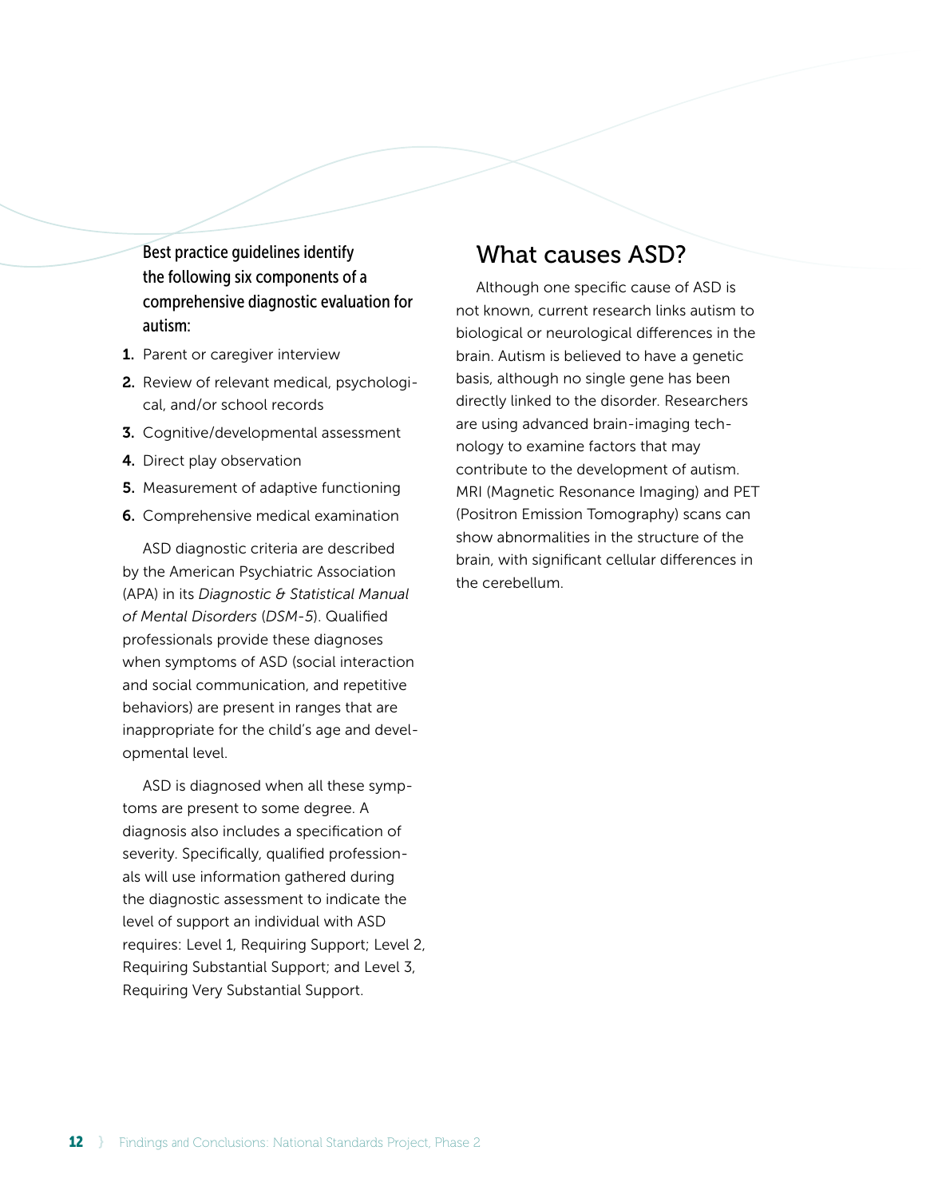**Best practice guidelines identify the following six components of a comprehensive diagnostic evaluation for autism:**

1. Parent or caregiver interview
2. Review of relevant medical, psychological, and/or school records
3. Cognitive/developmental assessment
4. Direct play observation
5. Measurement of adaptive functioning
6. Comprehensive medical examination

ASD diagnostic criteria are described by the American Psychiatric Association (APA) in its *Diagnostic & Statistical Manual of Mental Disorders* (*DSM-5*). Qualified professionals provide these diagnoses when symptoms of ASD (social interaction and social communication, and repetitive behaviors) are present in ranges that are inappropriate for the child's age and developmental level.

ASD is diagnosed when all these symptoms are present to some degree. A diagnosis also includes a specification of severity. Specifically, qualified professionals will use information gathered during the diagnostic assessment to indicate the level of support an individual with ASD requires: Level 1, Requiring Support; Level 2, Requiring Substantial Support; and Level 3, Requiring Very Substantial Support.

## What causes ASD?

Although one specific cause of ASD is not known, current research links autism to biological or neurological differences in the brain. Autism is believed to have a genetic basis, although no single gene has been directly linked to the disorder. Researchers are using advanced brain-imaging technology to examine factors that may contribute to the development of autism. MRI (Magnetic Resonance Imaging) and PET (Positron Emission Tomography) scans can show abnormalities in the structure of the brain, with significant cellular differences in the cerebellum.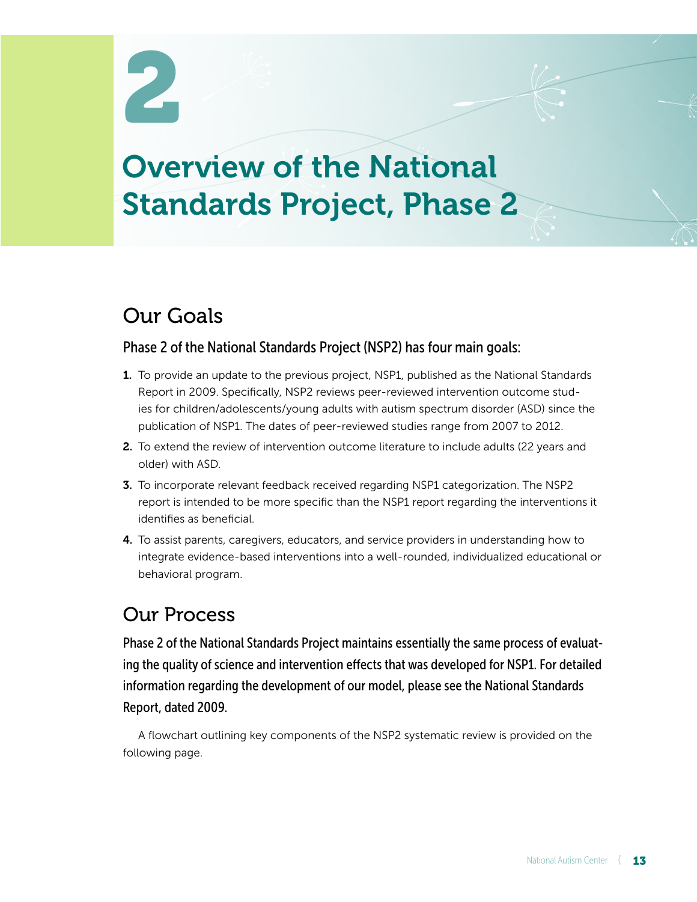# 2

# Overview of the National Standards Project, Phase 2

## Our Goals

### Phase 2 of the National Standards Project (NSP2) has four main goals:

1. To provide an update to the previous project, NSP1, published as the National Standards Report in 2009. Specifically, NSP2 reviews peer-reviewed intervention outcome studies for children/adolescents/young adults with autism spectrum disorder (ASD) since the publication of NSP1. The dates of peer-reviewed studies range from 2007 to 2012.
2. To extend the review of intervention outcome literature to include adults (22 years and older) with ASD.
3. To incorporate relevant feedback received regarding NSP1 categorization. The NSP2 report is intended to be more specific than the NSP1 report regarding the interventions it identifies as beneficial.
4. To assist parents, caregivers, educators, and service providers in understanding how to integrate evidence-based interventions into a well-rounded, individualized educational or behavioral program.

## Our Process

**Phase 2 of the National Standards Project maintains essentially the same process of evaluating the quality of science and intervention effects that was developed for NSP1. For detailed information regarding the development of our model, please see the National Standards Report, dated 2009.**

A flowchart outlining key components of the NSP2 systematic review is provided on the following page.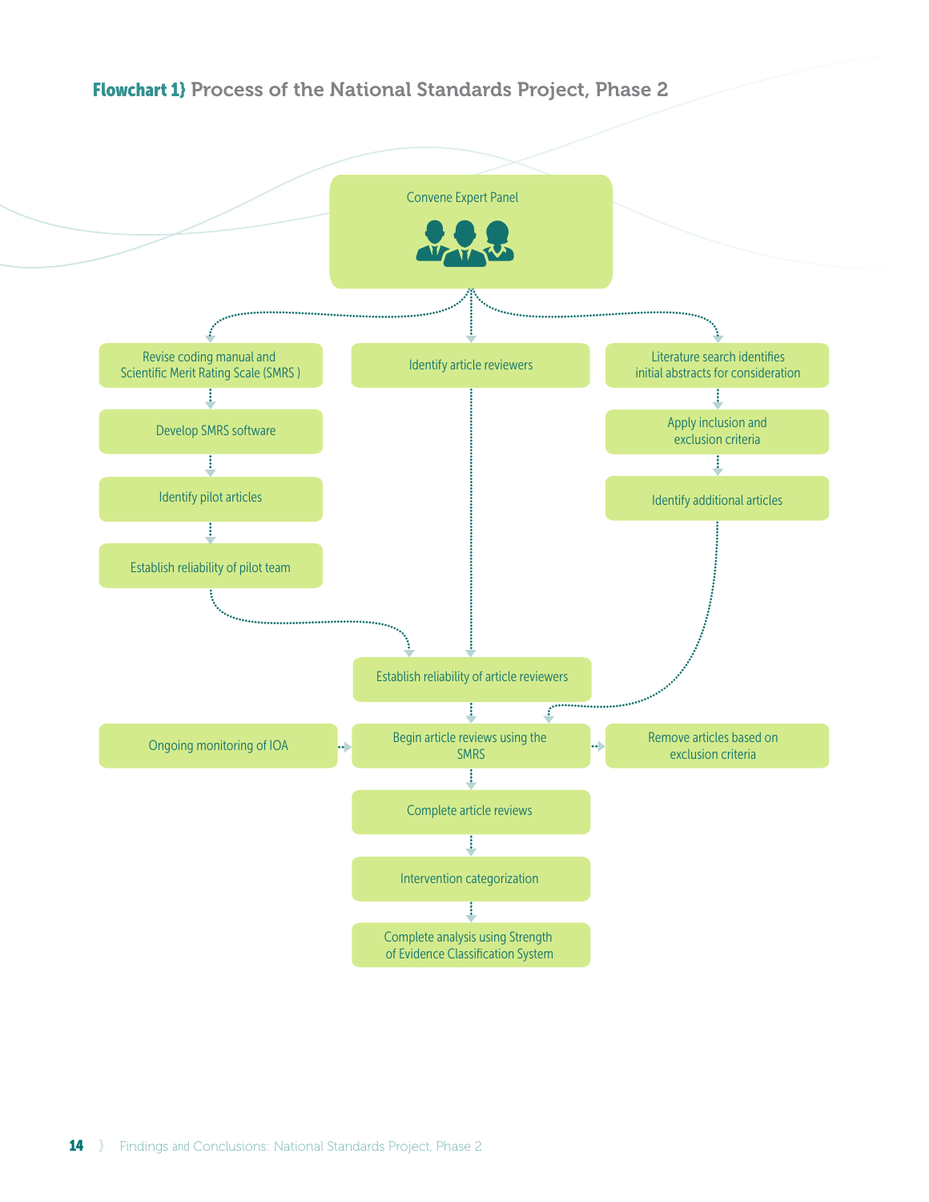## Flowchart 1} Process of the National Standards Project, Phase 2

Convene Expert Panel

- Revise coding manual and Scientific Merit Rating Scale (SMRS )
  - Develop SMRS software
  - Identify pilot articles
  - Establish reliability of pilot team
- Identify article reviewers
- Literature search identifies initial abstracts for consideration
  - Apply inclusion and exclusion criteria
  - Identify additional articles

Establish reliability of article reviewers

Begin article reviews using the SMRS

- Ongoing monitoring of IOA
- Remove articles based on exclusion criteria

Complete article reviews

Intervention categorization

Complete analysis using Strength of Evidence Classification System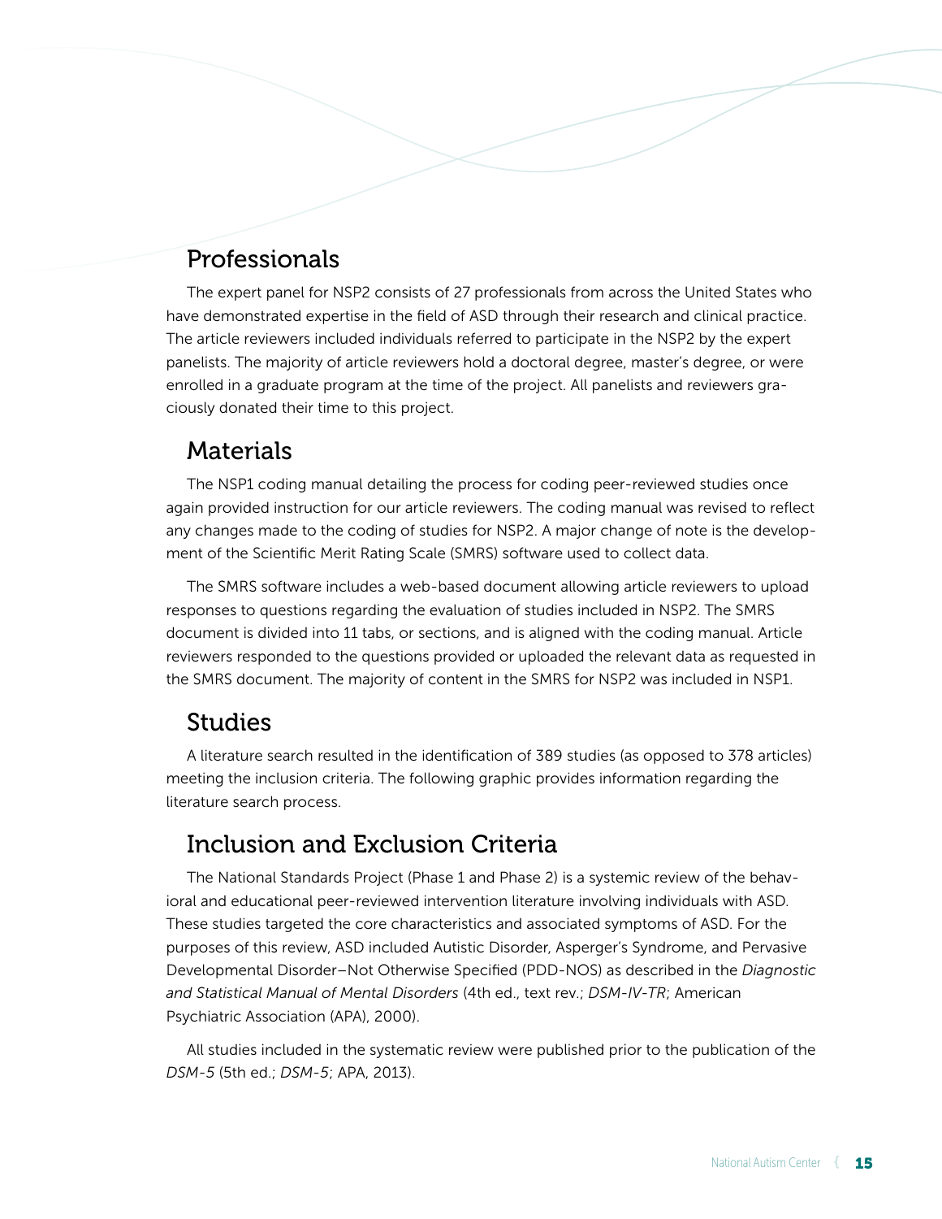## Professionals

The expert panel for NSP2 consists of 27 professionals from across the United States who have demonstrated expertise in the field of ASD through their research and clinical practice. The article reviewers included individuals referred to participate in the NSP2 by the expert panelists. The majority of article reviewers hold a doctoral degree, master's degree, or were enrolled in a graduate program at the time of the project. All panelists and reviewers graciously donated their time to this project.

## Materials

The NSP1 coding manual detailing the process for coding peer-reviewed studies once again provided instruction for our article reviewers. The coding manual was revised to reflect any changes made to the coding of studies for NSP2. A major change of note is the development of the Scientific Merit Rating Scale (SMRS) software used to collect data.

The SMRS software includes a web-based document allowing article reviewers to upload responses to questions regarding the evaluation of studies included in NSP2. The SMRS document is divided into 11 tabs, or sections, and is aligned with the coding manual. Article reviewers responded to the questions provided or uploaded the relevant data as requested in the SMRS document. The majority of content in the SMRS for NSP2 was included in NSP1.

## Studies

A literature search resulted in the identification of 389 studies (as opposed to 378 articles) meeting the inclusion criteria. The following graphic provides information regarding the literature search process.

## Inclusion and Exclusion Criteria

The National Standards Project (Phase 1 and Phase 2) is a systemic review of the behavioral and educational peer-reviewed intervention literature involving individuals with ASD. These studies targeted the core characteristics and associated symptoms of ASD. For the purposes of this review, ASD included Autistic Disorder, Asperger's Syndrome, and Pervasive Developmental Disorder–Not Otherwise Specified (PDD-NOS) as described in the *Diagnostic and Statistical Manual of Mental Disorders* (4th ed., text rev.; *DSM-IV-TR*; American Psychiatric Association (APA), 2000).

All studies included in the systematic review were published prior to the publication of the *DSM-5* (5th ed.; *DSM-5*; APA, 2013).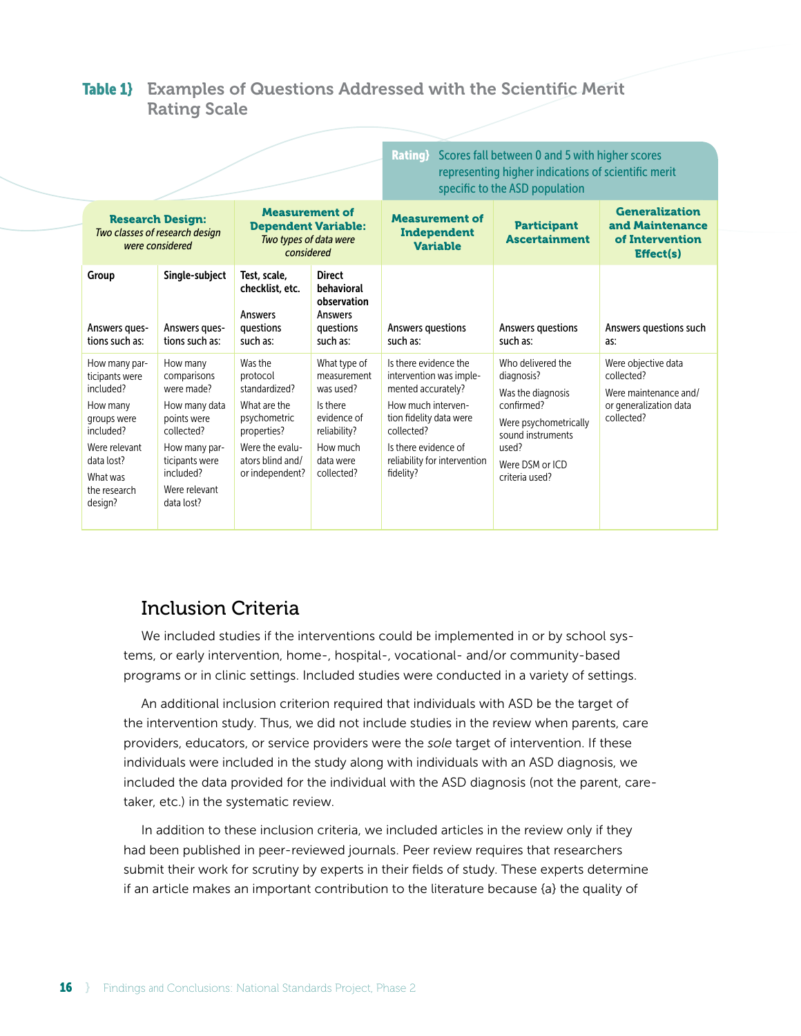**Table 1}** Examples of Questions Addressed with the Scientific Merit Rating Scale

**Rating}** Scores fall between 0 and 5 with higher scores representing higher indications of scientific merit specific to the ASD population

| **Research Design:** *Two classes of research design were considered* | | **Measurement of Dependent Variable:** *Two types of data were considered* | | **Measurement of Independent Variable** | **Participant Ascertainment** | **Generalization and Maintenance of Intervention Effect(s)** |
|---|---|---|---|---|---|---|
| **Group** Answers questions such as: | **Single-subject** Answers questions such as: | **Test, scale, checklist, etc.** Answers questions such as: | **Direct behavioral observation** Answers questions such as: | Answers questions such as: | Answers questions such as: | Answers questions such as: |
| How many participants were included? How many groups were included? Were relevant data lost? What was the research design? | How many comparisons were made? How many data points were collected? How many participants were included? Were relevant data lost? | Was the protocol standardized? What are the psychometric properties? Were the evaluators blind and/ or independent? | What type of measurement was used? Is there evidence of reliability? How much data were collected? | Is there evidence the intervention was implemented accurately? How much intervention fidelity data were collected? Is there evidence of reliability for intervention fidelity? | Who delivered the diagnosis? Was the diagnosis confirmed? Were psychometrically sound instruments used? Were DSM or ICD criteria used? | Were objective data collected? Were maintenance and/ or generalization data collected? |

## Inclusion Criteria

We included studies if the interventions could be implemented in or by school systems, or early intervention, home-, hospital-, vocational- and/or community-based programs or in clinic settings. Included studies were conducted in a variety of settings.

An additional inclusion criterion required that individuals with ASD be the target of the intervention study. Thus, we did not include studies in the review when parents, care providers, educators, or service providers were the *sole* target of intervention. If these individuals were included in the study along with individuals with an ASD diagnosis, we included the data provided for the individual with the ASD diagnosis (not the parent, caretaker, etc.) in the systematic review.

In addition to these inclusion criteria, we included articles in the review only if they had been published in peer-reviewed journals. Peer review requires that researchers submit their work for scrutiny by experts in their fields of study. These experts determine if an article makes an important contribution to the literature because {a} the quality of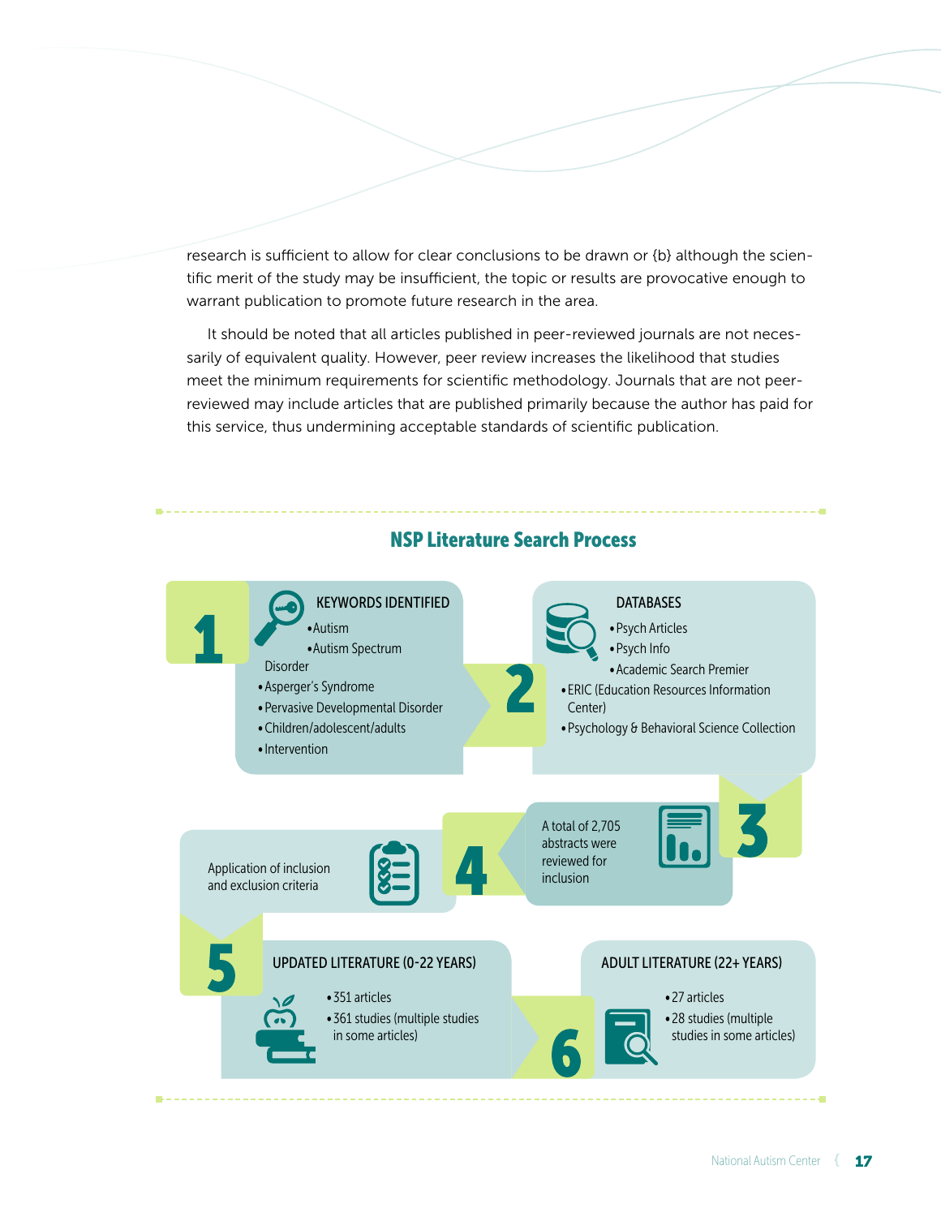research is sufficient to allow for clear conclusions to be drawn or {b} although the scientific merit of the study may be insufficient, the topic or results are provocative enough to warrant publication to promote future research in the area.

It should be noted that all articles published in peer-reviewed journals are not necessarily of equivalent quality. However, peer review increases the likelihood that studies meet the minimum requirements for scientific methodology. Journals that are not peer-reviewed may include articles that are published primarily because the author has paid for this service, thus undermining acceptable standards of scientific publication.

## NSP Literature Search Process

**1 — KEYWORDS IDENTIFIED**

- Autism
- Autism Spectrum Disorder
- Asperger's Syndrome
- Pervasive Developmental Disorder
- Children/adolescent/adults
- Intervention

**2 — DATABASES**

- Psych Articles
- Psych Info
- Academic Search Premier
- ERIC (Education Resources Information Center)
- Psychology & Behavioral Science Collection

**3** — A total of 2,705 abstracts were reviewed for inclusion

**4** — Application of inclusion and exclusion criteria

**5 — UPDATED LITERATURE (0-22 YEARS)**

- 351 articles
- 361 studies (multiple studies in some articles)

**6 — ADULT LITERATURE (22+ YEARS)**

- 27 articles
- 28 studies (multiple studies in some articles)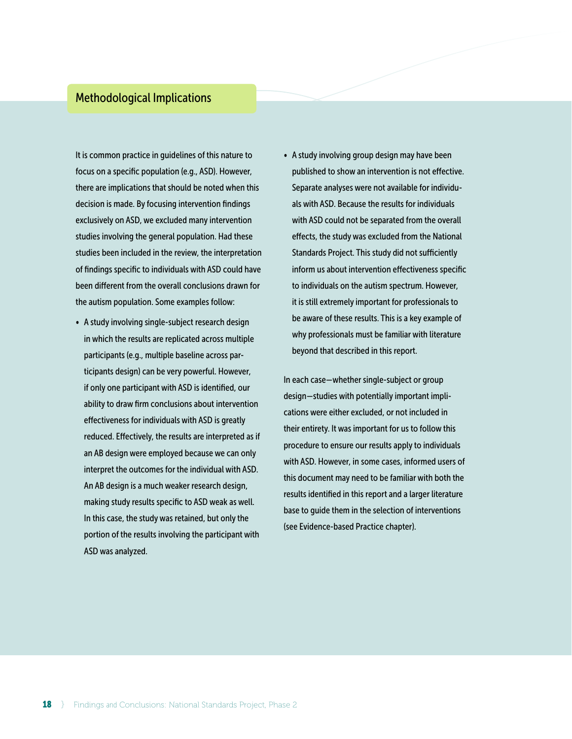## Methodological Implications

It is common practice in guidelines of this nature to focus on a specific population (e.g., ASD). However, there are implications that should be noted when this decision is made. By focusing intervention findings exclusively on ASD, we excluded many intervention studies involving the general population. Had these studies been included in the review, the interpretation of findings specific to individuals with ASD could have been different from the overall conclusions drawn for the autism population. Some examples follow:

- A study involving single-subject research design in which the results are replicated across multiple participants (e.g., multiple baseline across participants design) can be very powerful. However, if only one participant with ASD is identified, our ability to draw firm conclusions about intervention effectiveness for individuals with ASD is greatly reduced. Effectively, the results are interpreted as if an AB design were employed because we can only interpret the outcomes for the individual with ASD. An AB design is a much weaker research design, making study results specific to ASD weak as well. In this case, the study was retained, but only the portion of the results involving the participant with ASD was analyzed.
- A study involving group design may have been published to show an intervention is not effective. Separate analyses were not available for individuals with ASD. Because the results for individuals with ASD could not be separated from the overall effects, the study was excluded from the National Standards Project. This study did not sufficiently inform us about intervention effectiveness specific to individuals on the autism spectrum. However, it is still extremely important for professionals to be aware of these results. This is a key example of why professionals must be familiar with literature beyond that described in this report.

In each case—whether single-subject or group design—studies with potentially important implications were either excluded, or not included in their entirety. It was important for us to follow this procedure to ensure our results apply to individuals with ASD. However, in some cases, informed users of this document may need to be familiar with both the results identified in this report and a larger literature base to guide them in the selection of interventions (see Evidence-based Practice chapter).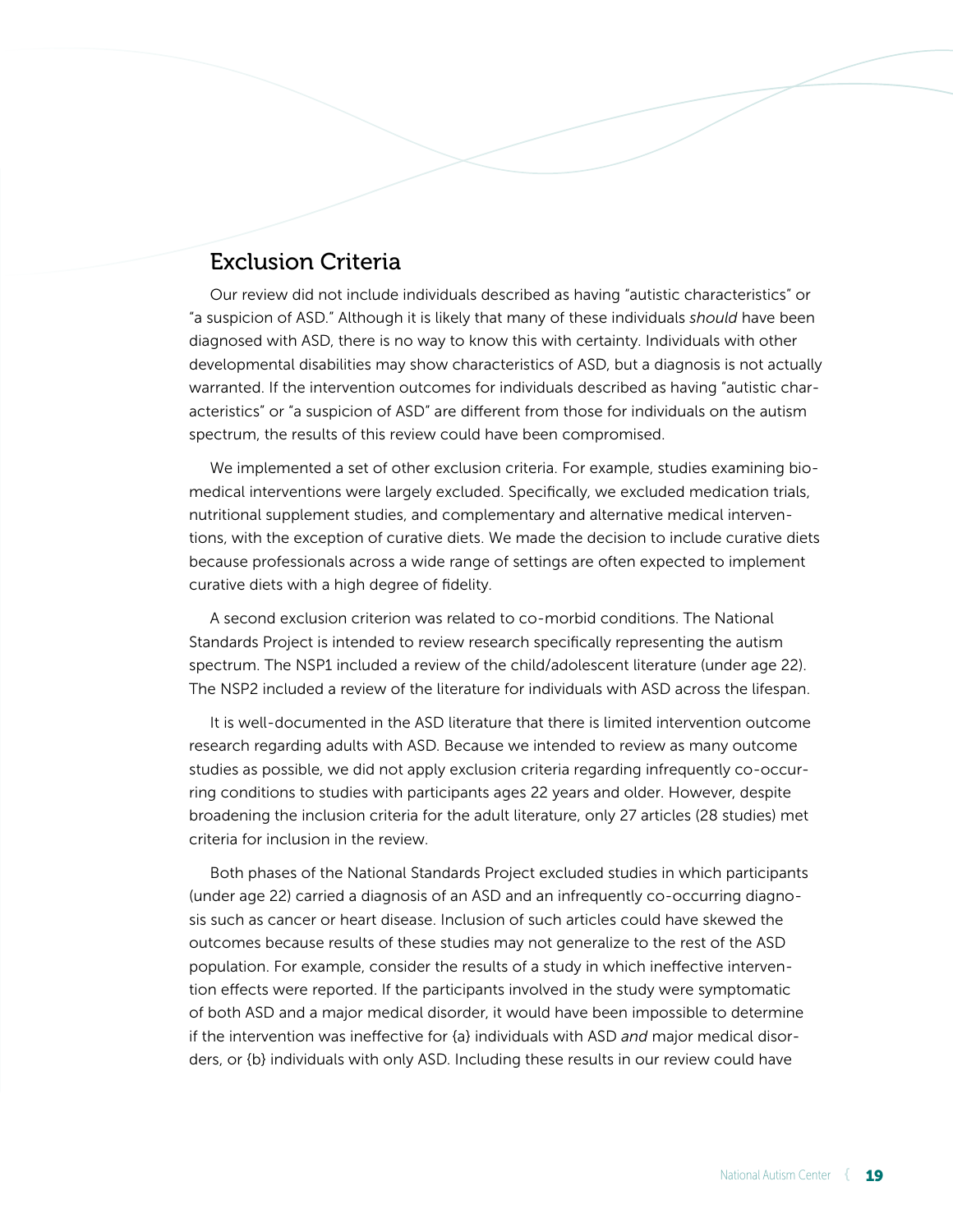## Exclusion Criteria

Our review did not include individuals described as having "autistic characteristics" or "a suspicion of ASD." Although it is likely that many of these individuals *should* have been diagnosed with ASD, there is no way to know this with certainty. Individuals with other developmental disabilities may show characteristics of ASD, but a diagnosis is not actually warranted. If the intervention outcomes for individuals described as having "autistic characteristics" or "a suspicion of ASD" are different from those for individuals on the autism spectrum, the results of this review could have been compromised.

We implemented a set of other exclusion criteria. For example, studies examining biomedical interventions were largely excluded. Specifically, we excluded medication trials, nutritional supplement studies, and complementary and alternative medical interventions, with the exception of curative diets. We made the decision to include curative diets because professionals across a wide range of settings are often expected to implement curative diets with a high degree of fidelity.

A second exclusion criterion was related to co-morbid conditions. The National Standards Project is intended to review research specifically representing the autism spectrum. The NSP1 included a review of the child/adolescent literature (under age 22). The NSP2 included a review of the literature for individuals with ASD across the lifespan.

It is well-documented in the ASD literature that there is limited intervention outcome research regarding adults with ASD. Because we intended to review as many outcome studies as possible, we did not apply exclusion criteria regarding infrequently co-occurring conditions to studies with participants ages 22 years and older. However, despite broadening the inclusion criteria for the adult literature, only 27 articles (28 studies) met criteria for inclusion in the review.

Both phases of the National Standards Project excluded studies in which participants (under age 22) carried a diagnosis of an ASD and an infrequently co-occurring diagnosis such as cancer or heart disease. Inclusion of such articles could have skewed the outcomes because results of these studies may not generalize to the rest of the ASD population. For example, consider the results of a study in which ineffective intervention effects were reported. If the participants involved in the study were symptomatic of both ASD and a major medical disorder, it would have been impossible to determine if the intervention was ineffective for {a} individuals with ASD *and* major medical disorders, or {b} individuals with only ASD. Including these results in our review could have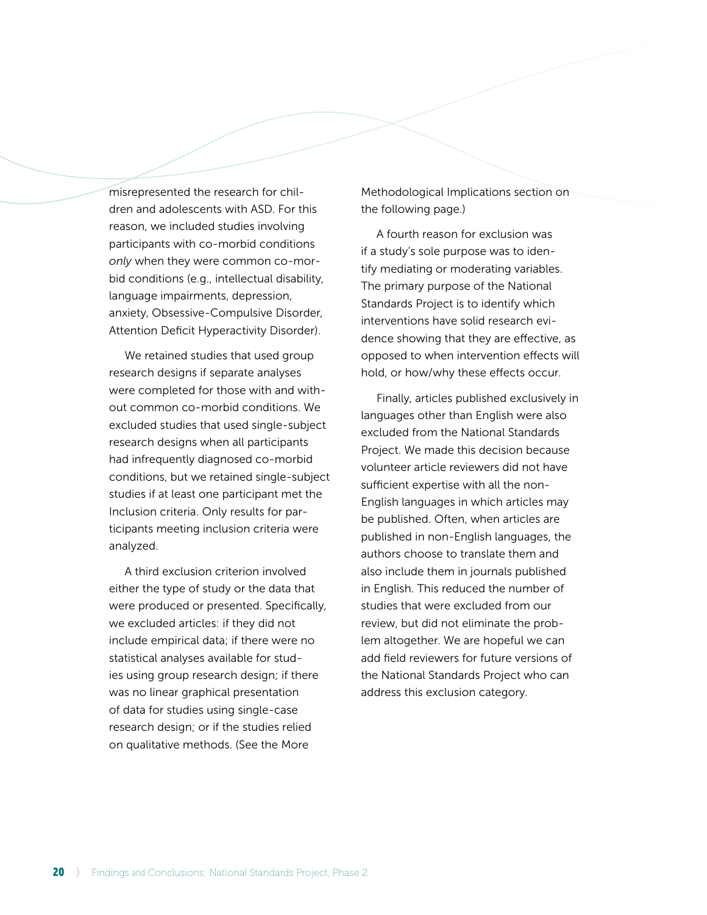misrepresented the research for children and adolescents with ASD. For this reason, we included studies involving participants with co-morbid conditions *only* when they were common co-morbid conditions (e.g., intellectual disability, language impairments, depression, anxiety, Obsessive-Compulsive Disorder, Attention Deficit Hyperactivity Disorder).

We retained studies that used group research designs if separate analyses were completed for those with and without common co-morbid conditions. We excluded studies that used single-subject research designs when all participants had infrequently diagnosed co-morbid conditions, but we retained single-subject studies if at least one participant met the Inclusion criteria. Only results for participants meeting inclusion criteria were analyzed.

A third exclusion criterion involved either the type of study or the data that were produced or presented. Specifically, we excluded articles: if they did not include empirical data; if there were no statistical analyses available for studies using group research design; if there was no linear graphical presentation of data for studies using single-case research design; or if the studies relied on qualitative methods. (See the More Methodological Implications section on the following page.)

A fourth reason for exclusion was if a study's sole purpose was to identify mediating or moderating variables. The primary purpose of the National Standards Project is to identify which interventions have solid research evidence showing that they are effective, as opposed to when intervention effects will hold, or how/why these effects occur.

Finally, articles published exclusively in languages other than English were also excluded from the National Standards Project. We made this decision because volunteer article reviewers did not have sufficient expertise with all the non-English languages in which articles may be published. Often, when articles are published in non-English languages, the authors choose to translate them and also include them in journals published in English. This reduced the number of studies that were excluded from our review, but did not eliminate the problem altogether. We are hopeful we can add field reviewers for future versions of the National Standards Project who can address this exclusion category.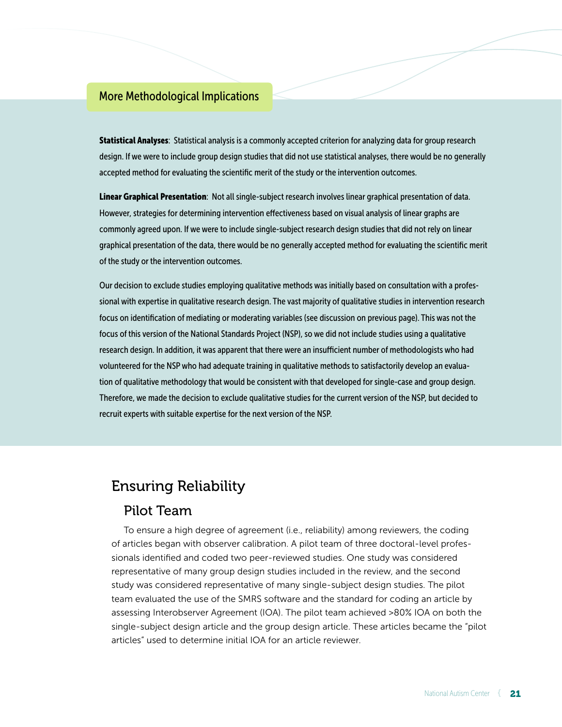## More Methodological Implications

**Statistical Analyses**: Statistical analysis is a commonly accepted criterion for analyzing data for group research design. If we were to include group design studies that did not use statistical analyses, there would be no generally accepted method for evaluating the scientific merit of the study or the intervention outcomes.

**Linear Graphical Presentation**: Not all single-subject research involves linear graphical presentation of data. However, strategies for determining intervention effectiveness based on visual analysis of linear graphs are commonly agreed upon. If we were to include single-subject research design studies that did not rely on linear graphical presentation of the data, there would be no generally accepted method for evaluating the scientific merit of the study or the intervention outcomes.

Our decision to exclude studies employing qualitative methods was initially based on consultation with a professional with expertise in qualitative research design. The vast majority of qualitative studies in intervention research focus on identification of mediating or moderating variables (see discussion on previous page). This was not the focus of this version of the National Standards Project (NSP), so we did not include studies using a qualitative research design. In addition, it was apparent that there were an insufficient number of methodologists who had volunteered for the NSP who had adequate training in qualitative methods to satisfactorily develop an evaluation of qualitative methodology that would be consistent with that developed for single-case and group design. Therefore, we made the decision to exclude qualitative studies for the current version of the NSP, but decided to recruit experts with suitable expertise for the next version of the NSP.

# Ensuring Reliability

## Pilot Team

To ensure a high degree of agreement (i.e., reliability) among reviewers, the coding of articles began with observer calibration. A pilot team of three doctoral-level professionals identified and coded two peer-reviewed studies. One study was considered representative of many group design studies included in the review, and the second study was considered representative of many single-subject design studies. The pilot team evaluated the use of the SMRS software and the standard for coding an article by assessing Interobserver Agreement (IOA). The pilot team achieved >80% IOA on both the single-subject design article and the group design article. These articles became the "pilot articles" used to determine initial IOA for an article reviewer.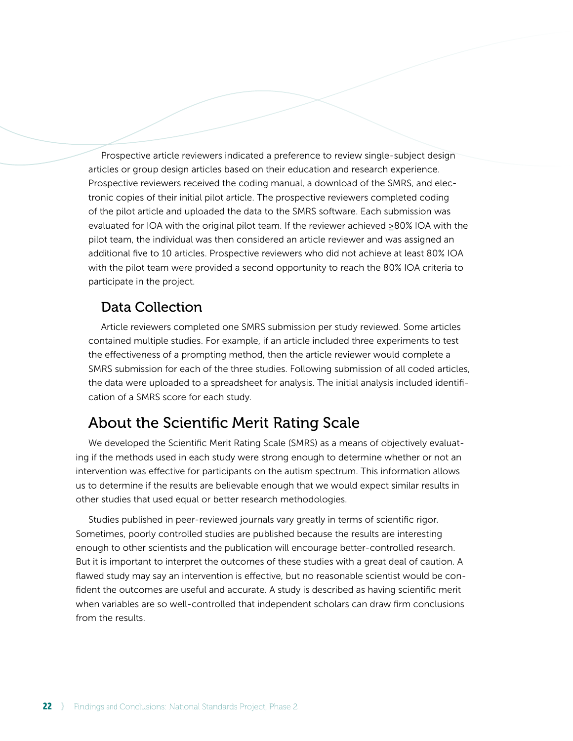Prospective article reviewers indicated a preference to review single-subject design articles or group design articles based on their education and research experience. Prospective reviewers received the coding manual, a download of the SMRS, and electronic copies of their initial pilot article. The prospective reviewers completed coding of the pilot article and uploaded the data to the SMRS software. Each submission was evaluated for IOA with the original pilot team. If the reviewer achieved ≥80% IOA with the pilot team, the individual was then considered an article reviewer and was assigned an additional five to 10 articles. Prospective reviewers who did not achieve at least 80% IOA with the pilot team were provided a second opportunity to reach the 80% IOA criteria to participate in the project.

### Data Collection

Article reviewers completed one SMRS submission per study reviewed. Some articles contained multiple studies. For example, if an article included three experiments to test the effectiveness of a prompting method, then the article reviewer would complete a SMRS submission for each of the three studies. Following submission of all coded articles, the data were uploaded to a spreadsheet for analysis. The initial analysis included identification of a SMRS score for each study.

## About the Scientific Merit Rating Scale

We developed the Scientific Merit Rating Scale (SMRS) as a means of objectively evaluating if the methods used in each study were strong enough to determine whether or not an intervention was effective for participants on the autism spectrum. This information allows us to determine if the results are believable enough that we would expect similar results in other studies that used equal or better research methodologies.

Studies published in peer-reviewed journals vary greatly in terms of scientific rigor. Sometimes, poorly controlled studies are published because the results are interesting enough to other scientists and the publication will encourage better-controlled research. But it is important to interpret the outcomes of these studies with a great deal of caution. A flawed study may say an intervention is effective, but no reasonable scientist would be confident the outcomes are useful and accurate. A study is described as having scientific merit when variables are so well-controlled that independent scholars can draw firm conclusions from the results.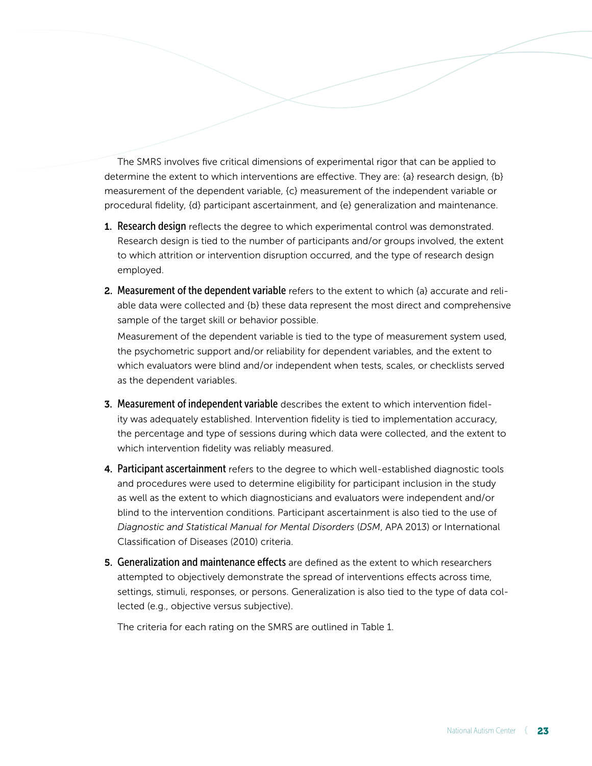The SMRS involves five critical dimensions of experimental rigor that can be applied to determine the extent to which interventions are effective. They are: {a} research design, {b} measurement of the dependent variable, {c} measurement of the independent variable or procedural fidelity, {d} participant ascertainment, and {e} generalization and maintenance.

1. **Research design** reflects the degree to which experimental control was demonstrated. Research design is tied to the number of participants and/or groups involved, the extent to which attrition or intervention disruption occurred, and the type of research design employed.

2. **Measurement of the dependent variable** refers to the extent to which {a} accurate and reliable data were collected and {b} these data represent the most direct and comprehensive sample of the target skill or behavior possible.

   Measurement of the dependent variable is tied to the type of measurement system used, the psychometric support and/or reliability for dependent variables, and the extent to which evaluators were blind and/or independent when tests, scales, or checklists served as the dependent variables.

3. **Measurement of independent variable** describes the extent to which intervention fidelity was adequately established. Intervention fidelity is tied to implementation accuracy, the percentage and type of sessions during which data were collected, and the extent to which intervention fidelity was reliably measured.

4. **Participant ascertainment** refers to the degree to which well-established diagnostic tools and procedures were used to determine eligibility for participant inclusion in the study as well as the extent to which diagnosticians and evaluators were independent and/or blind to the intervention conditions. Participant ascertainment is also tied to the use of *Diagnostic and Statistical Manual for Mental Disorders* (*DSM*, APA 2013) or International Classification of Diseases (2010) criteria.

5. **Generalization and maintenance effects** are defined as the extent to which researchers attempted to objectively demonstrate the spread of interventions effects across time, settings, stimuli, responses, or persons. Generalization is also tied to the type of data collected (e.g., objective versus subjective).

   The criteria for each rating on the SMRS are outlined in Table 1.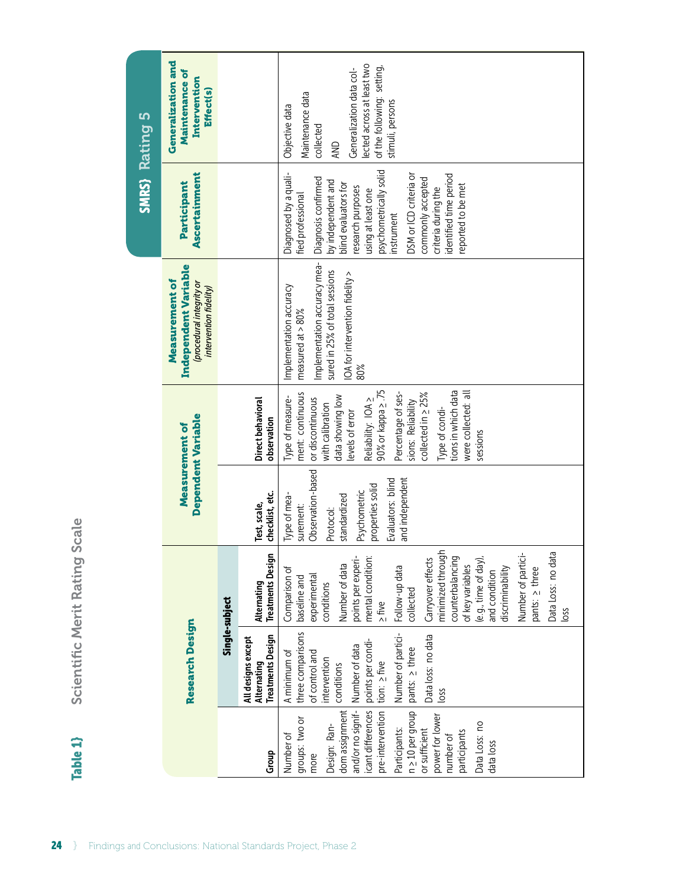**Table 1}** Scientific Merit Rating Scale

**SMRS} Rating 5**

| Research Design | | | Measurement of Dependent Variable | | Measurement of Independent Variable (*procedural integrity or intervention fidelity*) | Participant Ascertainment | Generalization and Maintenance of Intervention Effect(s) |
|---|---|---|---|---|---|---|---|
| | Single-subject | | | | | | |
| Group | All designs except Alternating Treatments Design | Alternating Treatments Design | Test, scale, checklist, etc. | Direct behavioral observation | | | |
| Number of groups: two or more<br><br>Design: Random assignment and/or no significant differences pre-intervention<br><br>Participants: n ≥ 10 per group or sufficient power for lower number of participants<br><br>Data Loss: no data loss | A minimum of three comparisons of control and intervention conditions<br><br>Number of data points per condition: ≥ five<br><br>Number of participants: ≥ three<br><br>Data loss: no data loss | Comparison of baseline and experimental conditions<br><br>Number of data points per experimental condition: ≥ five<br><br>Follow-up data collected<br><br>Carryover effects minimized through counterbalancing of key variables (e.g., time of day), and condition discriminability<br><br>Number of participants: ≥ three<br><br>Data Loss: no data loss | Type of measurement: Observation-based<br><br>Protocol: standardized<br><br>Psychometric properties solid<br><br>Evaluators: blind and independent | Type of measurement: continuous or discontinuous with calibration data showing low levels of error<br><br>Reliability: IOA ≥ 90% or kappa ≥ .75<br><br>Percentage of sessions: Reliability collected in ≥ 25%<br><br>Type of conditions in which data were collected: all sessions | Implementation accuracy measured at > 80%<br><br>Implementation accuracy measured in 25% of total sessions<br><br>IOA for intervention fidelity > 80% | Diagnosed by a qualified professional<br><br>Diagnosis confirmed by independent and blind evaluators for research purposes using at least one psychometrically solid instrument<br><br>DSM or ICD criteria or commonly accepted criteria during the identified time period reported to be met | Objective data<br><br>Maintenance data collected<br><br>AND<br><br>Generalization data collected across at least two of the following: setting, stimuli, persons |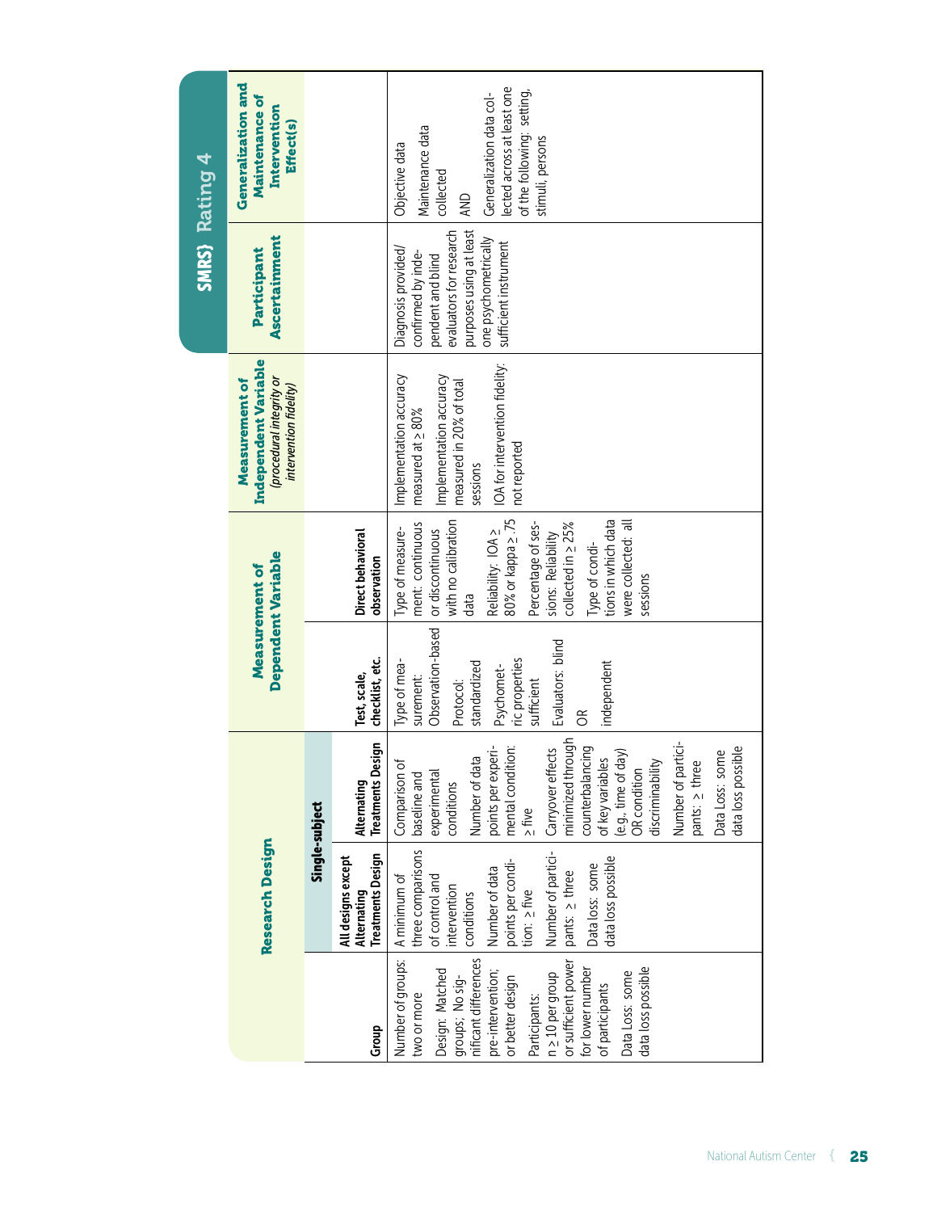## SMRS Rating 4

| Research Design | | | Measurement of Dependent Variable | | Measurement of Independent Variable *(procedural integrity or intervention fidelity)* | Participant Ascertainment | Generalization and Maintenance of Intervention Effect(s) |
|---|---|---|---|---|---|---|---|
| | Single-subject | | | | | | |
| Group | All designs except Alternating Treatments Design | Alternating Treatments Design | Test, scale, checklist, etc. | Direct behavioral observation | | | |
| Number of groups: two or more<br><br>Design: Matched groups; No significant differences pre-intervention; or better design<br><br>Participants: n ≥ 10 per group or sufficient power for lower number of participants<br><br>Data Loss: some data loss possible | A minimum of three comparisons of control and intervention conditions<br><br>Number of data points per condition: ≥ five<br><br>Number of participants: ≥ three<br><br>Data loss: some data loss possible | Comparison of baseline and experimental conditions<br><br>Number of data points per experimental condition: ≥ five<br><br>Carryover effects minimized through counterbalancing of key variables (e.g., time of day) OR condition discriminability<br><br>Number of participants: ≥ three<br><br>Data Loss: some data loss possible | Type of measurement: Observation-based<br><br>Protocol: standardized<br><br>Psychometric properties sufficient<br><br>Evaluators: blind<br><br>OR<br><br>independent | Type of measurement: continuous or discontinuous with no calibration data<br><br>Reliability: IOA ≥ 80% or kappa ≥ .75<br><br>Percentage of sessions: Reliability collected in ≥ 25%<br><br>Type of conditions in which data were collected: all sessions | Implementation accuracy measured at ≥ 80%<br><br>Implementation accuracy measured in 20% of total sessions<br><br>IOA for intervention fidelity: not reported | Diagnosis provided/confirmed by independent and blind evaluators for research purposes using at least one psychometrically sufficient instrument | Objective data<br><br>Maintenance data collected<br><br>AND<br><br>Generalization data collected across at least one of the following: setting, stimuli, persons |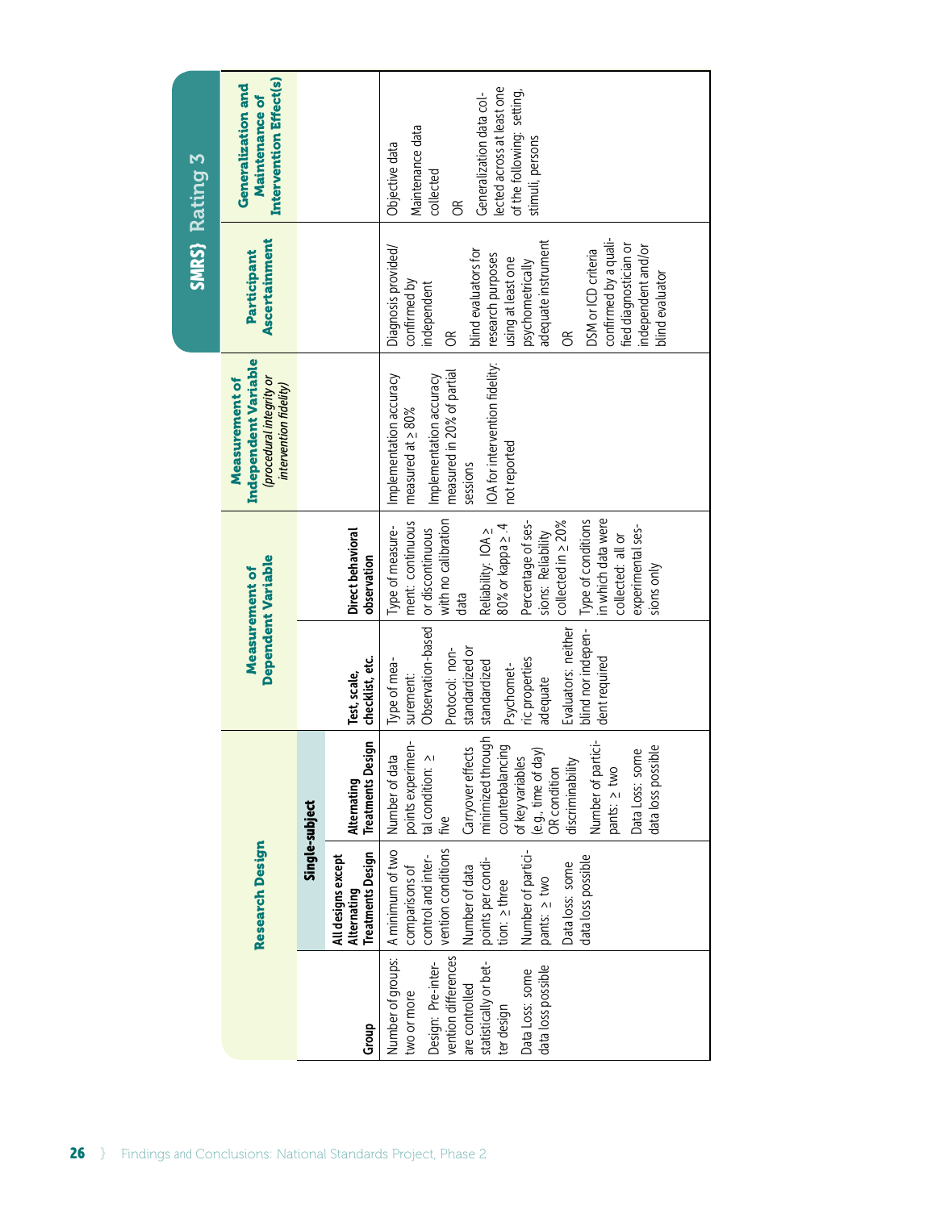## SMRS} Rating 3

| Research Design | | | Measurement of Dependent Variable | | Measurement of Independent Variable *(procedural integrity or intervention fidelity)* | Participant Ascertainment | Generalization and Maintenance of Intervention Effect(s) |
|---|---|---|---|---|---|---|---|
| | Single-subject | | | | | | |
| Group | All designs except Alternating Treatments Design | Alternating Treatments Design | Test, scale, checklist, etc. | Direct behavioral observation | | | |
| Number of groups: two or more<br>Design: Pre-intervention differences are controlled statistically or better design<br>Data Loss: some data loss possible | A minimum of two comparisons of control and intervention conditions<br>Number of data points per condition: ≥ three<br>Number of participants: ≥ two<br>Data loss: some data loss possible | Number of data points experimental condition: ≥ five<br>Carryover effects minimized through counterbalancing of key variables (e.g., time of day) OR condition discriminability<br>Number of participants: ≥ two<br>Data Loss: some data loss possible | Type of measurement: Observation-based<br>Protocol: non-standardized or standardized<br>Psychometric properties adequate<br>Evaluators: neither blind nor independent required | Type of measurement: continuous or discontinuous with no calibration data<br>Reliability: IOA ≥ 80% or kappa ≥ .4<br>Percentage of sessions: Reliability collected in ≥ 20%<br>Type of conditions in which data were collected: all or experimental sessions only | Implementation accuracy measured at ≥ 80%<br>Implementation accuracy measured in 20% of partial sessions<br>IOA for intervention fidelity: not reported | Diagnosis provided/confirmed by independent<br>OR<br>blind evaluators for research purposes using at least one psychometrically adequate instrument<br>OR<br>DSM or ICD criteria confirmed by a qualified diagnostician or independent and/or blind evaluator | Objective data<br>Maintenance data collected<br>OR<br>Generalization data collected across at least one of the following: setting, stimuli, persons |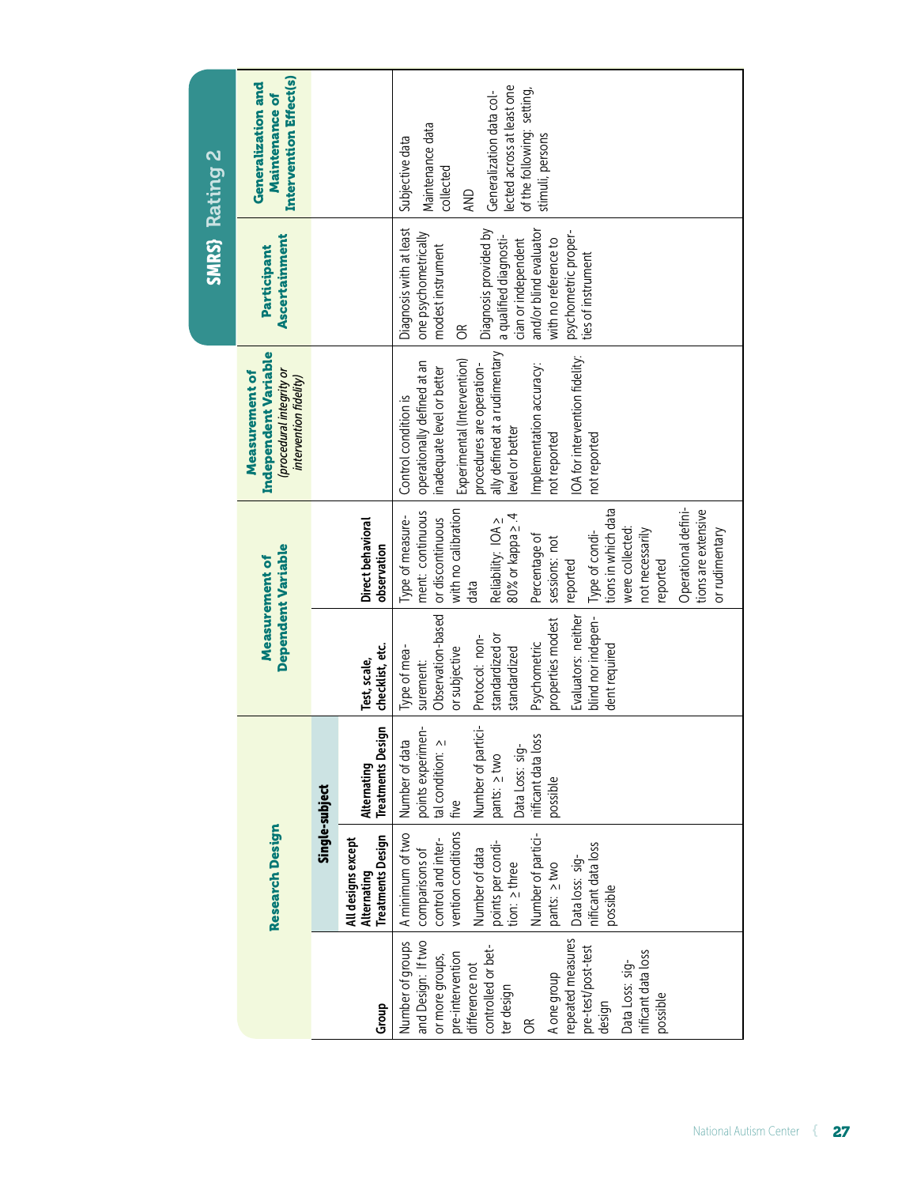## SMRS} Rating 2

| Research Design | | | Measurement of Dependent Variable | | Measurement of Independent Variable *(procedural integrity or intervention fidelity)* | Participant Ascertainment | Generalization and Maintenance of Intervention Effect(s) |
|---|---|---|---|---|---|---|---|
| | Single-subject | | | | | | |
| Group | All designs except Alternating Treatments Design | Alternating Treatments Design | Test, scale, checklist, etc. | Direct behavioral observation | | | |
| Number of groups and Design: If two or more groups, pre-intervention difference not controlled or better design<br>OR<br>A one group repeated measures pre-test/post-test design<br>Data Loss: significant data loss possible | A minimum of two comparisons of control and intervention conditions<br>Number of data points per condition: ≥ three<br>Number of participants: ≥ two<br>Data loss: significant data loss possible | Number of data points experimental condition: ≥ five<br>Number of participants: ≥ two<br>Data Loss: significant data loss possible | Type of measurement: Observation-based or subjective<br>Protocol: non-standardized or standardized<br>Psychometric properties modest<br>Evaluators: neither blind nor independent required | Type of measurement: continuous or discontinuous with no calibration data<br>Reliability: IOA ≥ 80% or kappa ≥ .4<br>Percentage of sessions: not reported<br>Type of conditions in which data were collected: not necessarily reported<br>Operational definitions are extensive or rudimentary | Control condition is operationally defined at an inadequate level or better<br>Experimental (Intervention) procedures are operationally defined at a rudimentary level or better<br>Implementation accuracy: not reported<br>IOA for intervention fidelity: not reported | Diagnosis with at least one psychometrically modest instrument<br>OR<br>Diagnosis provided by a qualified diagnostician or independent and/or blind evaluator with no reference to psychometric properties of instrument | Subjective data<br>Maintenance data collected<br>AND<br>Generalization data collected across at least one of the following: setting, stimuli, persons |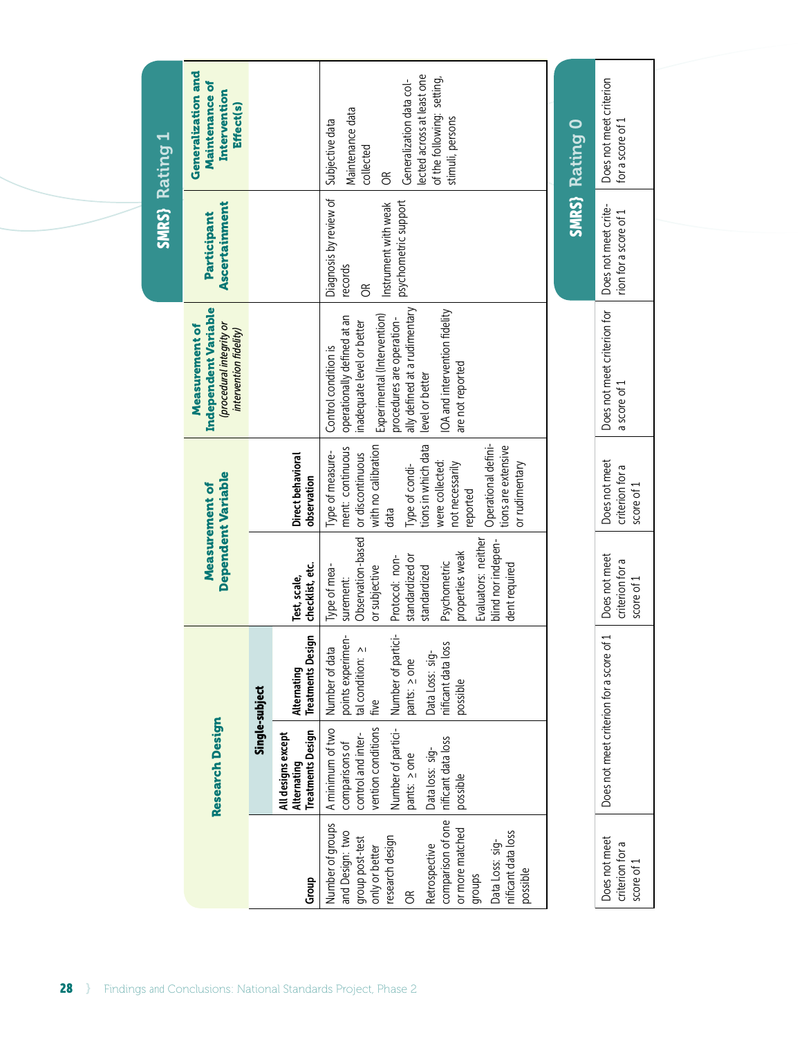## SMRS} Rating 1

| Research Design | | | Measurement of Dependent Variable | | Measurement of Independent Variable *(procedural integrity or intervention fidelity)* | Participant Ascertainment | Generalization and Maintenance of Intervention Effect(s) |
|---|---|---|---|---|---|---|---|
| | Single-subject | | | | | | |
| Group | All designs except Alternating Treatments Design | Alternating Treatments Design | Test, scale, checklist, etc. | Direct behavioral observation | | | |
| Number of groups and Design: two group post-test only or better research design<br>OR<br>Retrospective comparison of one or more matched groups<br>Data Loss: significant data loss possible | A minimum of two comparisons of control and intervention conditions<br>Number of participants: ≥ one<br>Data loss: significant data loss possible | Number of data points experimental condition: ≥ five<br>Number of participants: ≥ one<br>Data Loss: significant data loss possible | Type of measurement: Observation-based or subjective<br>Protocol: non-standardized or standardized<br>Psychometric properties weak<br>Evaluators: neither blind nor independent required | Type of measurement: continuous or discontinuous with no calibration data<br>Type of conditions in which data were collected: not necessarily reported<br>Operational definitions are extensive or rudimentary | Control condition is operationally defined at an inadequate level or better<br>Experimental (Intervention) procedures are operationally defined at a rudimentary level or better<br>IOA and intervention fidelity are not reported | Diagnosis by review of records<br>OR<br>Instrument with weak psychometric support | Subjective data<br>Maintenance data collected<br>OR<br>Generalization data collected across at least one of the following: setting, stimuli, persons |

## SMRS} Rating 0

| Research Design | | | Measurement of Dependent Variable | | Measurement of Independent Variable | Participant Ascertainment | Generalization and Maintenance of Intervention Effect(s) |
|---|---|---|---|---|---|---|---|
| Does not meet criterion for a score of 1 | Does not meet criterion for a score of 1 | | Does not meet criterion for a score of 1 | Does not meet criterion for a score of 1 | Does not meet criterion for a score of 1 | Does not meet criterion for a score of 1 | Does not meet criterion for a score of 1 |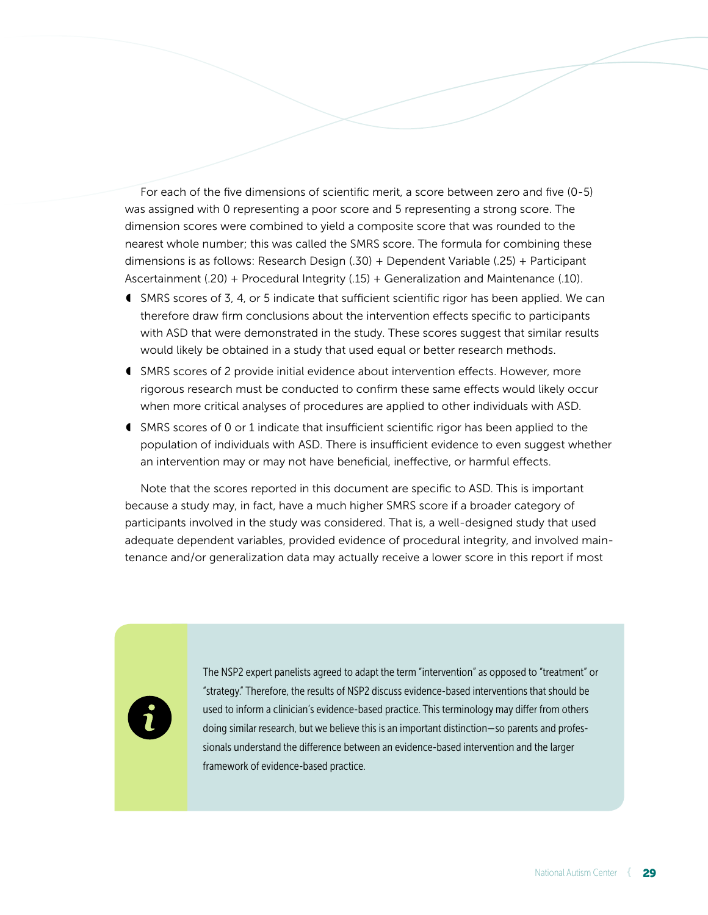For each of the five dimensions of scientific merit, a score between zero and five (0-5) was assigned with 0 representing a poor score and 5 representing a strong score. The dimension scores were combined to yield a composite score that was rounded to the nearest whole number; this was called the SMRS score. The formula for combining these dimensions is as follows: Research Design (.30) + Dependent Variable (.25) + Participant Ascertainment (.20) + Procedural Integrity (.15) + Generalization and Maintenance (.10).

- SMRS scores of 3, 4, or 5 indicate that sufficient scientific rigor has been applied. We can therefore draw firm conclusions about the intervention effects specific to participants with ASD that were demonstrated in the study. These scores suggest that similar results would likely be obtained in a study that used equal or better research methods.
- SMRS scores of 2 provide initial evidence about intervention effects. However, more rigorous research must be conducted to confirm these same effects would likely occur when more critical analyses of procedures are applied to other individuals with ASD.
- SMRS scores of 0 or 1 indicate that insufficient scientific rigor has been applied to the population of individuals with ASD. There is insufficient evidence to even suggest whether an intervention may or may not have beneficial, ineffective, or harmful effects.

Note that the scores reported in this document are specific to ASD. This is important because a study may, in fact, have a much higher SMRS score if a broader category of participants involved in the study was considered. That is, a well-designed study that used adequate dependent variables, provided evidence of procedural integrity, and involved maintenance and/or generalization data may actually receive a lower score in this report if most

The NSP2 expert panelists agreed to adapt the term "intervention" as opposed to "treatment" or "strategy." Therefore, the results of NSP2 discuss evidence-based interventions that should be used to inform a clinician's evidence-based practice. This terminology may differ from others doing similar research, but we believe this is an important distinction—so parents and professionals understand the difference between an evidence-based intervention and the larger framework of evidence-based practice.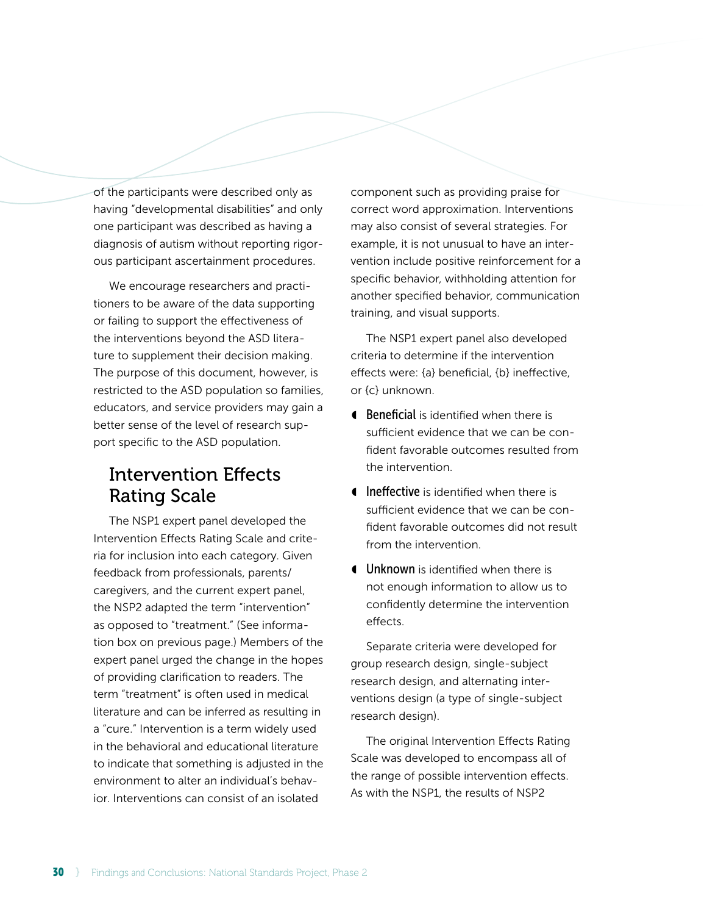of the participants were described only as having "developmental disabilities" and only one participant was described as having a diagnosis of autism without reporting rigorous participant ascertainment procedures.

We encourage researchers and practitioners to be aware of the data supporting or failing to support the effectiveness of the interventions beyond the ASD literature to supplement their decision making. The purpose of this document, however, is restricted to the ASD population so families, educators, and service providers may gain a better sense of the level of research support specific to the ASD population.

## Intervention Effects Rating Scale

The NSP1 expert panel developed the Intervention Effects Rating Scale and criteria for inclusion into each category. Given feedback from professionals, parents/caregivers, and the current expert panel, the NSP2 adapted the term "intervention" as opposed to "treatment." (See information box on previous page.) Members of the expert panel urged the change in the hopes of providing clarification to readers. The term "treatment" is often used in medical literature and can be inferred as resulting in a "cure." Intervention is a term widely used in the behavioral and educational literature to indicate that something is adjusted in the environment to alter an individual's behavior. Interventions can consist of an isolated component such as providing praise for correct word approximation. Interventions may also consist of several strategies. For example, it is not unusual to have an intervention include positive reinforcement for a specific behavior, withholding attention for another specified behavior, communication training, and visual supports.

The NSP1 expert panel also developed criteria to determine if the intervention effects were: {a} beneficial, {b} ineffective, or {c} unknown.

- **Beneficial** is identified when there is sufficient evidence that we can be confident favorable outcomes resulted from the intervention.
- **Ineffective** is identified when there is sufficient evidence that we can be confident favorable outcomes did not result from the intervention.
- **Unknown** is identified when there is not enough information to allow us to confidently determine the intervention effects.

Separate criteria were developed for group research design, single-subject research design, and alternating interventions design (a type of single-subject research design).

The original Intervention Effects Rating Scale was developed to encompass all of the range of possible intervention effects. As with the NSP1, the results of NSP2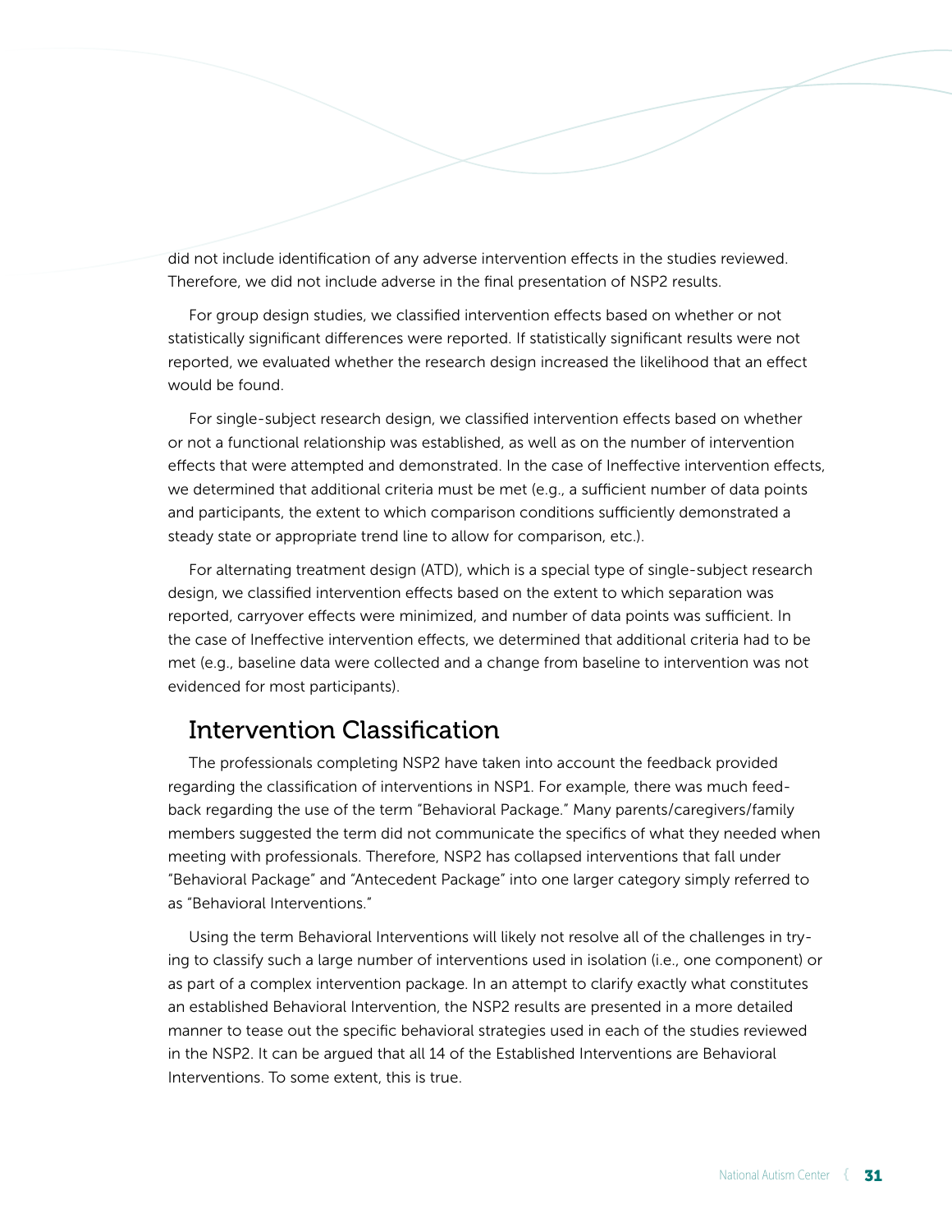did not include identification of any adverse intervention effects in the studies reviewed. Therefore, we did not include adverse in the final presentation of NSP2 results.

For group design studies, we classified intervention effects based on whether or not statistically significant differences were reported. If statistically significant results were not reported, we evaluated whether the research design increased the likelihood that an effect would be found.

For single-subject research design, we classified intervention effects based on whether or not a functional relationship was established, as well as on the number of intervention effects that were attempted and demonstrated. In the case of Ineffective intervention effects, we determined that additional criteria must be met (e.g., a sufficient number of data points and participants, the extent to which comparison conditions sufficiently demonstrated a steady state or appropriate trend line to allow for comparison, etc.).

For alternating treatment design (ATD), which is a special type of single-subject research design, we classified intervention effects based on the extent to which separation was reported, carryover effects were minimized, and number of data points was sufficient. In the case of Ineffective intervention effects, we determined that additional criteria had to be met (e.g., baseline data were collected and a change from baseline to intervention was not evidenced for most participants).

## Intervention Classification

The professionals completing NSP2 have taken into account the feedback provided regarding the classification of interventions in NSP1. For example, there was much feedback regarding the use of the term "Behavioral Package." Many parents/caregivers/family members suggested the term did not communicate the specifics of what they needed when meeting with professionals. Therefore, NSP2 has collapsed interventions that fall under "Behavioral Package" and "Antecedent Package" into one larger category simply referred to as "Behavioral Interventions."

Using the term Behavioral Interventions will likely not resolve all of the challenges in trying to classify such a large number of interventions used in isolation (i.e., one component) or as part of a complex intervention package. In an attempt to clarify exactly what constitutes an established Behavioral Intervention, the NSP2 results are presented in a more detailed manner to tease out the specific behavioral strategies used in each of the studies reviewed in the NSP2. It can be argued that all 14 of the Established Interventions are Behavioral Interventions. To some extent, this is true.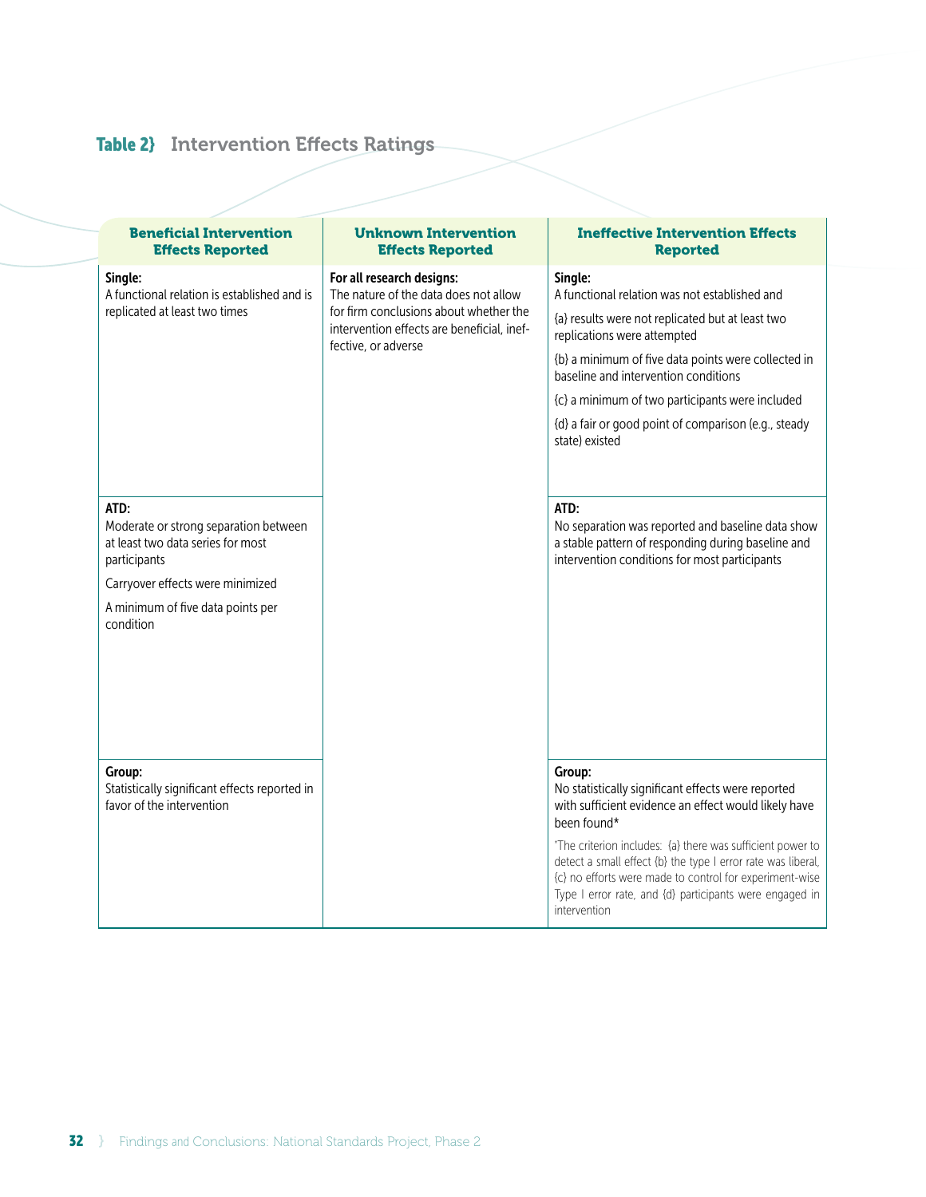## Table 2} Intervention Effects Ratings

| Beneficial Intervention Effects Reported | Unknown Intervention Effects Reported | Ineffective Intervention Effects Reported |
|---|---|---|
| **Single:**<br>A functional relation is established and is replicated at least two times | **For all research designs:**<br>The nature of the data does not allow for firm conclusions about whether the intervention effects are beneficial, ineffective, or adverse | **Single:**<br>A functional relation was not established and<br>{a} results were not replicated but at least two replications were attempted<br>{b} a minimum of five data points were collected in baseline and intervention conditions<br>{c} a minimum of two participants were included<br>{d} a fair or good point of comparison (e.g., steady state) existed |
| **ATD:**<br>Moderate or strong separation between at least two data series for most participants<br>Carryover effects were minimized<br>A minimum of five data points per condition | | **ATD:**<br>No separation was reported and baseline data show a stable pattern of responding during baseline and intervention conditions for most participants |
| **Group:**<br>Statistically significant effects reported in favor of the intervention | | **Group:**<br>No statistically significant effects were reported with sufficient evidence an effect would likely have been found*<br>*The criterion includes: {a} there was sufficient power to detect a small effect {b} the type I error rate was liberal, {c} no efforts were made to control for experiment-wise Type I error rate, and {d} participants were engaged in intervention |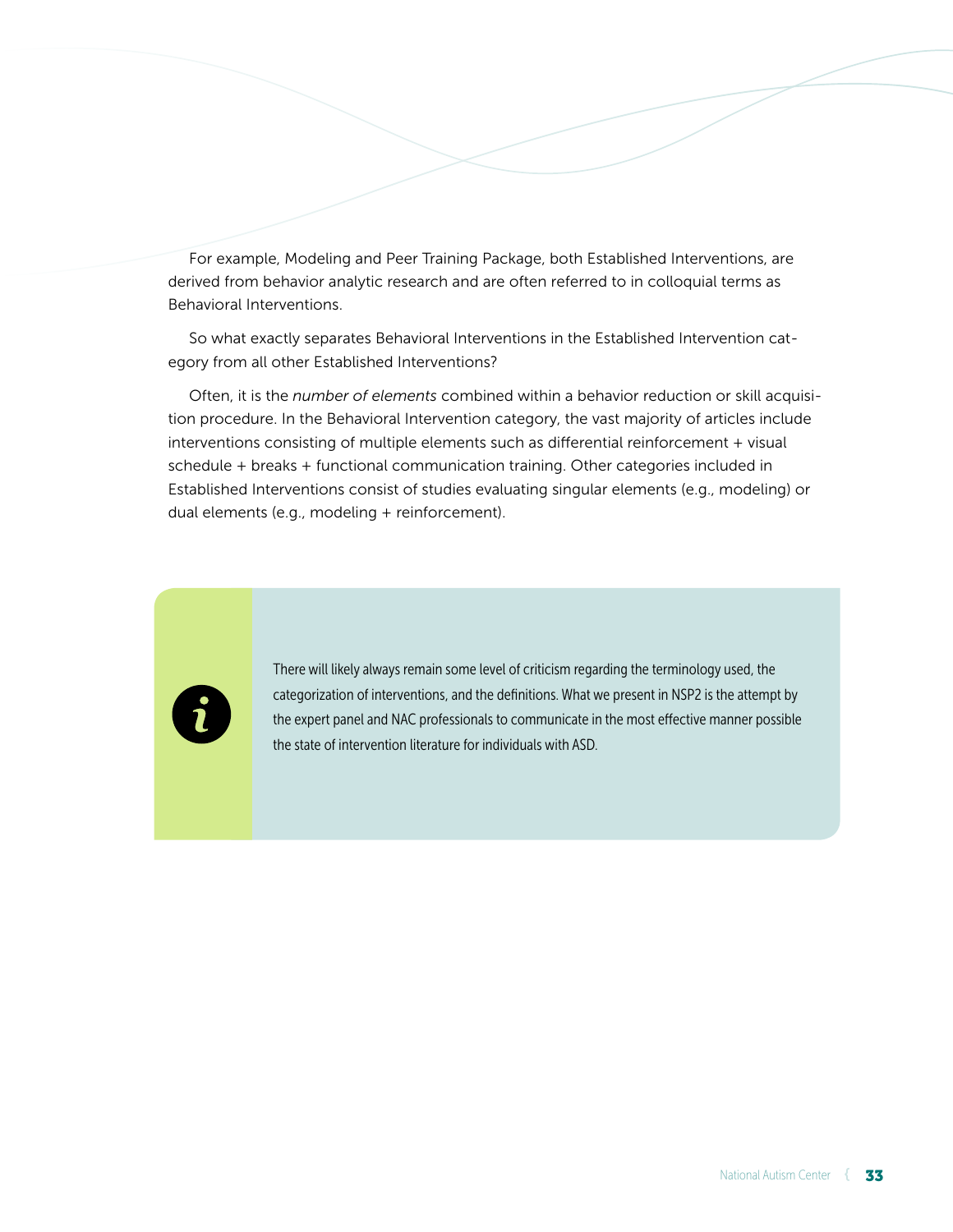For example, Modeling and Peer Training Package, both Established Interventions, are derived from behavior analytic research and are often referred to in colloquial terms as Behavioral Interventions.

So what exactly separates Behavioral Interventions in the Established Intervention category from all other Established Interventions?

Often, it is the *number of elements* combined within a behavior reduction or skill acquisition procedure. In the Behavioral Intervention category, the vast majority of articles include interventions consisting of multiple elements such as differential reinforcement + visual schedule + breaks + functional communication training. Other categories included in Established Interventions consist of studies evaluating singular elements (e.g., modeling) or dual elements (e.g., modeling + reinforcement).

> There will likely always remain some level of criticism regarding the terminology used, the categorization of interventions, and the definitions. What we present in NSP2 is the attempt by the expert panel and NAC professionals to communicate in the most effective manner possible the state of intervention literature for individuals with ASD.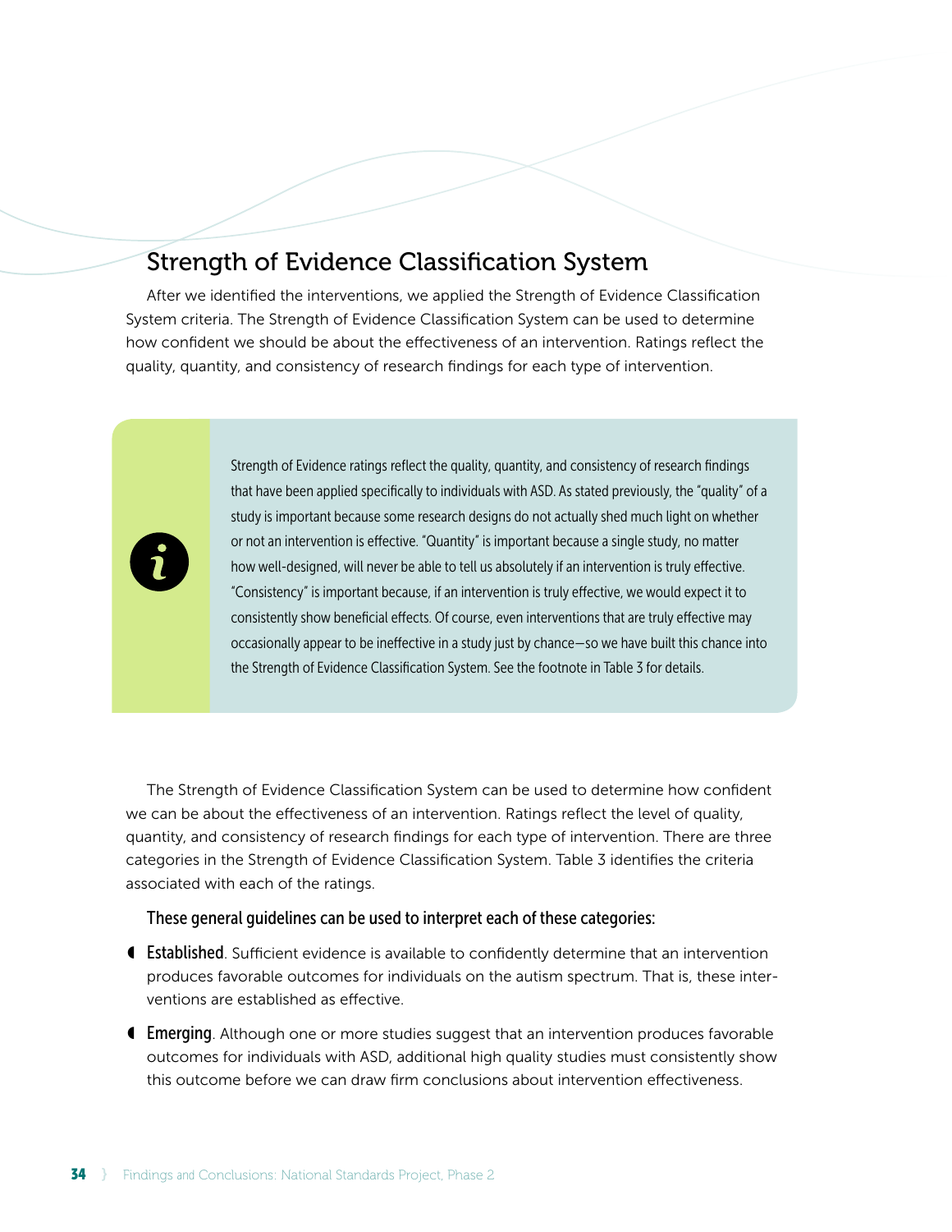## Strength of Evidence Classification System

After we identified the interventions, we applied the Strength of Evidence Classification System criteria. The Strength of Evidence Classification System can be used to determine how confident we should be about the effectiveness of an intervention. Ratings reflect the quality, quantity, and consistency of research findings for each type of intervention.

> Strength of Evidence ratings reflect the quality, quantity, and consistency of research findings that have been applied specifically to individuals with ASD. As stated previously, the "quality" of a study is important because some research designs do not actually shed much light on whether or not an intervention is effective. "Quantity" is important because a single study, no matter how well-designed, will never be able to tell us absolutely if an intervention is truly effective. "Consistency" is important because, if an intervention is truly effective, we would expect it to consistently show beneficial effects. Of course, even interventions that are truly effective may occasionally appear to be ineffective in a study just by chance—so we have built this chance into the Strength of Evidence Classification System. See the footnote in Table 3 for details.

The Strength of Evidence Classification System can be used to determine how confident we can be about the effectiveness of an intervention. Ratings reflect the level of quality, quantity, and consistency of research findings for each type of intervention. There are three categories in the Strength of Evidence Classification System. Table 3 identifies the criteria associated with each of the ratings.

**These general guidelines can be used to interpret each of these categories:**

- **Established**. Sufficient evidence is available to confidently determine that an intervention produces favorable outcomes for individuals on the autism spectrum. That is, these interventions are established as effective.
- **Emerging**. Although one or more studies suggest that an intervention produces favorable outcomes for individuals with ASD, additional high quality studies must consistently show this outcome before we can draw firm conclusions about intervention effectiveness.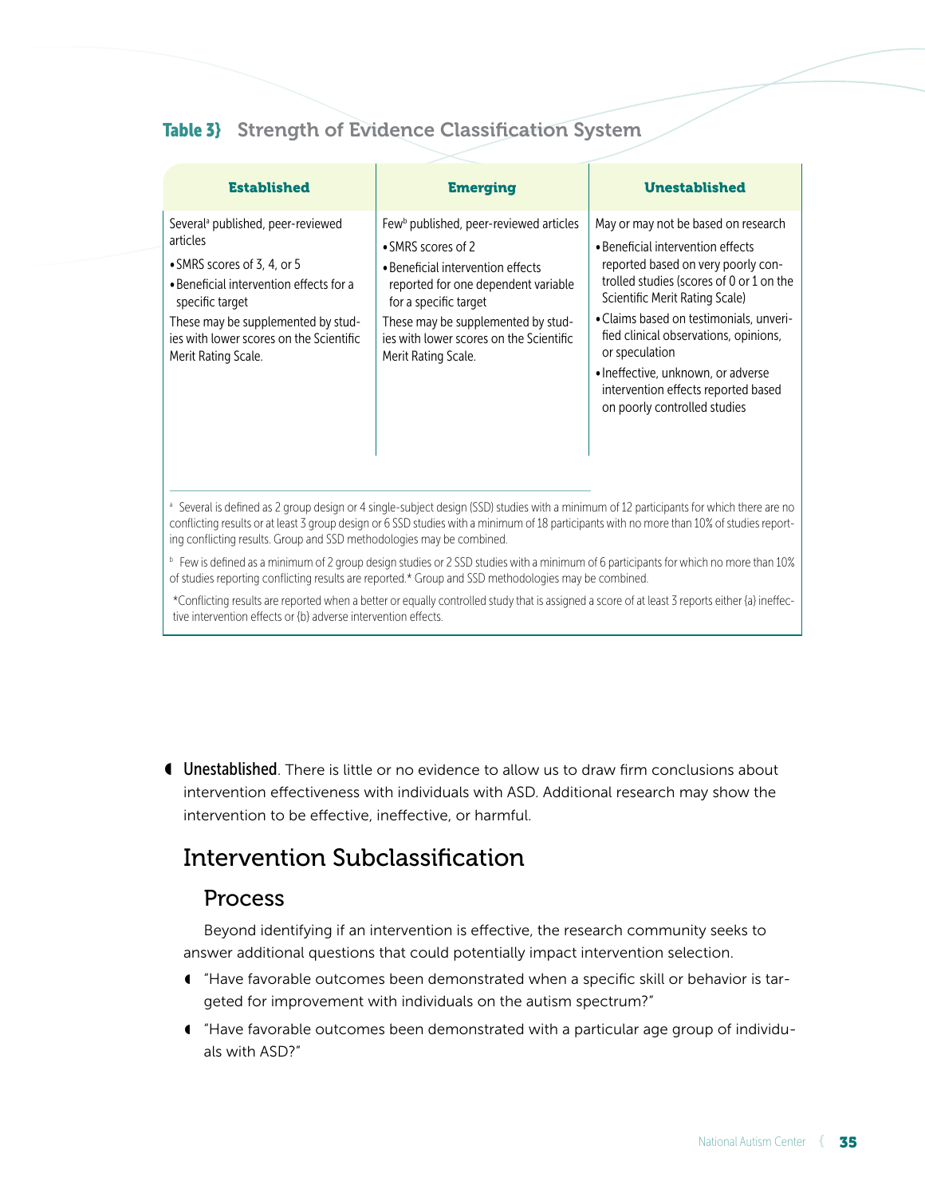**Table 3}** Strength of Evidence Classification System

| Established | Emerging | Unestablished |
|---|---|---|
| Several[a] published, peer-reviewed articles<br>• SMRS scores of 3, 4, or 5<br>• Beneficial intervention effects for a specific target<br>These may be supplemented by studies with lower scores on the Scientific Merit Rating Scale. | Few[b] published, peer-reviewed articles<br>• SMRS scores of 2<br>• Beneficial intervention effects reported for one dependent variable for a specific target<br>These may be supplemented by studies with lower scores on the Scientific Merit Rating Scale. | May or may not be based on research<br>• Beneficial intervention effects reported based on very poorly controlled studies (scores of 0 or 1 on the Scientific Merit Rating Scale)<br>• Claims based on testimonials, unverified clinical observations, opinions, or speculation<br>• Ineffective, unknown, or adverse intervention effects reported based on poorly controlled studies |

[a] Several is defined as 2 group design or 4 single-subject design (SSD) studies with a minimum of 12 participants for which there are no conflicting results or at least 3 group design or 6 SSD studies with a minimum of 18 participants with no more than 10% of studies reporting conflicting results. Group and SSD methodologies may be combined.

[b] Few is defined as a minimum of 2 group design studies or 2 SSD studies with a minimum of 6 participants for which no more than 10% of studies reporting conflicting results are reported.* Group and SSD methodologies may be combined.

*Conflicting results are reported when a better or equally controlled study that is assigned a score of at least 3 reports either (a) ineffective intervention effects or (b) adverse intervention effects.

- **Unestablished**. There is little or no evidence to allow us to draw firm conclusions about intervention effectiveness with individuals with ASD. Additional research may show the intervention to be effective, ineffective, or harmful.

## Intervention Subclassification

### Process

Beyond identifying if an intervention is effective, the research community seeks to answer additional questions that could potentially impact intervention selection.

- "Have favorable outcomes been demonstrated when a specific skill or behavior is targeted for improvement with individuals on the autism spectrum?"
- "Have favorable outcomes been demonstrated with a particular age group of individuals with ASD?"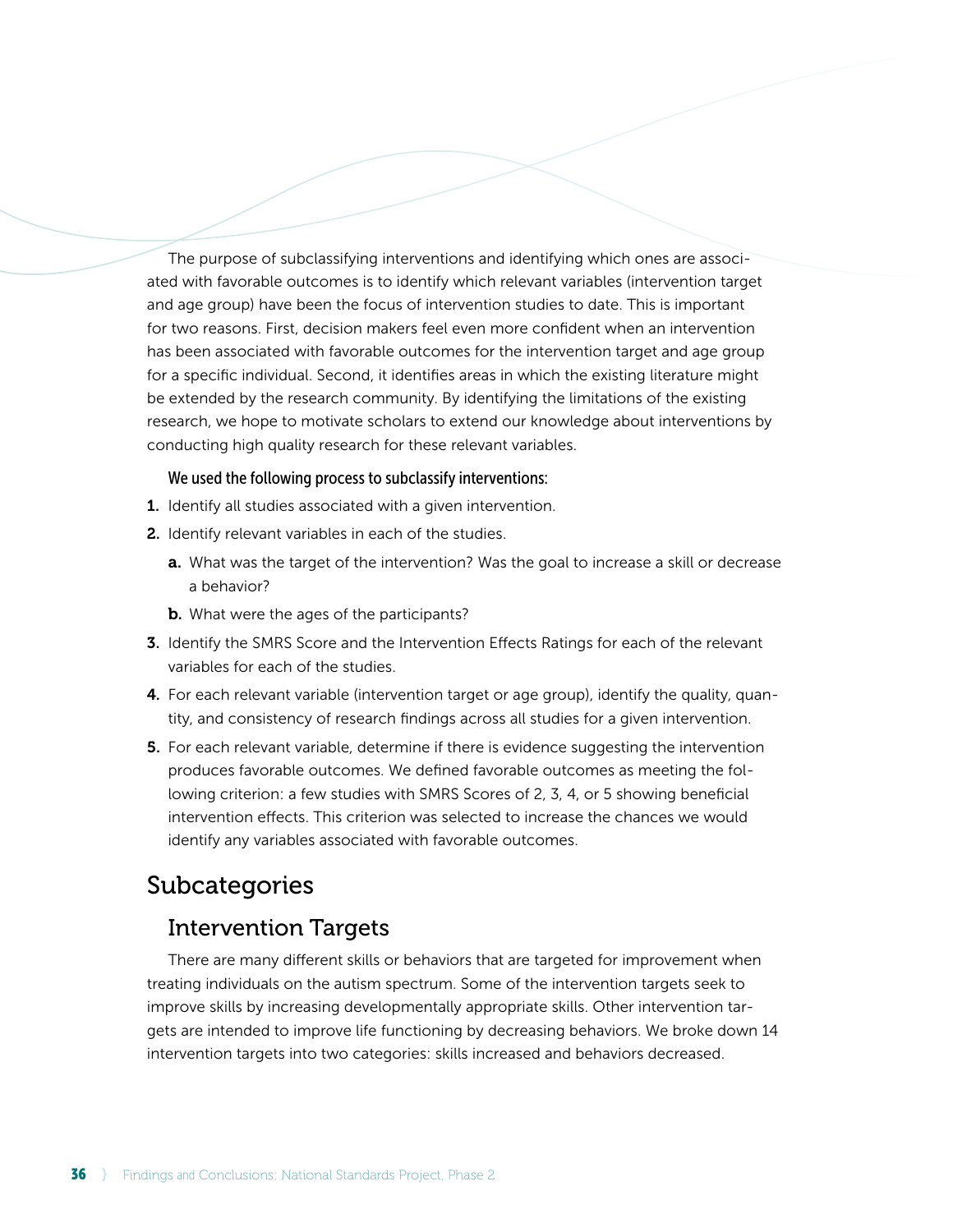The purpose of subclassifying interventions and identifying which ones are associated with favorable outcomes is to identify which relevant variables (intervention target and age group) have been the focus of intervention studies to date. This is important for two reasons. First, decision makers feel even more confident when an intervention has been associated with favorable outcomes for the intervention target and age group for a specific individual. Second, it identifies areas in which the existing literature might be extended by the research community. By identifying the limitations of the existing research, we hope to motivate scholars to extend our knowledge about interventions by conducting high quality research for these relevant variables.

**We used the following process to subclassify interventions:**

1. Identify all studies associated with a given intervention.
2. Identify relevant variables in each of the studies.
   a. What was the target of the intervention? Was the goal to increase a skill or decrease a behavior?
   b. What were the ages of the participants?
3. Identify the SMRS Score and the Intervention Effects Ratings for each of the relevant variables for each of the studies.
4. For each relevant variable (intervention target or age group), identify the quality, quantity, and consistency of research findings across all studies for a given intervention.
5. For each relevant variable, determine if there is evidence suggesting the intervention produces favorable outcomes. We defined favorable outcomes as meeting the following criterion: a few studies with SMRS Scores of 2, 3, 4, or 5 showing beneficial intervention effects. This criterion was selected to increase the chances we would identify any variables associated with favorable outcomes.

## Subcategories

### Intervention Targets

There are many different skills or behaviors that are targeted for improvement when treating individuals on the autism spectrum. Some of the intervention targets seek to improve skills by increasing developmentally appropriate skills. Other intervention targets are intended to improve life functioning by decreasing behaviors. We broke down 14 intervention targets into two categories: skills increased and behaviors decreased.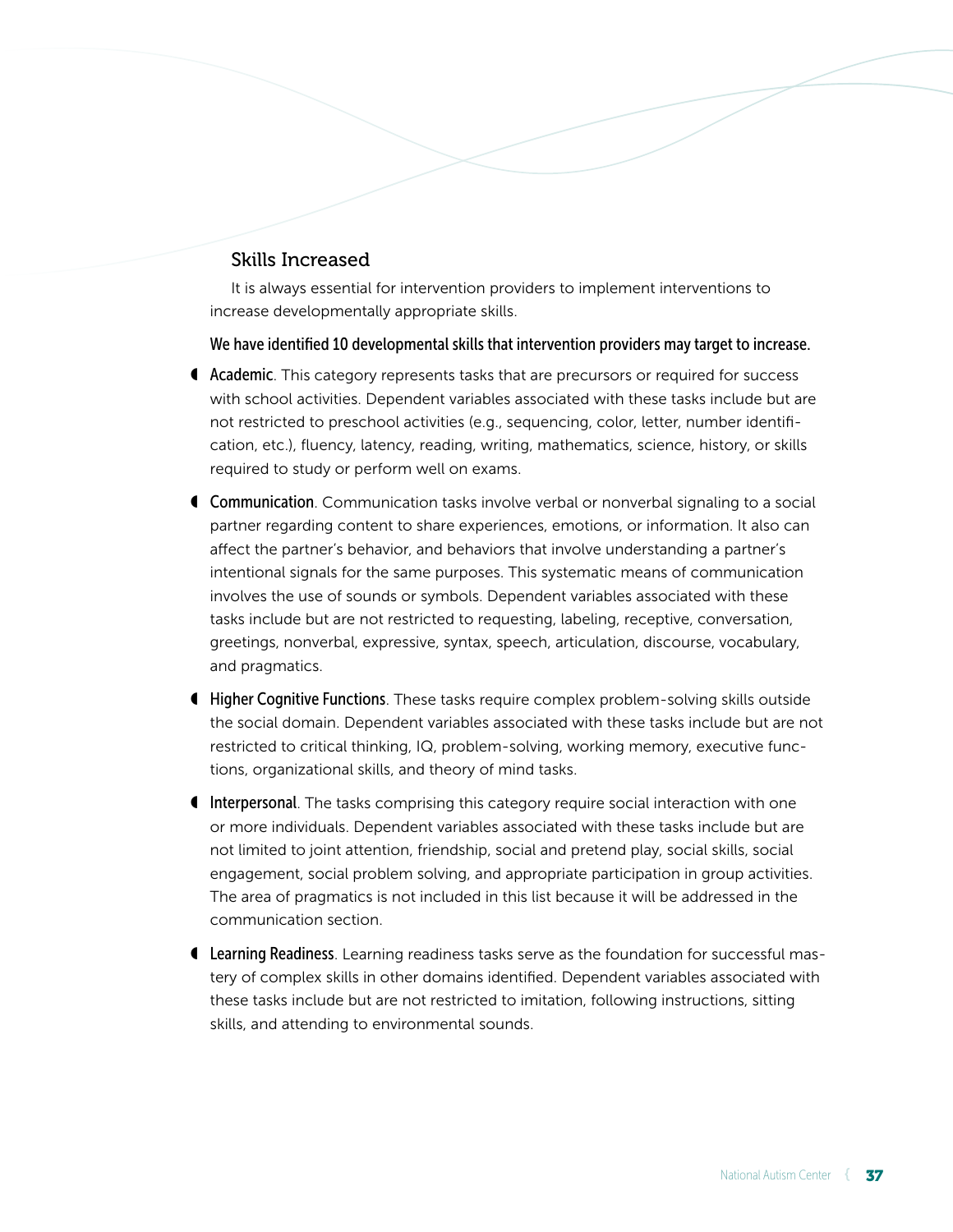### Skills Increased

It is always essential for intervention providers to implement interventions to increase developmentally appropriate skills.

**We have identified 10 developmental skills that intervention providers may target to increase.**

- **Academic**. This category represents tasks that are precursors or required for success with school activities. Dependent variables associated with these tasks include but are not restricted to preschool activities (e.g., sequencing, color, letter, number identification, etc.), fluency, latency, reading, writing, mathematics, science, history, or skills required to study or perform well on exams.
- **Communication**. Communication tasks involve verbal or nonverbal signaling to a social partner regarding content to share experiences, emotions, or information. It also can affect the partner's behavior, and behaviors that involve understanding a partner's intentional signals for the same purposes. This systematic means of communication involves the use of sounds or symbols. Dependent variables associated with these tasks include but are not restricted to requesting, labeling, receptive, conversation, greetings, nonverbal, expressive, syntax, speech, articulation, discourse, vocabulary, and pragmatics.
- **Higher Cognitive Functions**. These tasks require complex problem-solving skills outside the social domain. Dependent variables associated with these tasks include but are not restricted to critical thinking, IQ, problem-solving, working memory, executive functions, organizational skills, and theory of mind tasks.
- **Interpersonal**. The tasks comprising this category require social interaction with one or more individuals. Dependent variables associated with these tasks include but are not limited to joint attention, friendship, social and pretend play, social skills, social engagement, social problem solving, and appropriate participation in group activities. The area of pragmatics is not included in this list because it will be addressed in the communication section.
- **Learning Readiness**. Learning readiness tasks serve as the foundation for successful mastery of complex skills in other domains identified. Dependent variables associated with these tasks include but are not restricted to imitation, following instructions, sitting skills, and attending to environmental sounds.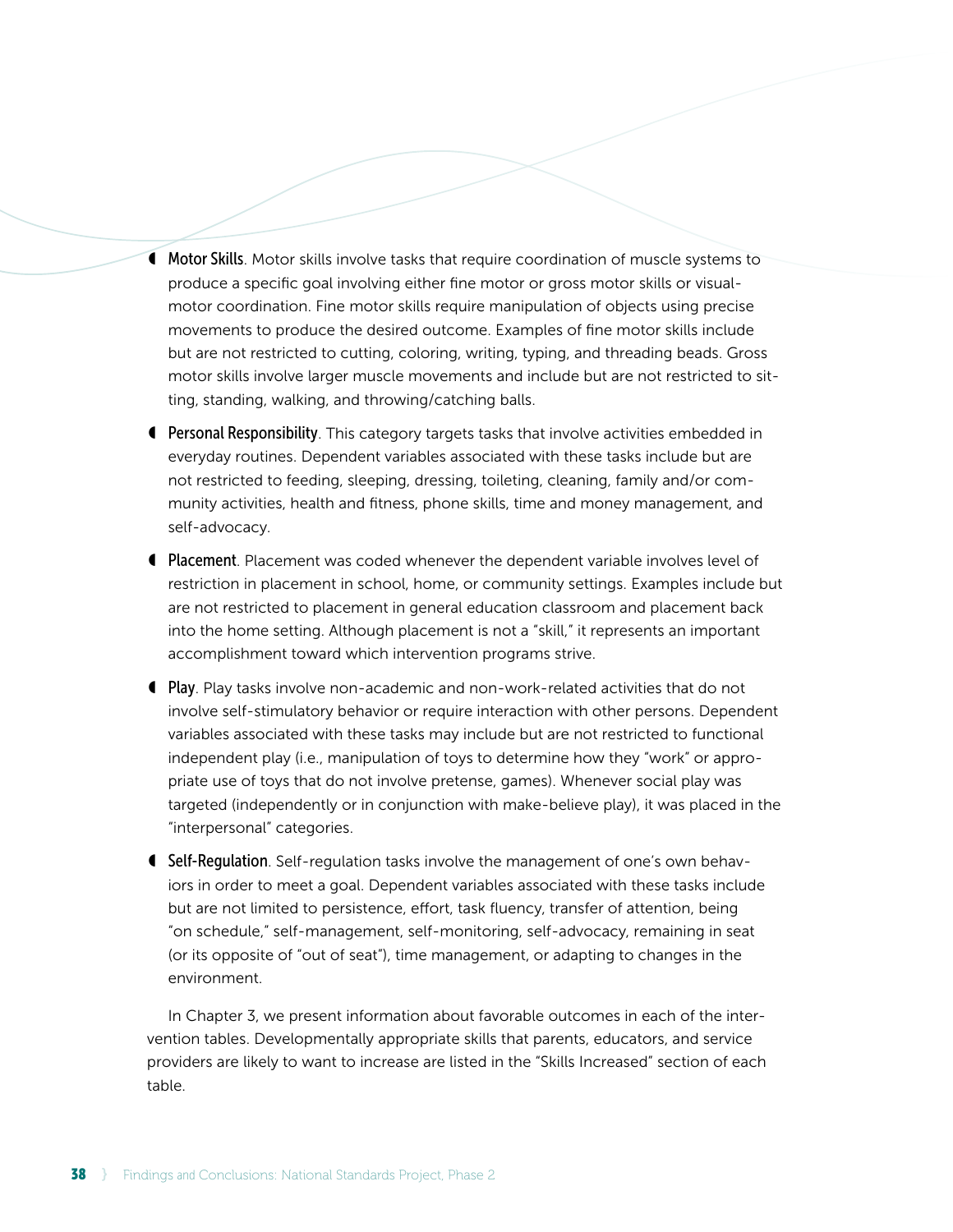- **Motor Skills**. Motor skills involve tasks that require coordination of muscle systems to produce a specific goal involving either fine motor or gross motor skills or visual-motor coordination. Fine motor skills require manipulation of objects using precise movements to produce the desired outcome. Examples of fine motor skills include but are not restricted to cutting, coloring, writing, typing, and threading beads. Gross motor skills involve larger muscle movements and include but are not restricted to sitting, standing, walking, and throwing/catching balls.
- **Personal Responsibility**. This category targets tasks that involve activities embedded in everyday routines. Dependent variables associated with these tasks include but are not restricted to feeding, sleeping, dressing, toileting, cleaning, family and/or community activities, health and fitness, phone skills, time and money management, and self-advocacy.
- **Placement**. Placement was coded whenever the dependent variable involves level of restriction in placement in school, home, or community settings. Examples include but are not restricted to placement in general education classroom and placement back into the home setting. Although placement is not a "skill," it represents an important accomplishment toward which intervention programs strive.
- **Play**. Play tasks involve non-academic and non-work-related activities that do not involve self-stimulatory behavior or require interaction with other persons. Dependent variables associated with these tasks may include but are not restricted to functional independent play (i.e., manipulation of toys to determine how they "work" or appropriate use of toys that do not involve pretense, games). Whenever social play was targeted (independently or in conjunction with make-believe play), it was placed in the "interpersonal" categories.
- **Self-Regulation**. Self-regulation tasks involve the management of one's own behaviors in order to meet a goal. Dependent variables associated with these tasks include but are not limited to persistence, effort, task fluency, transfer of attention, being "on schedule," self-management, self-monitoring, self-advocacy, remaining in seat (or its opposite of "out of seat"), time management, or adapting to changes in the environment.

In Chapter 3, we present information about favorable outcomes in each of the intervention tables. Developmentally appropriate skills that parents, educators, and service providers are likely to want to increase are listed in the "Skills Increased" section of each table.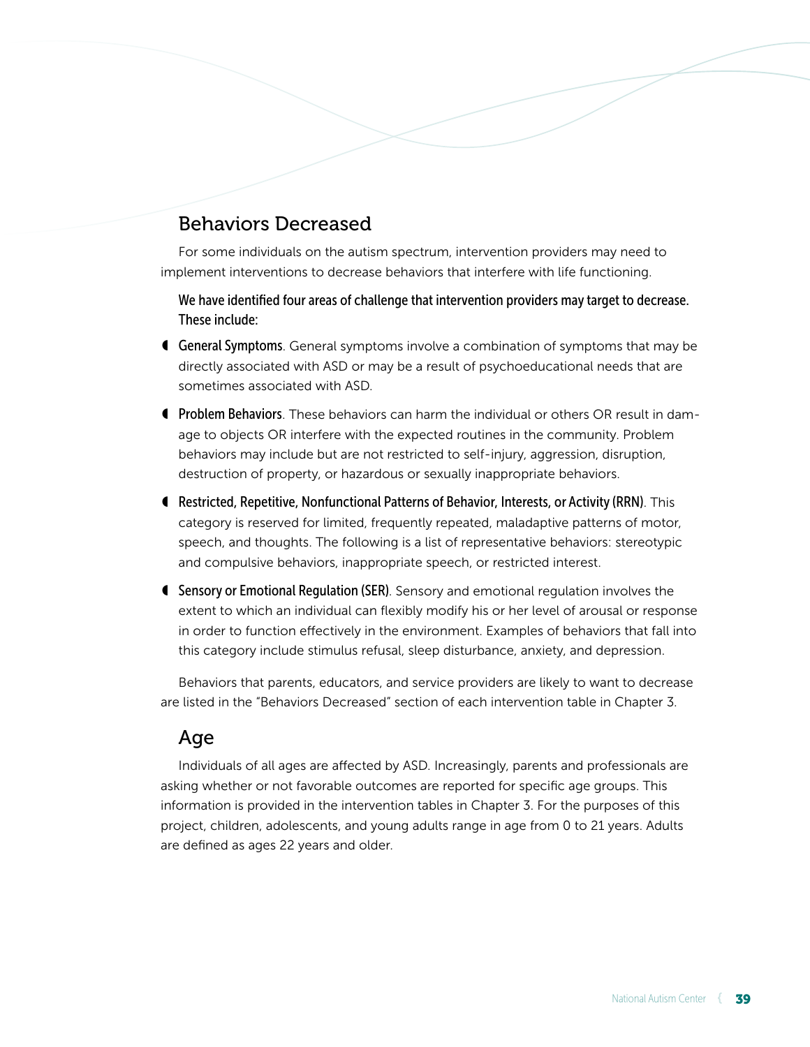## Behaviors Decreased

For some individuals on the autism spectrum, intervention providers may need to implement interventions to decrease behaviors that interfere with life functioning.

**We have identified four areas of challenge that intervention providers may target to decrease. These include:**

- **General Symptoms**. General symptoms involve a combination of symptoms that may be directly associated with ASD or may be a result of psychoeducational needs that are sometimes associated with ASD.
- **Problem Behaviors**. These behaviors can harm the individual or others OR result in damage to objects OR interfere with the expected routines in the community. Problem behaviors may include but are not restricted to self-injury, aggression, disruption, destruction of property, or hazardous or sexually inappropriate behaviors.
- **Restricted, Repetitive, Nonfunctional Patterns of Behavior, Interests, or Activity (RRN)**. This category is reserved for limited, frequently repeated, maladaptive patterns of motor, speech, and thoughts. The following is a list of representative behaviors: stereotypic and compulsive behaviors, inappropriate speech, or restricted interest.
- **Sensory or Emotional Regulation (SER)**. Sensory and emotional regulation involves the extent to which an individual can flexibly modify his or her level of arousal or response in order to function effectively in the environment. Examples of behaviors that fall into this category include stimulus refusal, sleep disturbance, anxiety, and depression.

Behaviors that parents, educators, and service providers are likely to want to decrease are listed in the "Behaviors Decreased" section of each intervention table in Chapter 3.

## Age

Individuals of all ages are affected by ASD. Increasingly, parents and professionals are asking whether or not favorable outcomes are reported for specific age groups. This information is provided in the intervention tables in Chapter 3. For the purposes of this project, children, adolescents, and young adults range in age from 0 to 21 years. Adults are defined as ages 22 years and older.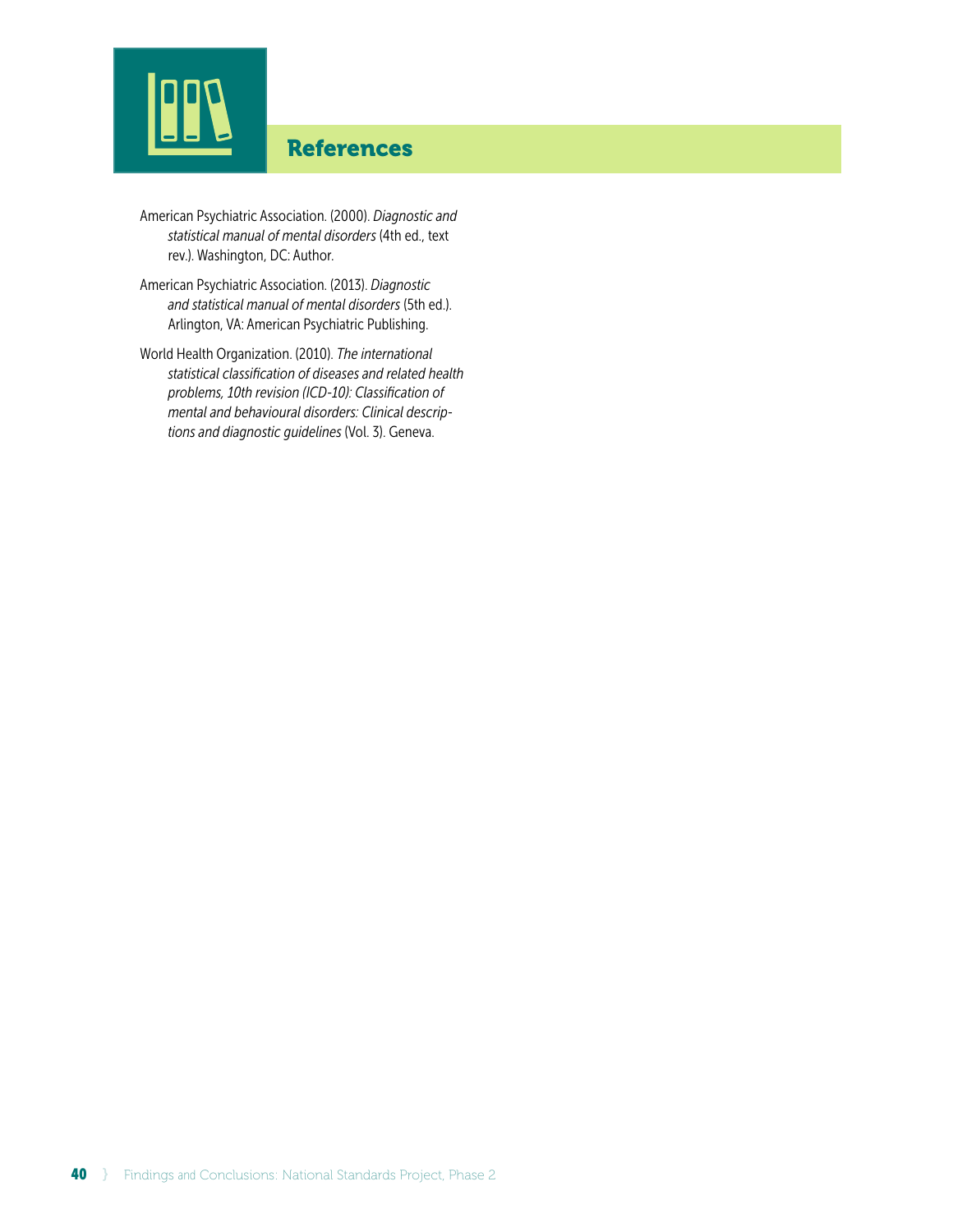# References

American Psychiatric Association. (2000). *Diagnostic and statistical manual of mental disorders* (4th ed., text rev.). Washington, DC: Author.

American Psychiatric Association. (2013). *Diagnostic and statistical manual of mental disorders* (5th ed.). Arlington, VA: American Psychiatric Publishing.

World Health Organization. (2010). *The international statistical classification of diseases and related health problems, 10th revision (ICD-10): Classification of mental and behavioural disorders: Clinical descriptions and diagnostic guidelines* (Vol. 3). Geneva.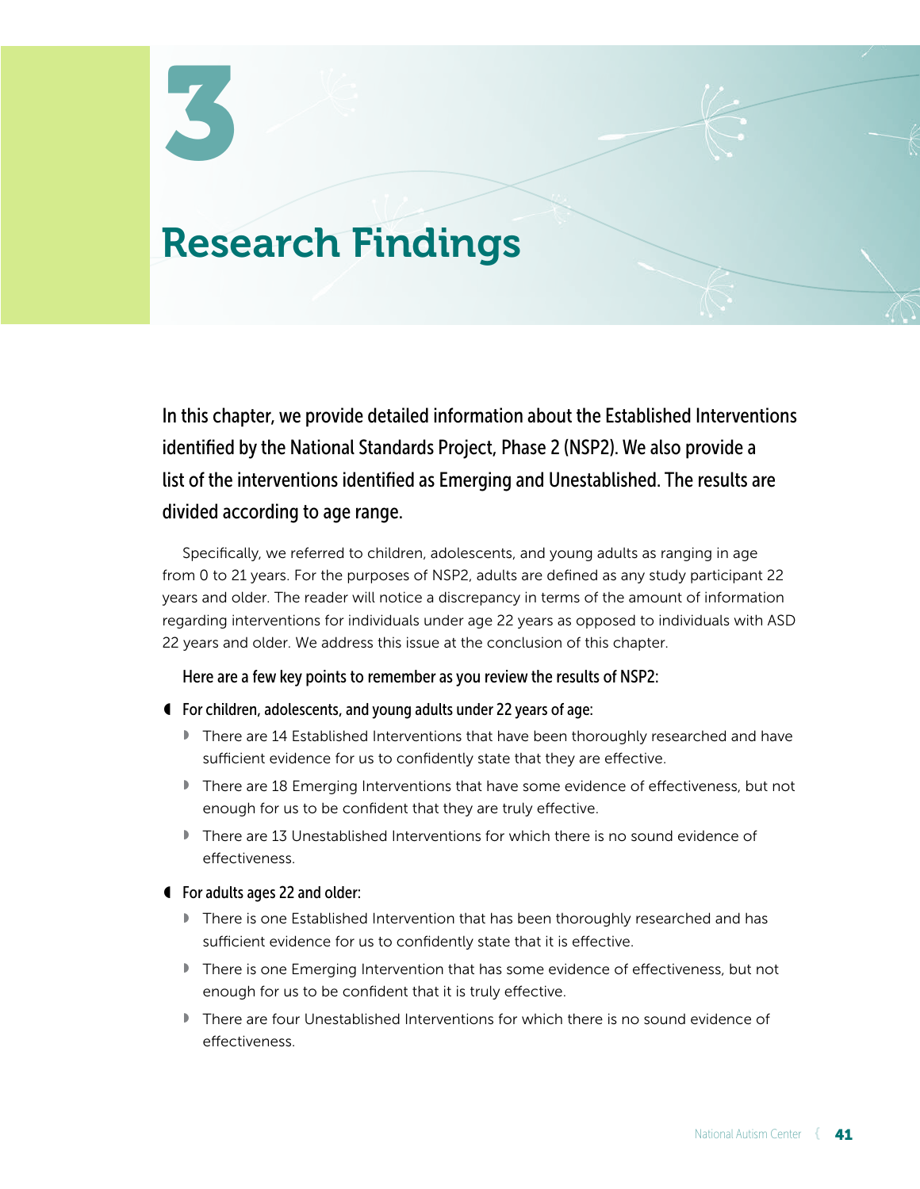# 3

# Research Findings

**In this chapter, we provide detailed information about the Established Interventions identified by the National Standards Project, Phase 2 (NSP2). We also provide a list of the interventions identified as Emerging and Unestablished. The results are divided according to age range.**

Specifically, we referred to children, adolescents, and young adults as ranging in age from 0 to 21 years. For the purposes of NSP2, adults are defined as any study participant 22 years and older. The reader will notice a discrepancy in terms of the amount of information regarding interventions for individuals under age 22 years as opposed to individuals with ASD 22 years and older. We address this issue at the conclusion of this chapter.

**Here are a few key points to remember as you review the results of NSP2:**

- **For children, adolescents, and young adults under 22 years of age:**
  - There are 14 Established Interventions that have been thoroughly researched and have sufficient evidence for us to confidently state that they are effective.
  - There are 18 Emerging Interventions that have some evidence of effectiveness, but not enough for us to be confident that they are truly effective.
  - There are 13 Unestablished Interventions for which there is no sound evidence of effectiveness.
- **For adults ages 22 and older:**
  - There is one Established Intervention that has been thoroughly researched and has sufficient evidence for us to confidently state that it is effective.
  - There is one Emerging Intervention that has some evidence of effectiveness, but not enough for us to be confident that it is truly effective.
  - There are four Unestablished Interventions for which there is no sound evidence of effectiveness.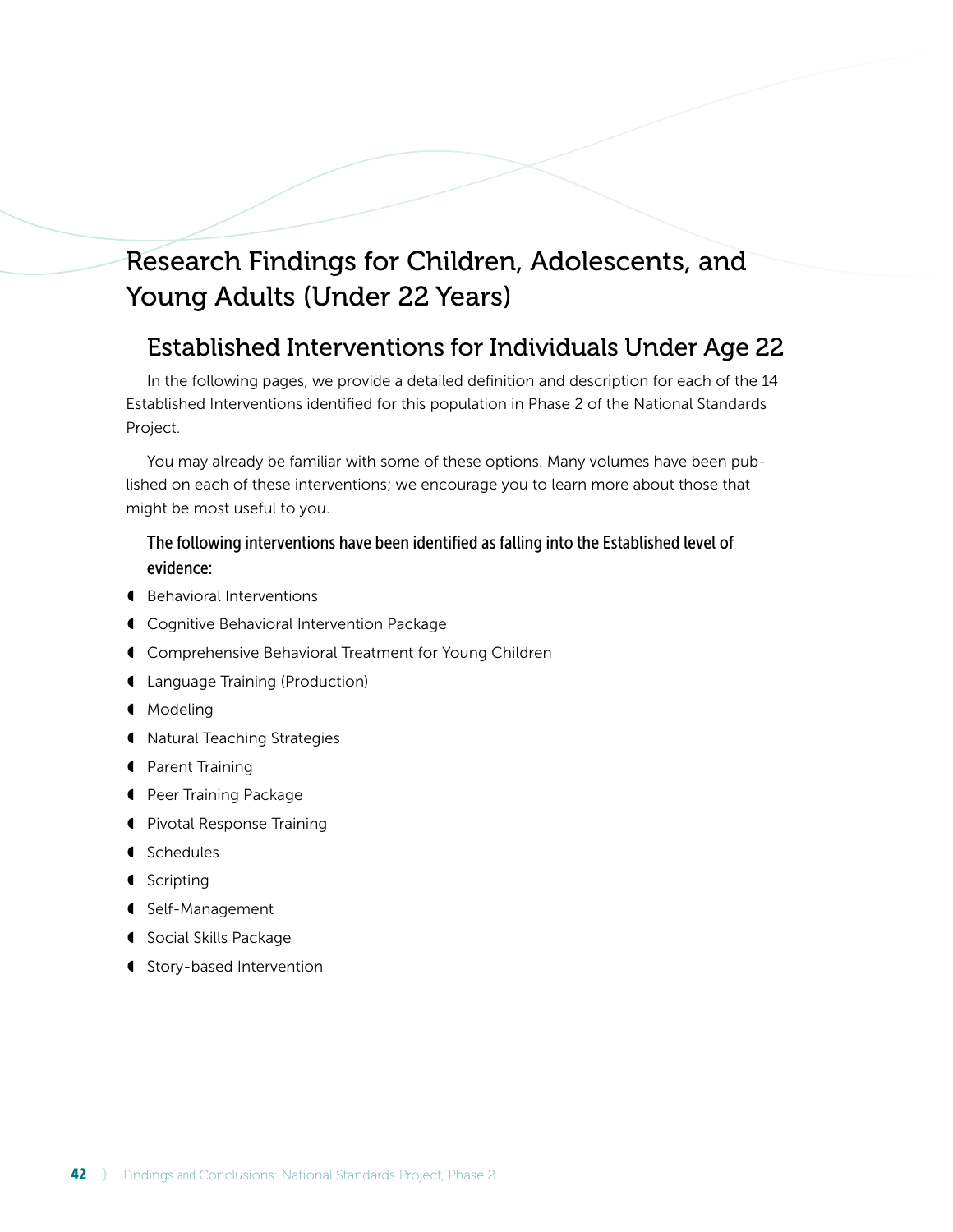# Research Findings for Children, Adolescents, and Young Adults (Under 22 Years)

## Established Interventions for Individuals Under Age 22

In the following pages, we provide a detailed definition and description for each of the 14 Established Interventions identified for this population in Phase 2 of the National Standards Project.

You may already be familiar with some of these options. Many volumes have been published on each of these interventions; we encourage you to learn more about those that might be most useful to you.

**The following interventions have been identified as falling into the Established level of evidence:**

- Behavioral Interventions
- Cognitive Behavioral Intervention Package
- Comprehensive Behavioral Treatment for Young Children
- Language Training (Production)
- Modeling
- Natural Teaching Strategies
- Parent Training
- Peer Training Package
- Pivotal Response Training
- Schedules
- Scripting
- Self-Management
- Social Skills Package
- Story-based Intervention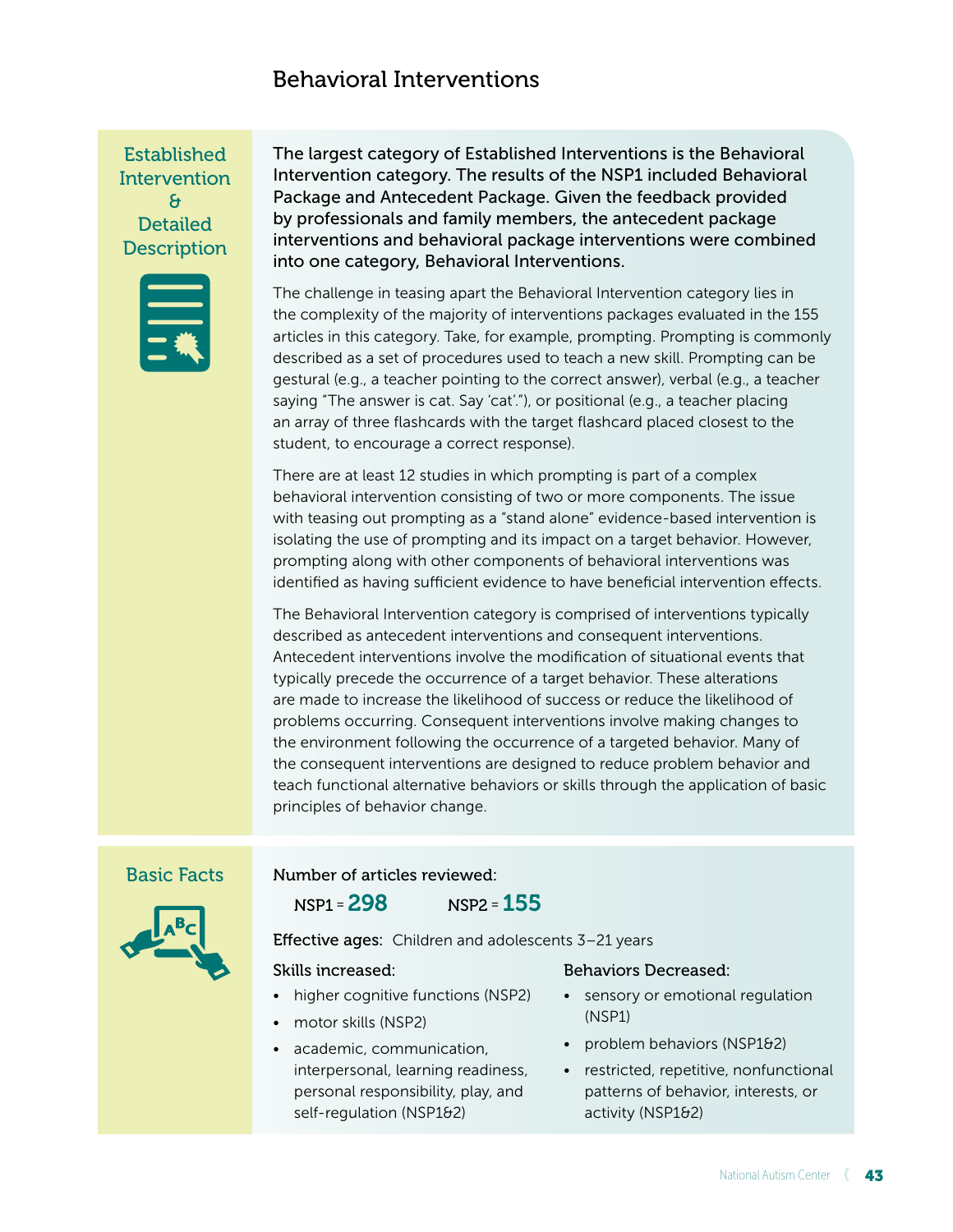# Behavioral Interventions

## Established Intervention & Detailed Description

**The largest category of Established Interventions is the Behavioral Intervention category. The results of the NSP1 included Behavioral Package and Antecedent Package. Given the feedback provided by professionals and family members, the antecedent package interventions and behavioral package interventions were combined into one category, Behavioral Interventions.**

The challenge in teasing apart the Behavioral Intervention category lies in the complexity of the majority of interventions packages evaluated in the 155 articles in this category. Take, for example, prompting. Prompting is commonly described as a set of procedures used to teach a new skill. Prompting can be gestural (e.g., a teacher pointing to the correct answer), verbal (e.g., a teacher saying "The answer is cat. Say 'cat'."), or positional (e.g., a teacher placing an array of three flashcards with the target flashcard placed closest to the student, to encourage a correct response).

There are at least 12 studies in which prompting is part of a complex behavioral intervention consisting of two or more components. The issue with teasing out prompting as a "stand alone" evidence-based intervention is isolating the use of prompting and its impact on a target behavior. However, prompting along with other components of behavioral interventions was identified as having sufficient evidence to have beneficial intervention effects.

The Behavioral Intervention category is comprised of interventions typically described as antecedent interventions and consequent interventions. Antecedent interventions involve the modification of situational events that typically precede the occurrence of a target behavior. These alterations are made to increase the likelihood of success or reduce the likelihood of problems occurring. Consequent interventions involve making changes to the environment following the occurrence of a targeted behavior. Many of the consequent interventions are designed to reduce problem behavior and teach functional alternative behaviors or skills through the application of basic principles of behavior change.

## Basic Facts

Number of articles reviewed:

NSP1 = **298** NSP2 = **155**

**Effective ages:** Children and adolescents 3–21 years

**Skills increased:**

- higher cognitive functions (NSP2)
- motor skills (NSP2)
- academic, communication, interpersonal, learning readiness, personal responsibility, play, and self-regulation (NSP1&2)

**Behaviors Decreased:**

- sensory or emotional regulation (NSP1)
- problem behaviors (NSP1&2)
- restricted, repetitive, nonfunctional patterns of behavior, interests, or activity (NSP1&2)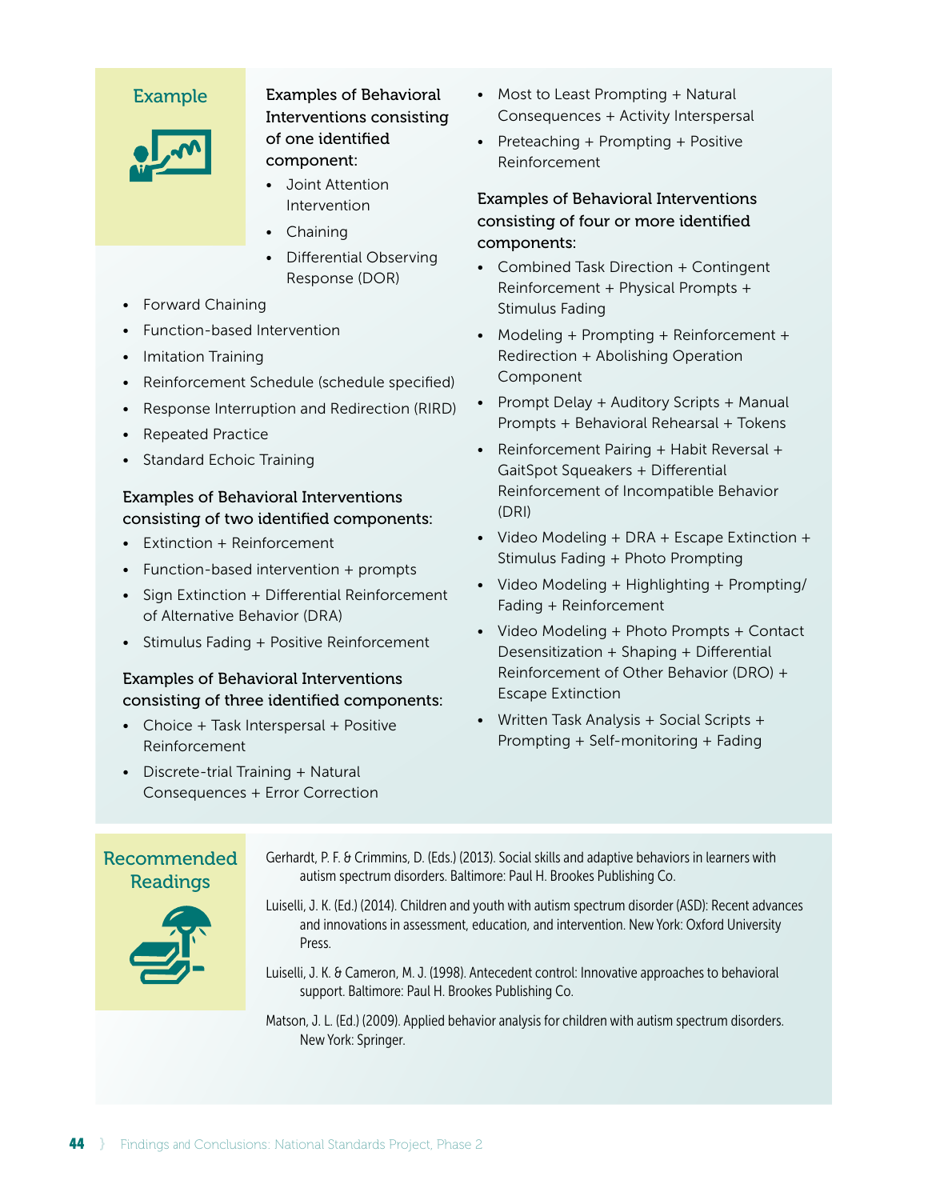## Example

**Examples of Behavioral Interventions consisting of one identified component:**

- Joint Attention Intervention
- Chaining
- Differential Observing Response (DOR)
- Forward Chaining
- Function-based Intervention
- Imitation Training
- Reinforcement Schedule (schedule specified)
- Response Interruption and Redirection (RIRD)
- Repeated Practice
- Standard Echoic Training

**Examples of Behavioral Interventions consisting of two identified components:**

- Extinction + Reinforcement
- Function-based intervention + prompts
- Sign Extinction + Differential Reinforcement of Alternative Behavior (DRA)
- Stimulus Fading + Positive Reinforcement

**Examples of Behavioral Interventions consisting of three identified components:**

- Choice + Task Interspersal + Positive Reinforcement
- Discrete-trial Training + Natural Consequences + Error Correction
- Most to Least Prompting + Natural Consequences + Activity Interspersal
- Preteaching + Prompting + Positive Reinforcement

**Examples of Behavioral Interventions consisting of four or more identified components:**

- Combined Task Direction + Contingent Reinforcement + Physical Prompts + Stimulus Fading
- Modeling + Prompting + Reinforcement + Redirection + Abolishing Operation Component
- Prompt Delay + Auditory Scripts + Manual Prompts + Behavioral Rehearsal + Tokens
- Reinforcement Pairing + Habit Reversal + GaitSpot Squeakers + Differential Reinforcement of Incompatible Behavior (DRI)
- Video Modeling + DRA + Escape Extinction + Stimulus Fading + Photo Prompting
- Video Modeling + Highlighting + Prompting/Fading + Reinforcement
- Video Modeling + Photo Prompts + Contact Desensitization + Shaping + Differential Reinforcement of Other Behavior (DRO) + Escape Extinction
- Written Task Analysis + Social Scripts + Prompting + Self-monitoring + Fading

## Recommended Readings

Gerhardt, P. F. & Crimmins, D. (Eds.) (2013). Social skills and adaptive behaviors in learners with autism spectrum disorders. Baltimore: Paul H. Brookes Publishing Co.

Luiselli, J. K. (Ed.) (2014). Children and youth with autism spectrum disorder (ASD): Recent advances and innovations in assessment, education, and intervention. New York: Oxford University Press.

Luiselli, J. K. & Cameron, M. J. (1998). Antecedent control: Innovative approaches to behavioral support. Baltimore: Paul H. Brookes Publishing Co.

Matson, J. L. (Ed.) (2009). Applied behavior analysis for children with autism spectrum disorders. New York: Springer.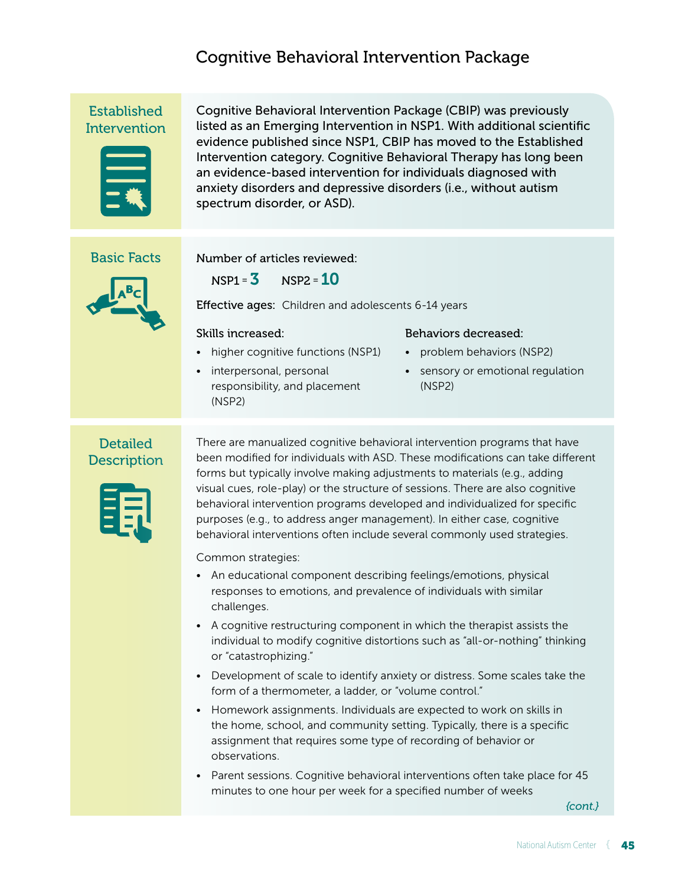# Cognitive Behavioral Intervention Package

## Established Intervention

Cognitive Behavioral Intervention Package (CBIP) was previously listed as an Emerging Intervention in NSP1. With additional scientific evidence published since NSP1, CBIP has moved to the Established Intervention category. Cognitive Behavioral Therapy has long been an evidence-based intervention for individuals diagnosed with anxiety disorders and depressive disorders (i.e., without autism spectrum disorder, or ASD).

## Basic Facts

Number of articles reviewed:

NSP1 = **3** NSP2 = **10**

**Effective ages:** Children and adolescents 6-14 years

**Skills increased:**

- higher cognitive functions (NSP1)
- interpersonal, personal responsibility, and placement (NSP2)

**Behaviors decreased:**

- problem behaviors (NSP2)
- sensory or emotional regulation (NSP2)

## Detailed Description

There are manualized cognitive behavioral intervention programs that have been modified for individuals with ASD. These modifications can take different forms but typically involve making adjustments to materials (e.g., adding visual cues, role-play) or the structure of sessions. There are also cognitive behavioral intervention programs developed and individualized for specific purposes (e.g., to address anger management). In either case, cognitive behavioral interventions often include several commonly used strategies.

Common strategies:

- An educational component describing feelings/emotions, physical responses to emotions, and prevalence of individuals with similar challenges.
- A cognitive restructuring component in which the therapist assists the individual to modify cognitive distortions such as "all-or-nothing" thinking or "catastrophizing."
- Development of scale to identify anxiety or distress. Some scales take the form of a thermometer, a ladder, or "volume control."
- Homework assignments. Individuals are expected to work on skills in the home, school, and community setting. Typically, there is a specific assignment that requires some type of recording of behavior or observations.
- Parent sessions. Cognitive behavioral interventions often take place for 45 minutes to one hour per week for a specified number of weeks

*{cont.}*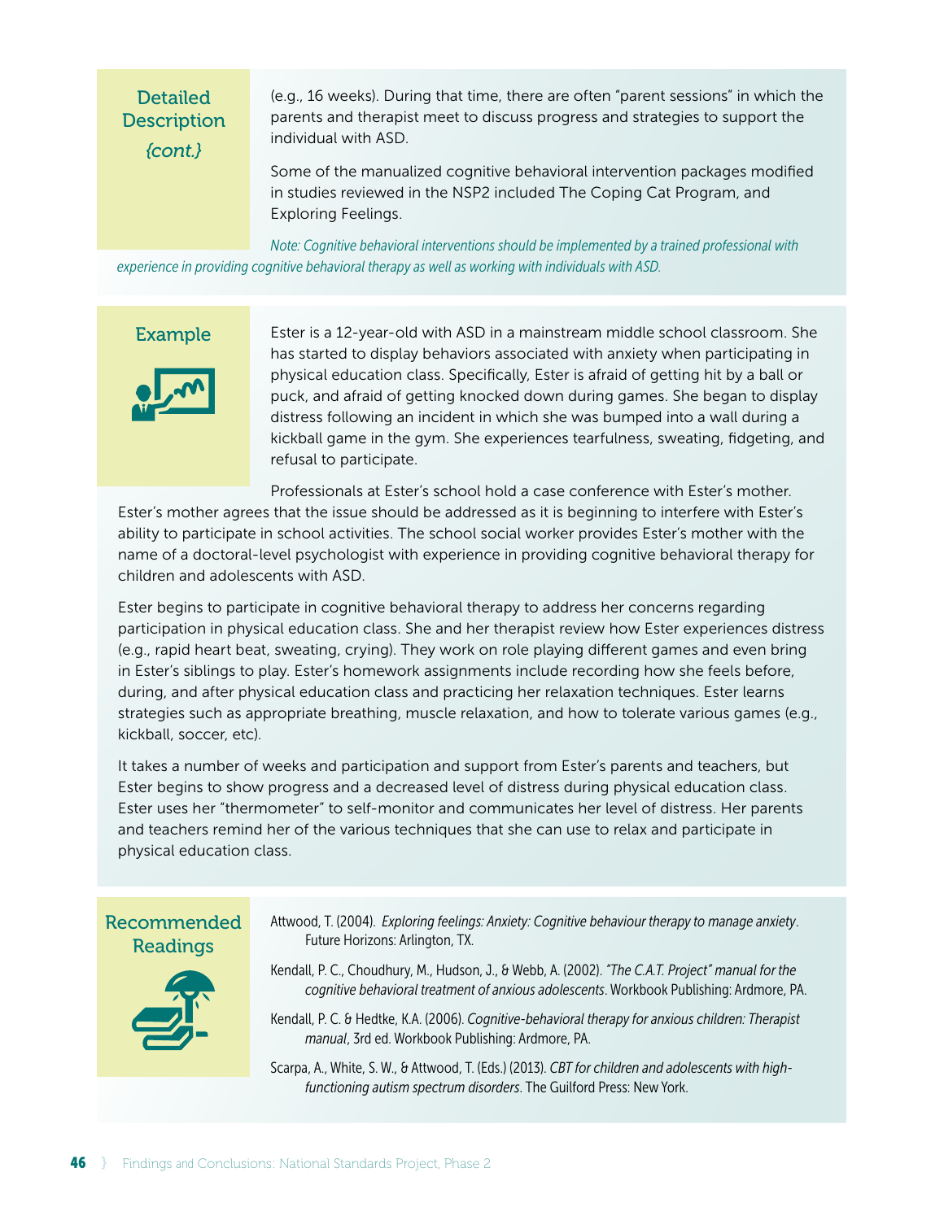## Detailed Description *{cont.}*

(e.g., 16 weeks). During that time, there are often “parent sessions” in which the parents and therapist meet to discuss progress and strategies to support the individual with ASD.

Some of the manualized cognitive behavioral intervention packages modified in studies reviewed in the NSP2 included The Coping Cat Program, and Exploring Feelings.

*Note: Cognitive behavioral interventions should be implemented by a trained professional with experience in providing cognitive behavioral therapy as well as working with individuals with ASD.*

## Example

Ester is a 12-year-old with ASD in a mainstream middle school classroom. She has started to display behaviors associated with anxiety when participating in physical education class. Specifically, Ester is afraid of getting hit by a ball or puck, and afraid of getting knocked down during games. She began to display distress following an incident in which she was bumped into a wall during a kickball game in the gym. She experiences tearfulness, sweating, fidgeting, and refusal to participate.

Professionals at Ester’s school hold a case conference with Ester’s mother. Ester’s mother agrees that the issue should be addressed as it is beginning to interfere with Ester’s ability to participate in school activities. The school social worker provides Ester’s mother with the name of a doctoral-level psychologist with experience in providing cognitive behavioral therapy for children and adolescents with ASD.

Ester begins to participate in cognitive behavioral therapy to address her concerns regarding participation in physical education class. She and her therapist review how Ester experiences distress (e.g., rapid heart beat, sweating, crying). They work on role playing different games and even bring in Ester’s siblings to play. Ester’s homework assignments include recording how she feels before, during, and after physical education class and practicing her relaxation techniques. Ester learns strategies such as appropriate breathing, muscle relaxation, and how to tolerate various games (e.g., kickball, soccer, etc).

It takes a number of weeks and participation and support from Ester’s parents and teachers, but Ester begins to show progress and a decreased level of distress during physical education class. Ester uses her “thermometer” to self-monitor and communicates her level of distress. Her parents and teachers remind her of the various techniques that she can use to relax and participate in physical education class.

## Recommended Readings

Attwood, T. (2004). *Exploring feelings: Anxiety: Cognitive behaviour therapy to manage anxiety*. Future Horizons: Arlington, TX.

Kendall, P. C., Choudhury, M., Hudson, J., & Webb, A. (2002). *“The C.A.T. Project” manual for the cognitive behavioral treatment of anxious adolescents*. Workbook Publishing: Ardmore, PA.

Kendall, P. C. & Hedtke, K.A. (2006). *Cognitive-behavioral therapy for anxious children: Therapist manual*, 3rd ed. Workbook Publishing: Ardmore, PA.

Scarpa, A., White, S. W., & Attwood, T. (Eds.) (2013). *CBT for children and adolescents with high-functioning autism spectrum disorders*. The Guilford Press: New York.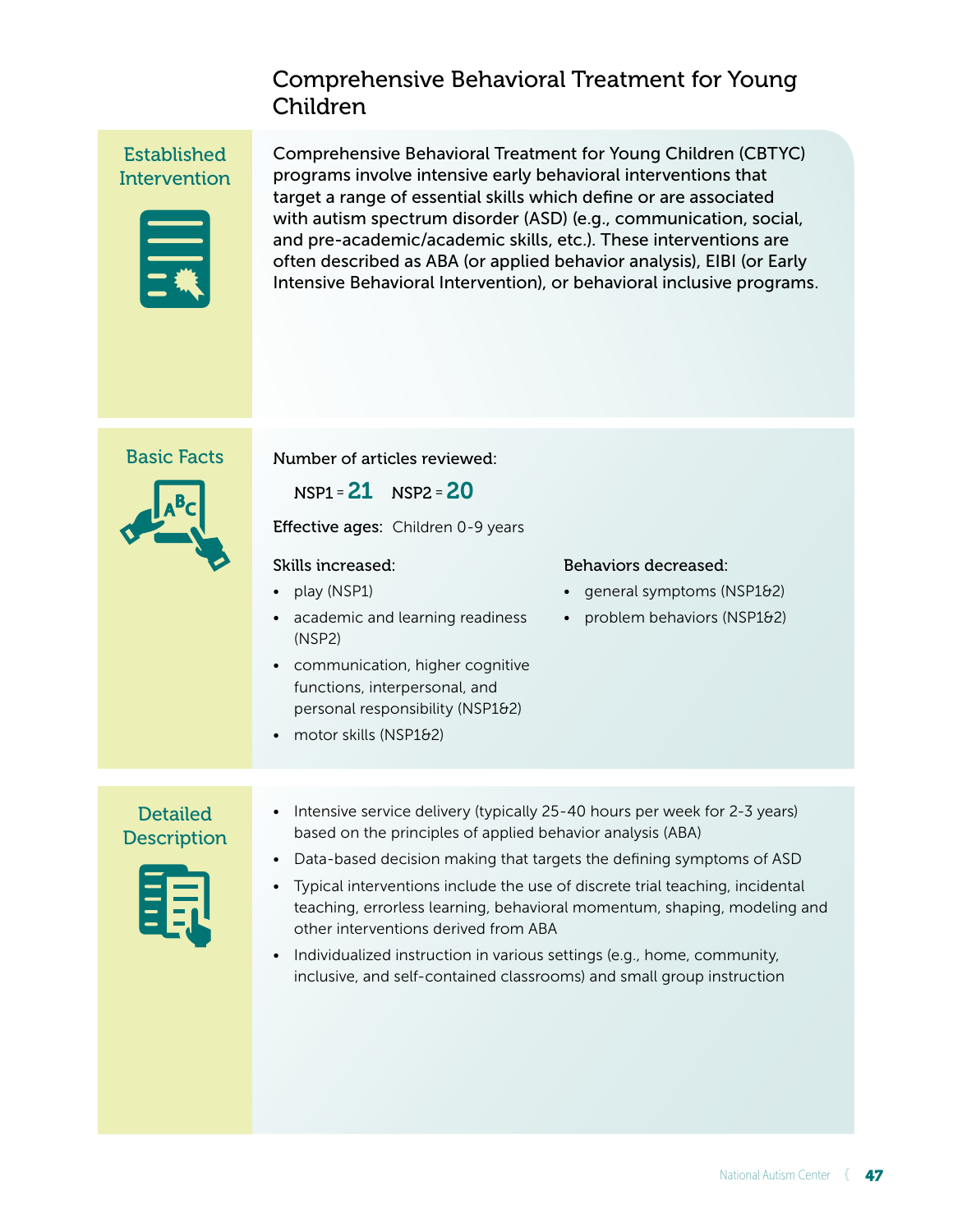# Comprehensive Behavioral Treatment for Young Children

## Established Intervention

Comprehensive Behavioral Treatment for Young Children (CBTYC) programs involve intensive early behavioral interventions that target a range of essential skills which define or are associated with autism spectrum disorder (ASD) (e.g., communication, social, and pre-academic/academic skills, etc.). These interventions are often described as ABA (or applied behavior analysis), EIBI (or Early Intensive Behavioral Intervention), or behavioral inclusive programs.

## Basic Facts

Number of articles reviewed:

NSP1 = **21** NSP2 = **20**

**Effective ages:** Children 0-9 years

Skills increased:

- play (NSP1)
- academic and learning readiness (NSP2)
- communication, higher cognitive functions, interpersonal, and personal responsibility (NSP1&2)
- motor skills (NSP1&2)

Behaviors decreased:

- general symptoms (NSP1&2)
- problem behaviors (NSP1&2)

## Detailed Description

- Intensive service delivery (typically 25-40 hours per week for 2-3 years) based on the principles of applied behavior analysis (ABA)
- Data-based decision making that targets the defining symptoms of ASD
- Typical interventions include the use of discrete trial teaching, incidental teaching, errorless learning, behavioral momentum, shaping, modeling and other interventions derived from ABA
- Individualized instruction in various settings (e.g., home, community, inclusive, and self-contained classrooms) and small group instruction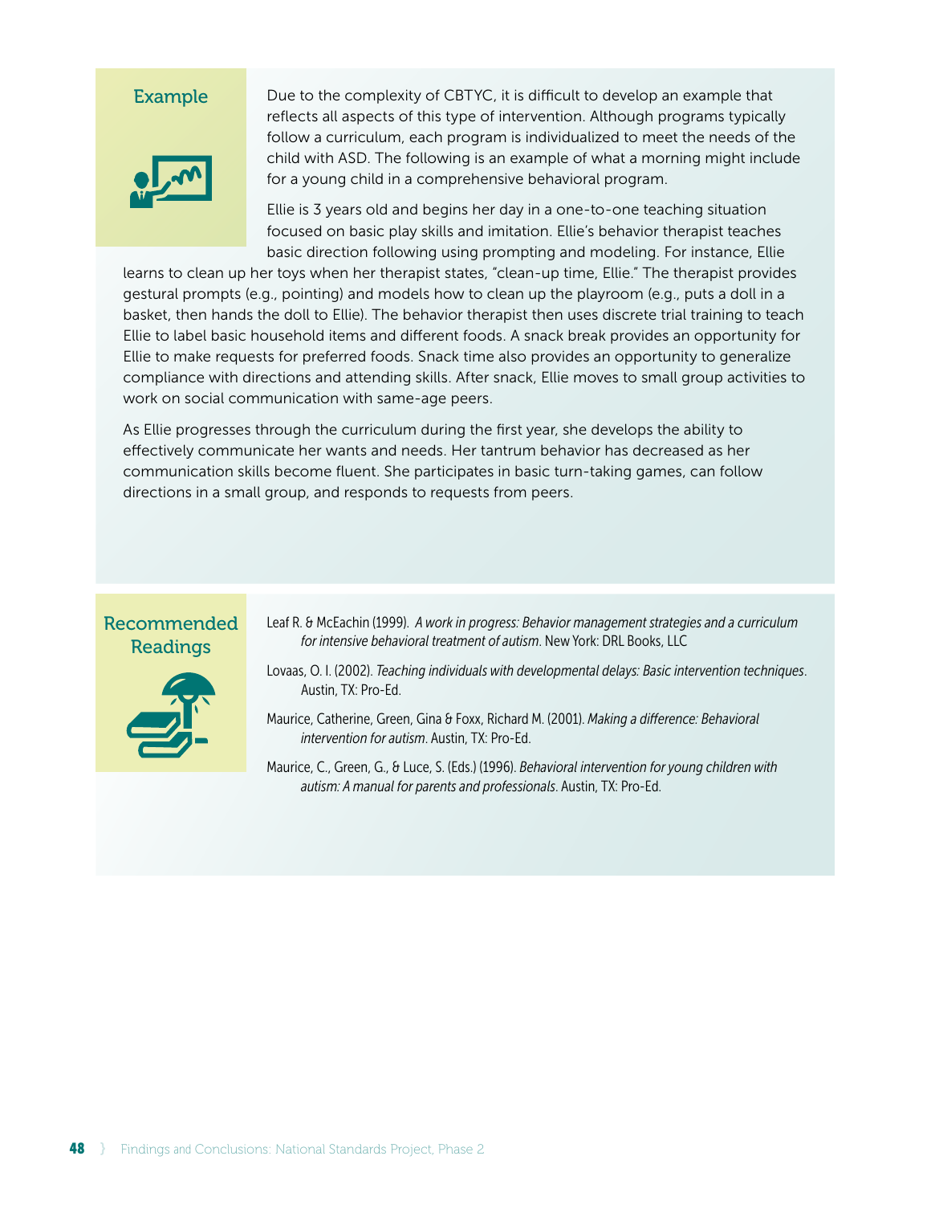## Example

Due to the complexity of CBTYC, it is difficult to develop an example that reflects all aspects of this type of intervention. Although programs typically follow a curriculum, each program is individualized to meet the needs of the child with ASD. The following is an example of what a morning might include for a young child in a comprehensive behavioral program.

Ellie is 3 years old and begins her day in a one-to-one teaching situation focused on basic play skills and imitation. Ellie's behavior therapist teaches basic direction following using prompting and modeling. For instance, Ellie learns to clean up her toys when her therapist states, "clean-up time, Ellie." The therapist provides gestural prompts (e.g., pointing) and models how to clean up the playroom (e.g., puts a doll in a basket, then hands the doll to Ellie). The behavior therapist then uses discrete trial training to teach Ellie to label basic household items and different foods. A snack break provides an opportunity for Ellie to make requests for preferred foods. Snack time also provides an opportunity to generalize compliance with directions and attending skills. After snack, Ellie moves to small group activities to work on social communication with same-age peers.

As Ellie progresses through the curriculum during the first year, she develops the ability to effectively communicate her wants and needs. Her tantrum behavior has decreased as her communication skills become fluent. She participates in basic turn-taking games, can follow directions in a small group, and responds to requests from peers.

## Recommended Readings

Leaf R. & McEachin (1999). *A work in progress: Behavior management strategies and a curriculum for intensive behavioral treatment of autism*. New York: DRL Books, LLC

Lovaas, O. I. (2002). *Teaching individuals with developmental delays: Basic intervention techniques*. Austin, TX: Pro-Ed.

Maurice, Catherine, Green, Gina & Foxx, Richard M. (2001). *Making a difference: Behavioral intervention for autism*. Austin, TX: Pro-Ed.

Maurice, C., Green, G., & Luce, S. (Eds.) (1996). *Behavioral intervention for young children with autism: A manual for parents and professionals*. Austin, TX: Pro-Ed.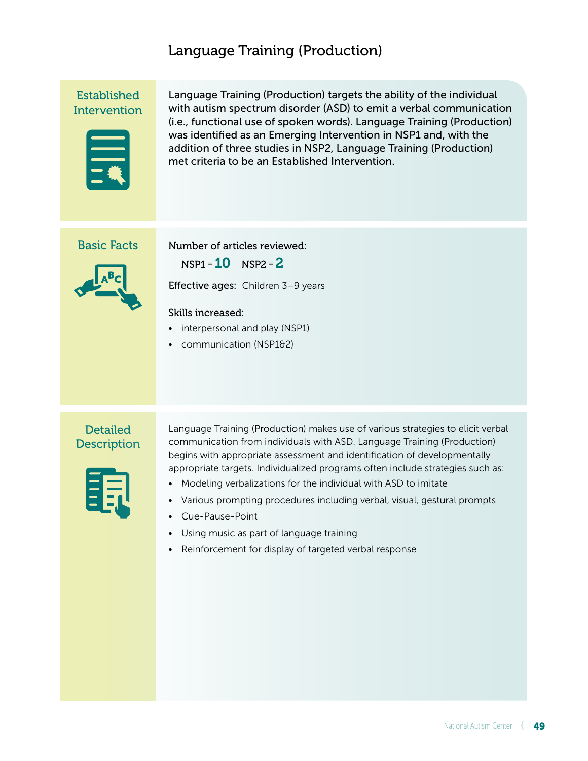# Language Training (Production)

## Established Intervention

Language Training (Production) targets the ability of the individual with autism spectrum disorder (ASD) to emit a verbal communication (i.e., functional use of spoken words). Language Training (Production) was identified as an Emerging Intervention in NSP1 and, with the addition of three studies in NSP2, Language Training (Production) met criteria to be an Established Intervention.

## Basic Facts

**Number of articles reviewed:**

NSP1 = **10** NSP2 = **2**

**Effective ages:** Children 3–9 years

**Skills increased:**

- interpersonal and play (NSP1)
- communication (NSP1&2)

## Detailed Description

Language Training (Production) makes use of various strategies to elicit verbal communication from individuals with ASD. Language Training (Production) begins with appropriate assessment and identification of developmentally appropriate targets. Individualized programs often include strategies such as:

- Modeling verbalizations for the individual with ASD to imitate
- Various prompting procedures including verbal, visual, gestural prompts
- Cue-Pause-Point
- Using music as part of language training
- Reinforcement for display of targeted verbal response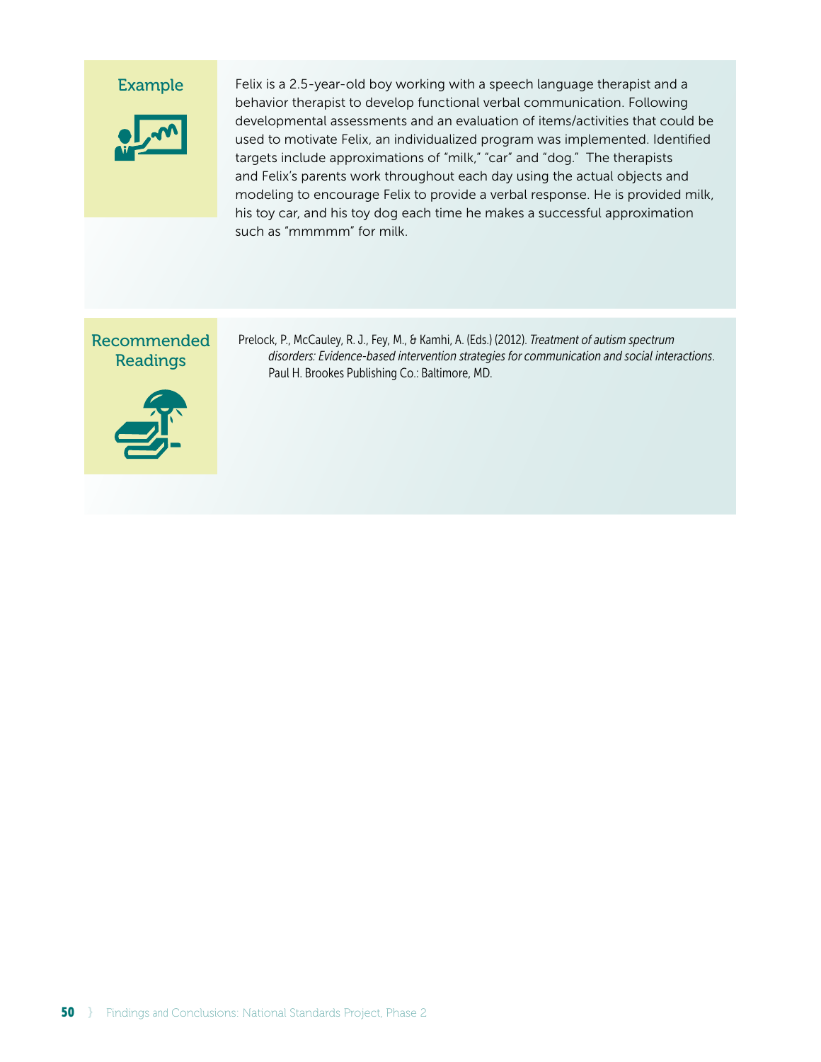### Example

Felix is a 2.5-year-old boy working with a speech language therapist and a behavior therapist to develop functional verbal communication. Following developmental assessments and an evaluation of items/activities that could be used to motivate Felix, an individualized program was implemented. Identified targets include approximations of "milk," "car" and "dog." The therapists and Felix's parents work throughout each day using the actual objects and modeling to encourage Felix to provide a verbal response. He is provided milk, his toy car, and his toy dog each time he makes a successful approximation such as "mmmmm" for milk.

### Recommended Readings

Prelock, P., McCauley, R. J., Fey, M., & Kamhi, A. (Eds.) (2012). *Treatment of autism spectrum disorders: Evidence-based intervention strategies for communication and social interactions*. Paul H. Brookes Publishing Co.: Baltimore, MD.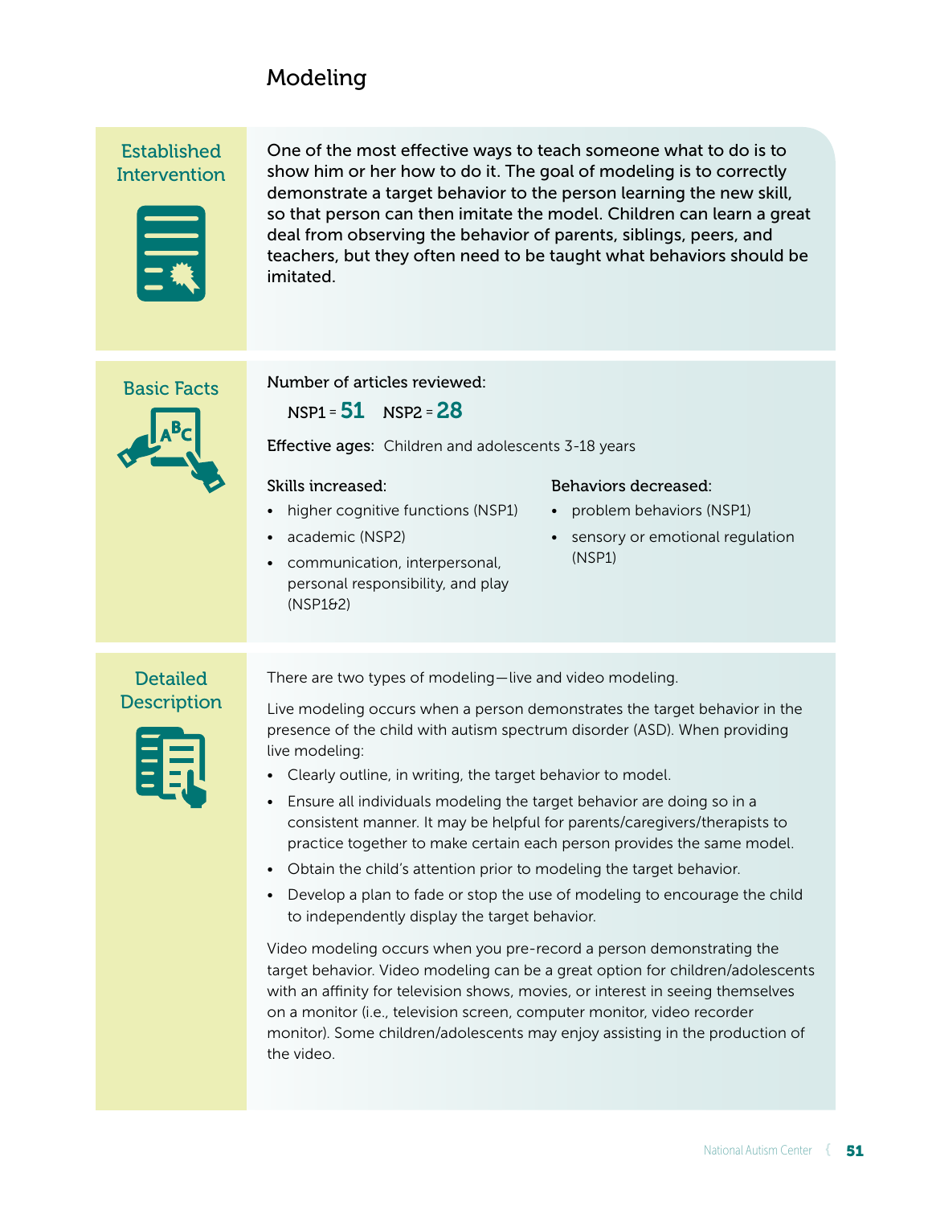# Modeling

## Established Intervention

One of the most effective ways to teach someone what to do is to show him or her how to do it. The goal of modeling is to correctly demonstrate a target behavior to the person learning the new skill, so that person can then imitate the model. Children can learn a great deal from observing the behavior of parents, siblings, peers, and teachers, but they often need to be taught what behaviors should be imitated.

## Basic Facts

**Number of articles reviewed:**

NSP1 = **51** NSP2 = **28**

**Effective ages:** Children and adolescents 3-18 years

**Skills increased:**

- higher cognitive functions (NSP1)
- academic (NSP2)
- communication, interpersonal, personal responsibility, and play (NSP1&2)

**Behaviors decreased:**

- problem behaviors (NSP1)
- sensory or emotional regulation (NSP1)

## Detailed Description

There are two types of modeling—live and video modeling.

Live modeling occurs when a person demonstrates the target behavior in the presence of the child with autism spectrum disorder (ASD). When providing live modeling:

- Clearly outline, in writing, the target behavior to model.
- Ensure all individuals modeling the target behavior are doing so in a consistent manner. It may be helpful for parents/caregivers/therapists to practice together to make certain each person provides the same model.
- Obtain the child's attention prior to modeling the target behavior.
- Develop a plan to fade or stop the use of modeling to encourage the child to independently display the target behavior.

Video modeling occurs when you pre-record a person demonstrating the target behavior. Video modeling can be a great option for children/adolescents with an affinity for television shows, movies, or interest in seeing themselves on a monitor (i.e., television screen, computer monitor, video recorder monitor). Some children/adolescents may enjoy assisting in the production of the video.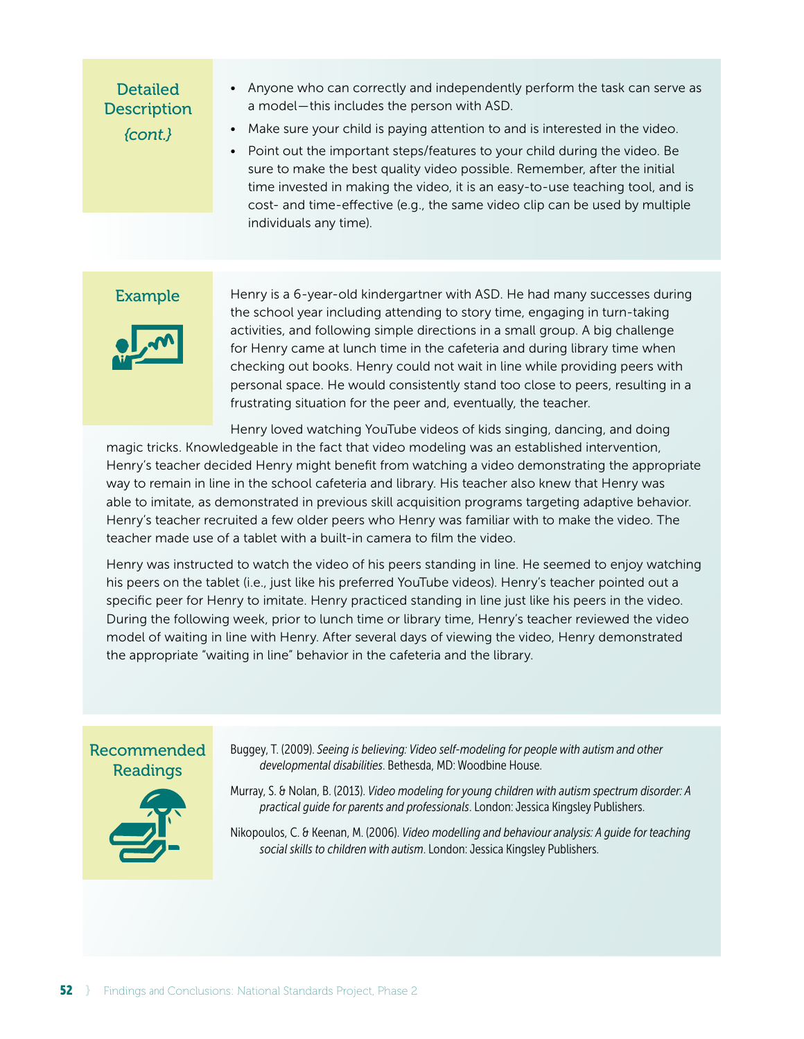### Detailed Description *{cont.}*

- Anyone who can correctly and independently perform the task can serve as a model—this includes the person with ASD.
- Make sure your child is paying attention to and is interested in the video.
- Point out the important steps/features to your child during the video. Be sure to make the best quality video possible. Remember, after the initial time invested in making the video, it is an easy-to-use teaching tool, and is cost- and time-effective (e.g., the same video clip can be used by multiple individuals any time).

### Example

Henry is a 6-year-old kindergartner with ASD. He had many successes during the school year including attending to story time, engaging in turn-taking activities, and following simple directions in a small group. A big challenge for Henry came at lunch time in the cafeteria and during library time when checking out books. Henry could not wait in line while providing peers with personal space. He would consistently stand too close to peers, resulting in a frustrating situation for the peer and, eventually, the teacher.

Henry loved watching YouTube videos of kids singing, dancing, and doing magic tricks. Knowledgeable in the fact that video modeling was an established intervention, Henry's teacher decided Henry might benefit from watching a video demonstrating the appropriate way to remain in line in the school cafeteria and library. His teacher also knew that Henry was able to imitate, as demonstrated in previous skill acquisition programs targeting adaptive behavior. Henry's teacher recruited a few older peers who Henry was familiar with to make the video. The teacher made use of a tablet with a built-in camera to film the video.

Henry was instructed to watch the video of his peers standing in line. He seemed to enjoy watching his peers on the tablet (i.e., just like his preferred YouTube videos). Henry's teacher pointed out a specific peer for Henry to imitate. Henry practiced standing in line just like his peers in the video. During the following week, prior to lunch time or library time, Henry's teacher reviewed the video model of waiting in line with Henry. After several days of viewing the video, Henry demonstrated the appropriate "waiting in line" behavior in the cafeteria and the library.

### Recommended Readings

Buggey, T. (2009). *Seeing is believing: Video self-modeling for people with autism and other developmental disabilities*. Bethesda, MD: Woodbine House.

Murray, S. & Nolan, B. (2013). *Video modeling for young children with autism spectrum disorder: A practical guide for parents and professionals*. London: Jessica Kingsley Publishers.

Nikopoulos, C. & Keenan, M. (2006). *Video modelling and behaviour analysis: A guide for teaching social skills to children with autism*. London: Jessica Kingsley Publishers.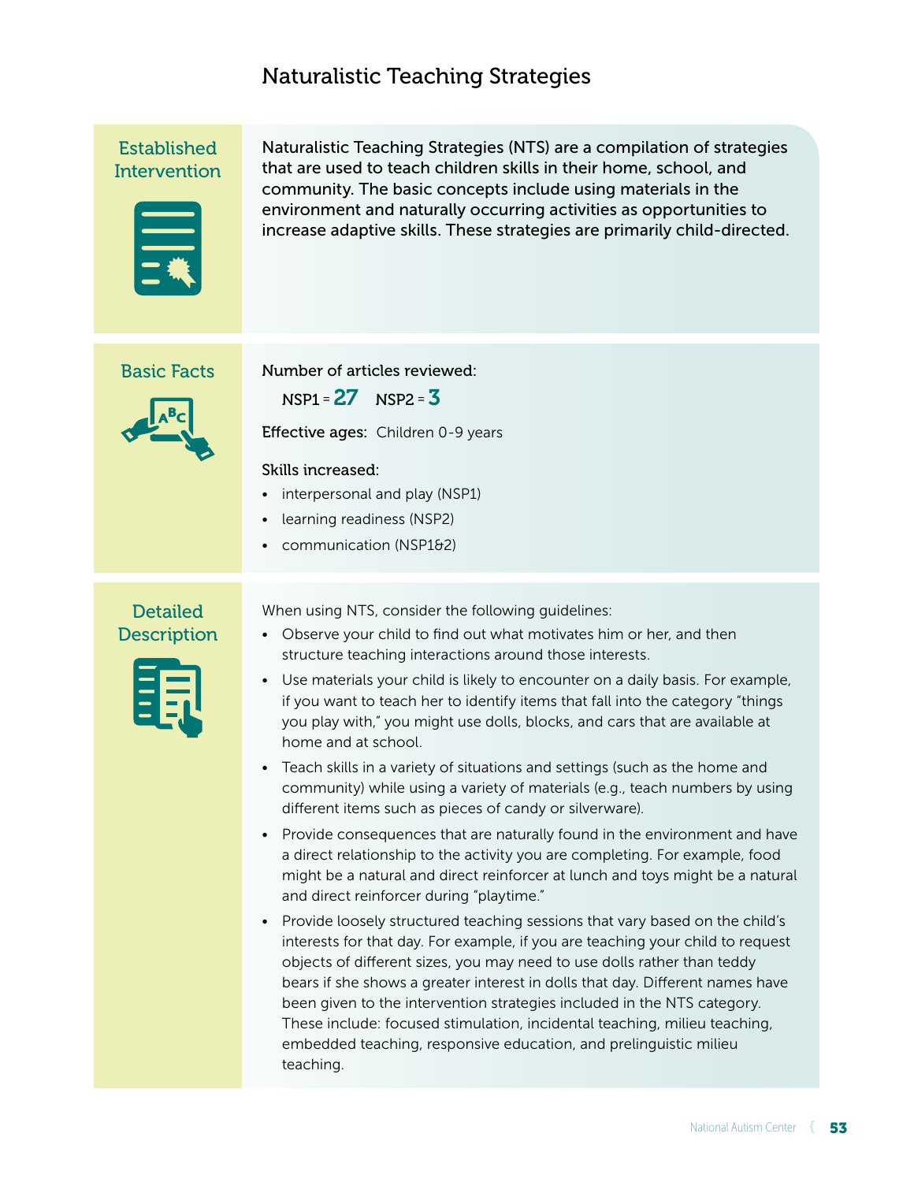# Naturalistic Teaching Strategies

## Established Intervention

Naturalistic Teaching Strategies (NTS) are a compilation of strategies that are used to teach children skills in their home, school, and community. The basic concepts include using materials in the environment and naturally occurring activities as opportunities to increase adaptive skills. These strategies are primarily child-directed.

## Basic Facts

**Number of articles reviewed:**

NSP1 = **27** NSP2 = **3**

**Effective ages:** Children 0-9 years

**Skills increased:**

- interpersonal and play (NSP1)
- learning readiness (NSP2)
- communication (NSP1&2)

## Detailed Description

When using NTS, consider the following guidelines:

- Observe your child to find out what motivates him or her, and then structure teaching interactions around those interests.
- Use materials your child is likely to encounter on a daily basis. For example, if you want to teach her to identify items that fall into the category "things you play with," you might use dolls, blocks, and cars that are available at home and at school.
- Teach skills in a variety of situations and settings (such as the home and community) while using a variety of materials (e.g., teach numbers by using different items such as pieces of candy or silverware).
- Provide consequences that are naturally found in the environment and have a direct relationship to the activity you are completing. For example, food might be a natural and direct reinforcer at lunch and toys might be a natural and direct reinforcer during "playtime."
- Provide loosely structured teaching sessions that vary based on the child's interests for that day. For example, if you are teaching your child to request objects of different sizes, you may need to use dolls rather than teddy bears if she shows a greater interest in dolls that day. Different names have been given to the intervention strategies included in the NTS category. These include: focused stimulation, incidental teaching, milieu teaching, embedded teaching, responsive education, and prelinguistic milieu teaching.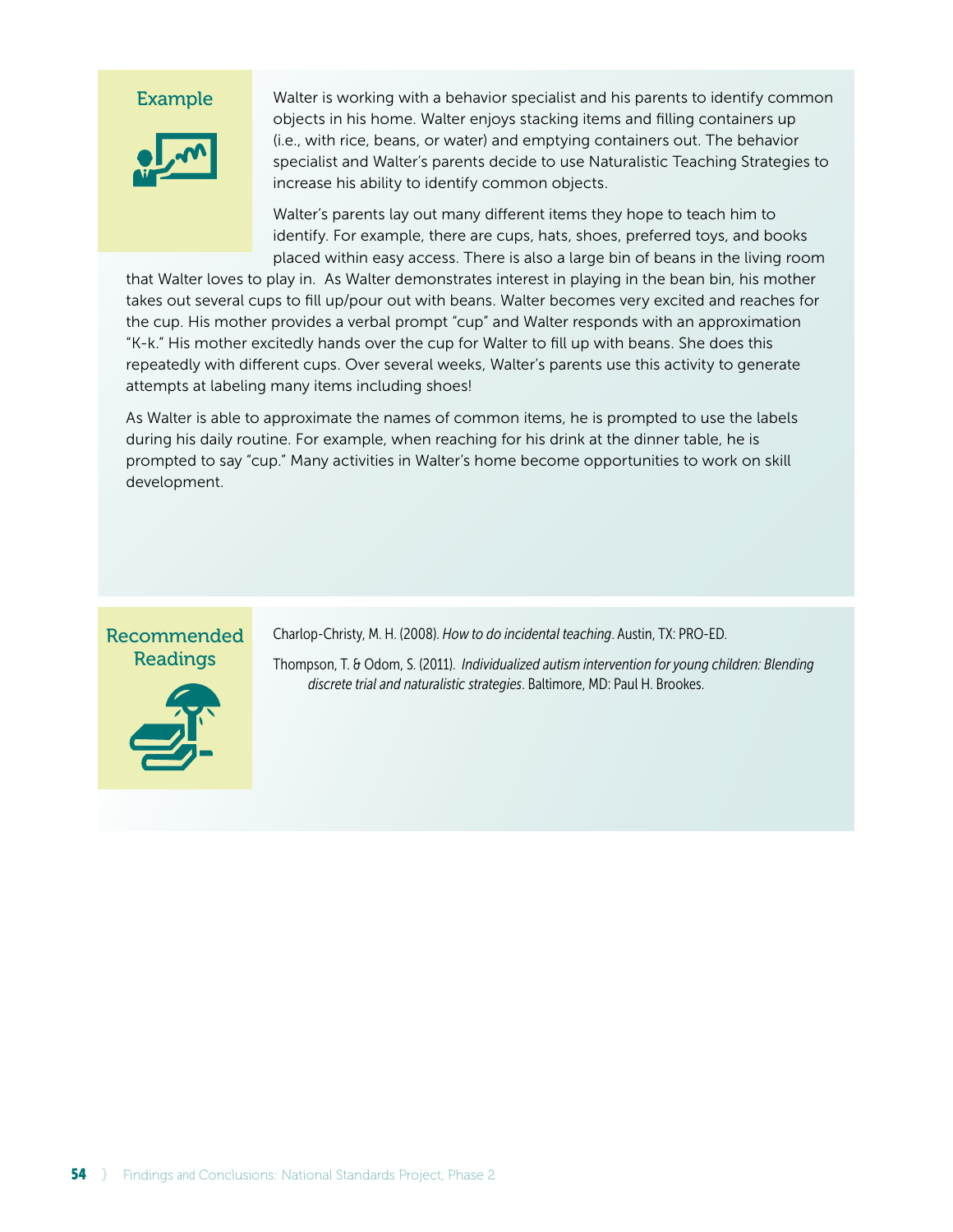### Example

Walter is working with a behavior specialist and his parents to identify common objects in his home. Walter enjoys stacking items and filling containers up (i.e., with rice, beans, or water) and emptying containers out. The behavior specialist and Walter's parents decide to use Naturalistic Teaching Strategies to increase his ability to identify common objects.

Walter's parents lay out many different items they hope to teach him to identify. For example, there are cups, hats, shoes, preferred toys, and books placed within easy access. There is also a large bin of beans in the living room that Walter loves to play in. As Walter demonstrates interest in playing in the bean bin, his mother takes out several cups to fill up/pour out with beans. Walter becomes very excited and reaches for the cup. His mother provides a verbal prompt "cup" and Walter responds with an approximation "K-k." His mother excitedly hands over the cup for Walter to fill up with beans. She does this repeatedly with different cups. Over several weeks, Walter's parents use this activity to generate attempts at labeling many items including shoes!

As Walter is able to approximate the names of common items, he is prompted to use the labels during his daily routine. For example, when reaching for his drink at the dinner table, he is prompted to say "cup." Many activities in Walter's home become opportunities to work on skill development.

### Recommended Readings

Charlop-Christy, M. H. (2008). *How to do incidental teaching*. Austin, TX: PRO-ED.

Thompson, T. & Odom, S. (2011). *Individualized autism intervention for young children: Blending discrete trial and naturalistic strategies*. Baltimore, MD: Paul H. Brookes.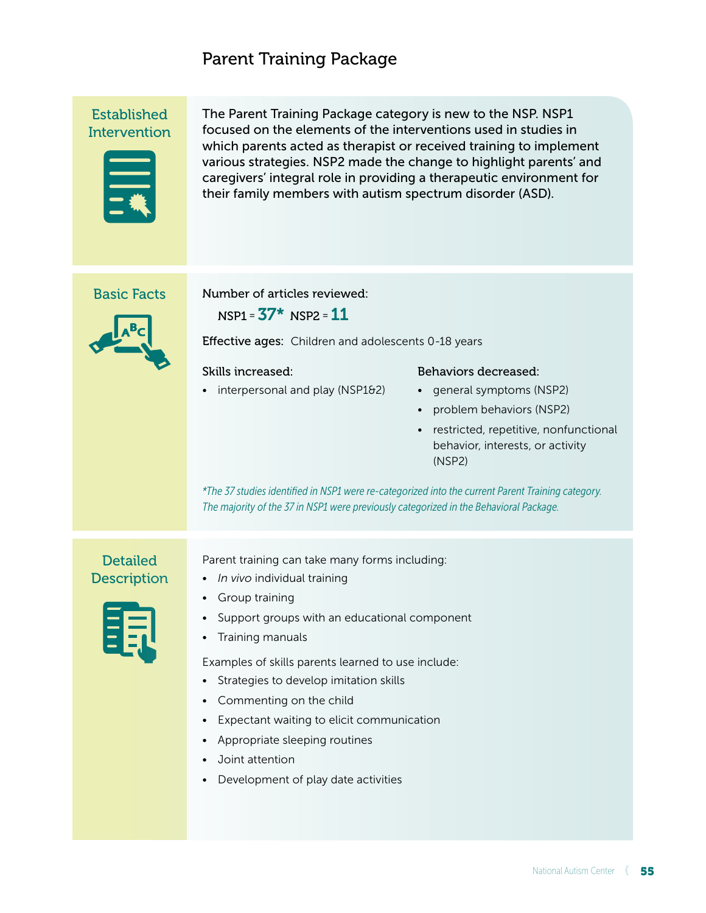# Parent Training Package

## Established Intervention

The Parent Training Package category is new to the NSP. NSP1 focused on the elements of the interventions used in studies in which parents acted as therapist or received training to implement various strategies. NSP2 made the change to highlight parents' and caregivers' integral role in providing a therapeutic environment for their family members with autism spectrum disorder (ASD).

## Basic Facts

Number of articles reviewed:

NSP1 = **37*** NSP2 = **11**

**Effective ages:** Children and adolescents 0-18 years

Skills increased:

- interpersonal and play (NSP1&2)

Behaviors decreased:

- general symptoms (NSP2)
- problem behaviors (NSP2)
- restricted, repetitive, nonfunctional behavior, interests, or activity (NSP2)

*\*The 37 studies identified in NSP1 were re-categorized into the current Parent Training category. The majority of the 37 in NSP1 were previously categorized in the Behavioral Package.*

## Detailed Description

Parent training can take many forms including:

- *In vivo* individual training
- Group training
- Support groups with an educational component
- Training manuals

Examples of skills parents learned to use include:

- Strategies to develop imitation skills
- Commenting on the child
- Expectant waiting to elicit communication
- Appropriate sleeping routines
- Joint attention
- Development of play date activities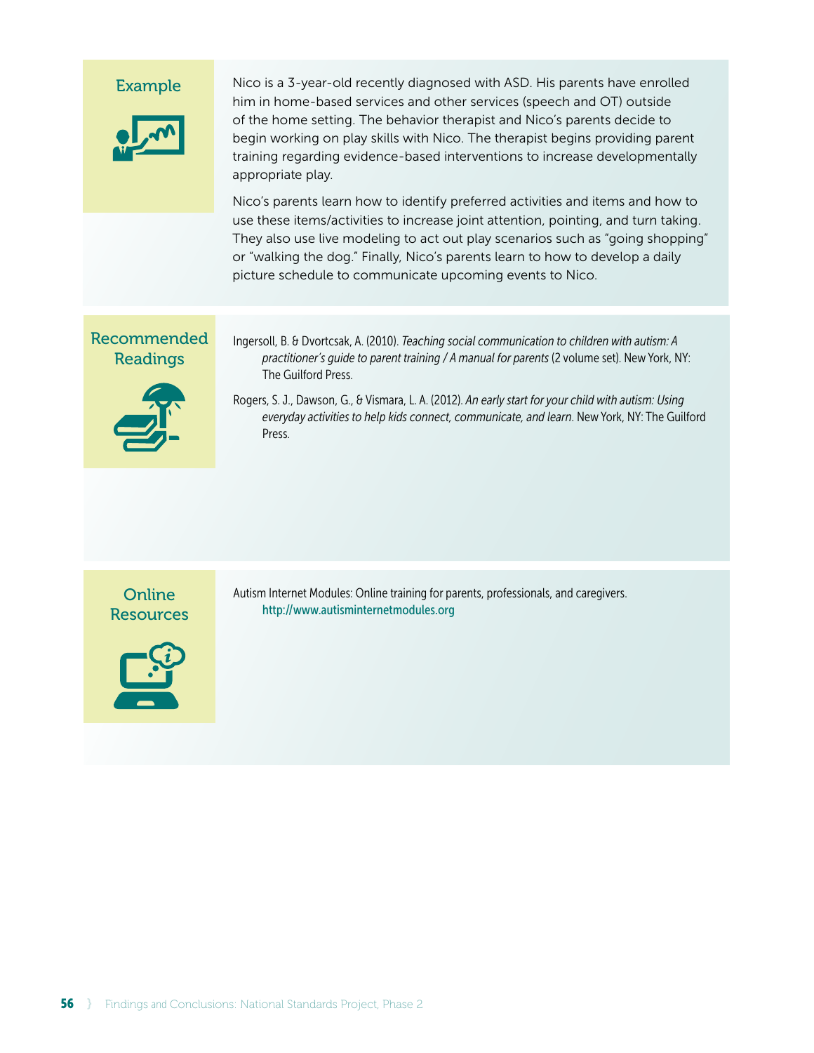### Example

Nico is a 3-year-old recently diagnosed with ASD. His parents have enrolled him in home-based services and other services (speech and OT) outside of the home setting. The behavior therapist and Nico's parents decide to begin working on play skills with Nico. The therapist begins providing parent training regarding evidence-based interventions to increase developmentally appropriate play.

Nico's parents learn how to identify preferred activities and items and how to use these items/activities to increase joint attention, pointing, and turn taking. They also use live modeling to act out play scenarios such as "going shopping" or "walking the dog." Finally, Nico's parents learn to how to develop a daily picture schedule to communicate upcoming events to Nico.

### Recommended Readings

Ingersoll, B. & Dvortcsak, A. (2010). *Teaching social communication to children with autism: A practitioner's guide to parent training / A manual for parents* (2 volume set). New York, NY: The Guilford Press.

Rogers, S. J., Dawson, G., & Vismara, L. A. (2012). *An early start for your child with autism: Using everyday activities to help kids connect, communicate, and learn.* New York, NY: The Guilford Press.

### Online Resources

Autism Internet Modules: Online training for parents, professionals, and caregivers.
http://www.autisminternetmodules.org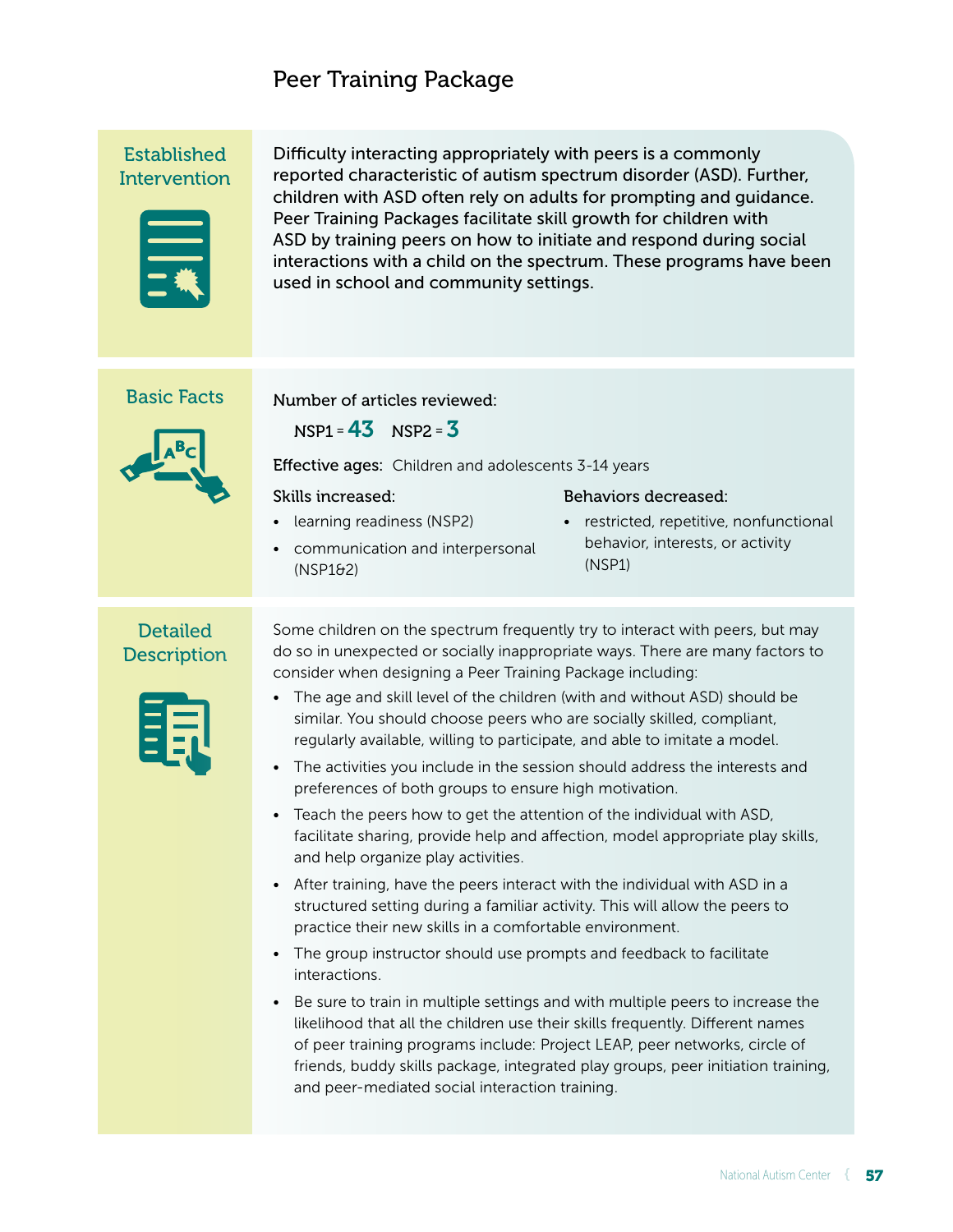# Peer Training Package

## Established Intervention

Difficulty interacting appropriately with peers is a commonly reported characteristic of autism spectrum disorder (ASD). Further, children with ASD often rely on adults for prompting and guidance. Peer Training Packages facilitate skill growth for children with ASD by training peers on how to initiate and respond during social interactions with a child on the spectrum. These programs have been used in school and community settings.

## Basic Facts

Number of articles reviewed:

NSP1 = **43** NSP2 = **3**

**Effective ages:** Children and adolescents 3-14 years

**Skills increased:**

- learning readiness (NSP2)
- communication and interpersonal (NSP1&2)

**Behaviors decreased:**

- restricted, repetitive, nonfunctional behavior, interests, or activity (NSP1)

## Detailed Description

Some children on the spectrum frequently try to interact with peers, but may do so in unexpected or socially inappropriate ways. There are many factors to consider when designing a Peer Training Package including:

- The age and skill level of the children (with and without ASD) should be similar. You should choose peers who are socially skilled, compliant, regularly available, willing to participate, and able to imitate a model.
- The activities you include in the session should address the interests and preferences of both groups to ensure high motivation.
- Teach the peers how to get the attention of the individual with ASD, facilitate sharing, provide help and affection, model appropriate play skills, and help organize play activities.
- After training, have the peers interact with the individual with ASD in a structured setting during a familiar activity. This will allow the peers to practice their new skills in a comfortable environment.
- The group instructor should use prompts and feedback to facilitate interactions.
- Be sure to train in multiple settings and with multiple peers to increase the likelihood that all the children use their skills frequently. Different names of peer training programs include: Project LEAP, peer networks, circle of friends, buddy skills package, integrated play groups, peer initiation training, and peer-mediated social interaction training.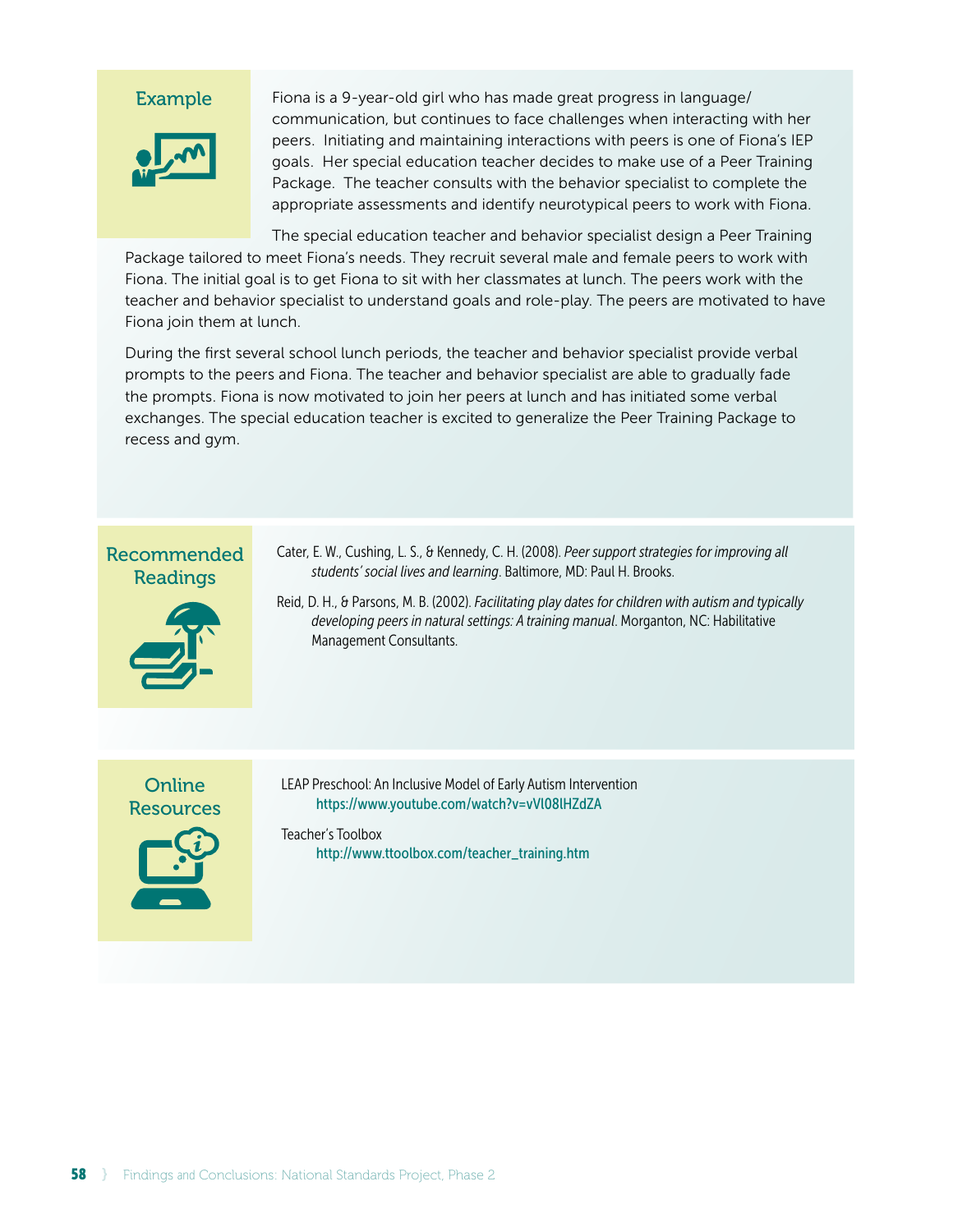## Example

Fiona is a 9-year-old girl who has made great progress in language/communication, but continues to face challenges when interacting with her peers. Initiating and maintaining interactions with peers is one of Fiona's IEP goals. Her special education teacher decides to make use of a Peer Training Package. The teacher consults with the behavior specialist to complete the appropriate assessments and identify neurotypical peers to work with Fiona.

The special education teacher and behavior specialist design a Peer Training Package tailored to meet Fiona's needs. They recruit several male and female peers to work with Fiona. The initial goal is to get Fiona to sit with her classmates at lunch. The peers work with the teacher and behavior specialist to understand goals and role-play. The peers are motivated to have Fiona join them at lunch.

During the first several school lunch periods, the teacher and behavior specialist provide verbal prompts to the peers and Fiona. The teacher and behavior specialist are able to gradually fade the prompts. Fiona is now motivated to join her peers at lunch and has initiated some verbal exchanges. The special education teacher is excited to generalize the Peer Training Package to recess and gym.

## Recommended Readings

Cater, E. W., Cushing, L. S., & Kennedy, C. H. (2008). *Peer support strategies for improving all students' social lives and learning*. Baltimore, MD: Paul H. Brooks.

Reid, D. H., & Parsons, M. B. (2002). *Facilitating play dates for children with autism and typically developing peers in natural settings: A training manual*. Morganton, NC: Habilitative Management Consultants.

## Online Resources

LEAP Preschool: An Inclusive Model of Early Autism Intervention
https://www.youtube.com/watch?v=vVl08lHZdZA

Teacher's Toolbox
http://www.ttoolbox.com/teacher_training.htm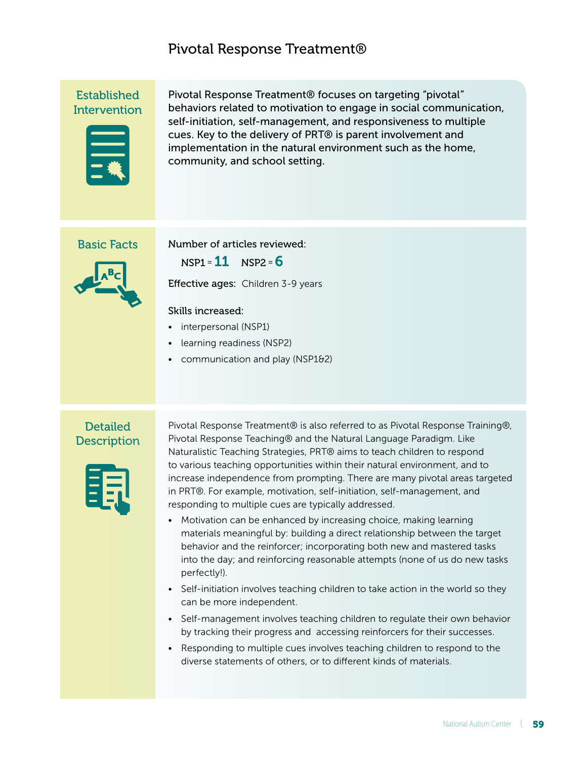# Pivotal Response Treatment®

## Established Intervention

Pivotal Response Treatment® focuses on targeting "pivotal" behaviors related to motivation to engage in social communication, self-initiation, self-management, and responsiveness to multiple cues. Key to the delivery of PRT® is parent involvement and implementation in the natural environment such as the home, community, and school setting.

## Basic Facts

Number of articles reviewed:

NSP1 = **11** NSP2 = **6**

**Effective ages:** Children 3-9 years

**Skills increased:**

- interpersonal (NSP1)
- learning readiness (NSP2)
- communication and play (NSP1&2)

## Detailed Description

Pivotal Response Treatment® is also referred to as Pivotal Response Training®, Pivotal Response Teaching® and the Natural Language Paradigm. Like Naturalistic Teaching Strategies, PRT® aims to teach children to respond to various teaching opportunities within their natural environment, and to increase independence from prompting. There are many pivotal areas targeted in PRT®. For example, motivation, self-initiation, self-management, and responding to multiple cues are typically addressed.

- Motivation can be enhanced by increasing choice, making learning materials meaningful by: building a direct relationship between the target behavior and the reinforcer; incorporating both new and mastered tasks into the day; and reinforcing reasonable attempts (none of us do new tasks perfectly!).
- Self-initiation involves teaching children to take action in the world so they can be more independent.
- Self-management involves teaching children to regulate their own behavior by tracking their progress and accessing reinforcers for their successes.
- Responding to multiple cues involves teaching children to respond to the diverse statements of others, or to different kinds of materials.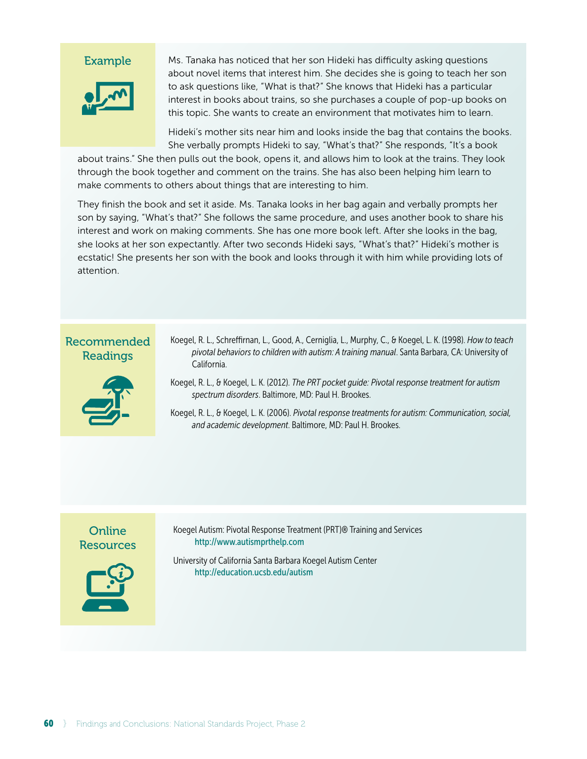### Example

Ms. Tanaka has noticed that her son Hideki has difficulty asking questions about novel items that interest him. She decides she is going to teach her son to ask questions like, "What is that?" She knows that Hideki has a particular interest in books about trains, so she purchases a couple of pop-up books on this topic. She wants to create an environment that motivates him to learn.

Hideki's mother sits near him and looks inside the bag that contains the books. She verbally prompts Hideki to say, "What's that?" She responds, "It's a book about trains." She then pulls out the book, opens it, and allows him to look at the trains. They look through the book together and comment on the trains. She has also been helping him learn to make comments to others about things that are interesting to him.

They finish the book and set it aside. Ms. Tanaka looks in her bag again and verbally prompts her son by saying, "What's that?" She follows the same procedure, and uses another book to share his interest and work on making comments. She has one more book left. After she looks in the bag, she looks at her son expectantly. After two seconds Hideki says, "What's that?" Hideki's mother is ecstatic! She presents her son with the book and looks through it with him while providing lots of attention.

### Recommended Readings

Koegel, R. L., Schreffirnan, L., Good, A., Cerniglia, L., Murphy, C., & Koegel, L. K. (1998). *How to teach pivotal behaviors to children with autism: A training manual*. Santa Barbara, CA: University of California.

Koegel, R. L., & Koegel, L. K. (2012). *The PRT pocket guide: Pivotal response treatment for autism spectrum disorders*. Baltimore, MD: Paul H. Brookes.

Koegel, R. L., & Koegel, L. K. (2006). *Pivotal response treatments for autism: Communication, social, and academic development*. Baltimore, MD: Paul H. Brookes.

### Online Resources

Koegel Autism: Pivotal Response Treatment (PRT)® Training and Services
http://www.autismprthelp.com

University of California Santa Barbara Koegel Autism Center
http://education.ucsb.edu/autism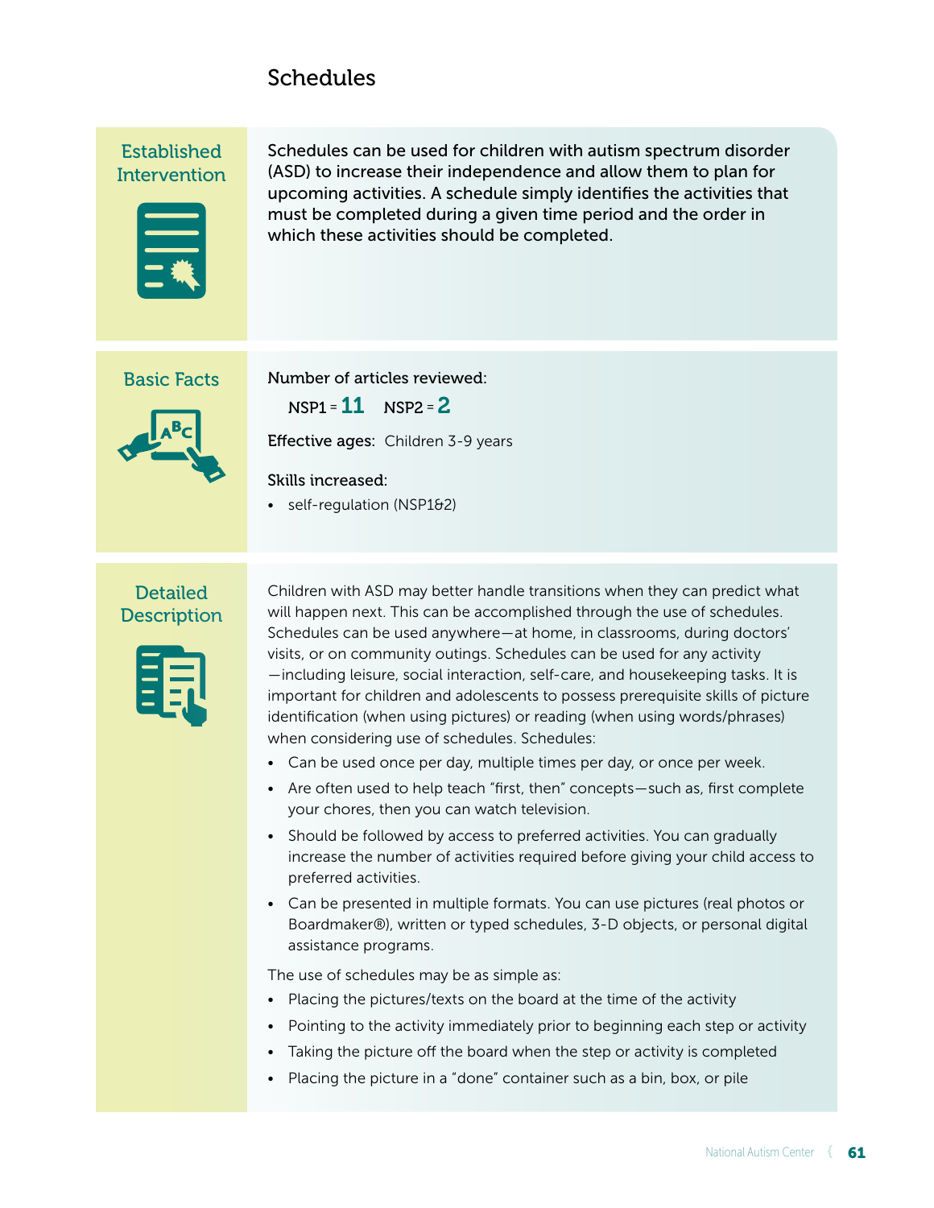# Schedules

## Established Intervention

Schedules can be used for children with autism spectrum disorder (ASD) to increase their independence and allow them to plan for upcoming activities. A schedule simply identifies the activities that must be completed during a given time period and the order in which these activities should be completed.

## Basic Facts

Number of articles reviewed:

NSP1 = **11** NSP2 = **2**

Effective ages: Children 3-9 years

Skills increased:

- self-regulation (NSP1&2)

## Detailed Description

Children with ASD may better handle transitions when they can predict what will happen next. This can be accomplished through the use of schedules. Schedules can be used anywhere—at home, in classrooms, during doctors' visits, or on community outings. Schedules can be used for any activity—including leisure, social interaction, self-care, and housekeeping tasks. It is important for children and adolescents to possess prerequisite skills of picture identification (when using pictures) or reading (when using words/phrases) when considering use of schedules. Schedules:

- Can be used once per day, multiple times per day, or once per week.
- Are often used to help teach "first, then" concepts—such as, first complete your chores, then you can watch television.
- Should be followed by access to preferred activities. You can gradually increase the number of activities required before giving your child access to preferred activities.
- Can be presented in multiple formats. You can use pictures (real photos or Boardmaker®), written or typed schedules, 3-D objects, or personal digital assistance programs.

The use of schedules may be as simple as:

- Placing the pictures/texts on the board at the time of the activity
- Pointing to the activity immediately prior to beginning each step or activity
- Taking the picture off the board when the step or activity is completed
- Placing the picture in a "done" container such as a bin, box, or pile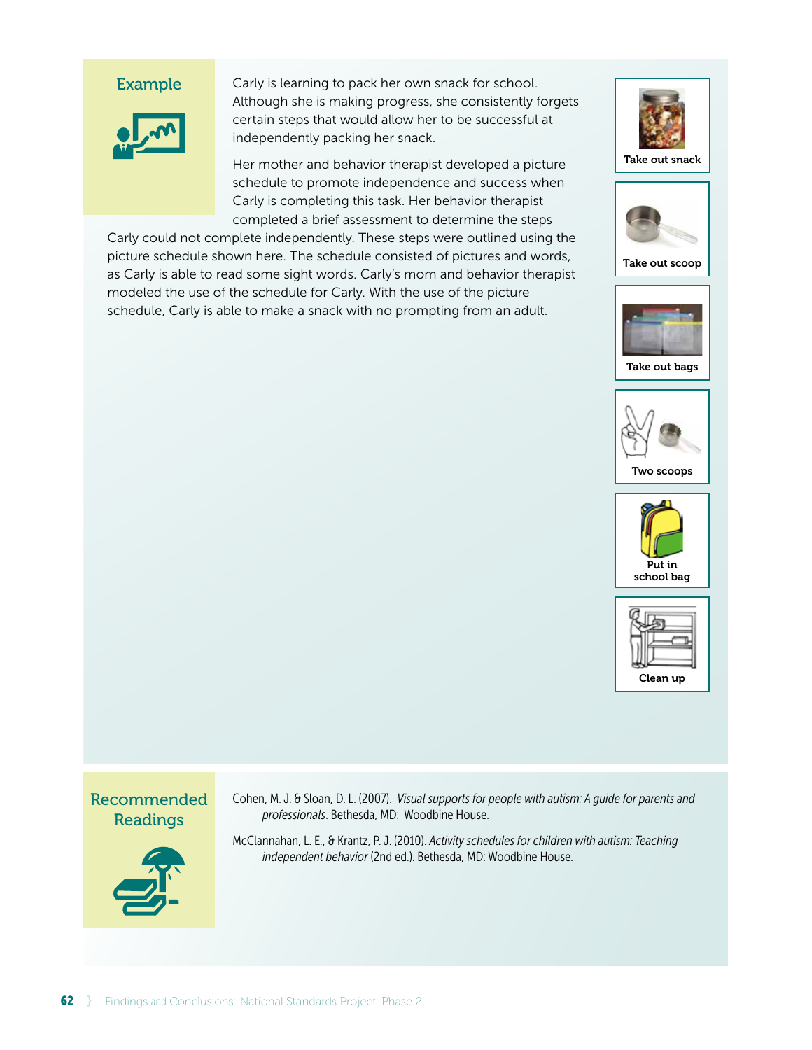## Example

Carly is learning to pack her own snack for school. Although she is making progress, she consistently forgets certain steps that would allow her to be successful at independently packing her snack.

Her mother and behavior therapist developed a picture schedule to promote independence and success when Carly is completing this task. Her behavior therapist completed a brief assessment to determine the steps Carly could not complete independently. These steps were outlined using the picture schedule shown here. The schedule consisted of pictures and words, as Carly is able to read some sight words. Carly's mom and behavior therapist modeled the use of the schedule for Carly. With the use of the picture schedule, Carly is able to make a snack with no prompting from an adult.

Take out snack

Take out scoop

Take out bags

Two scoops

Put in school bag

Clean up

## Recommended Readings

Cohen, M. J. & Sloan, D. L. (2007). *Visual supports for people with autism: A guide for parents and professionals*. Bethesda, MD: Woodbine House.

McClannahan, L. E., & Krantz, P. J. (2010). *Activity schedules for children with autism: Teaching independent behavior* (2nd ed.). Bethesda, MD: Woodbine House.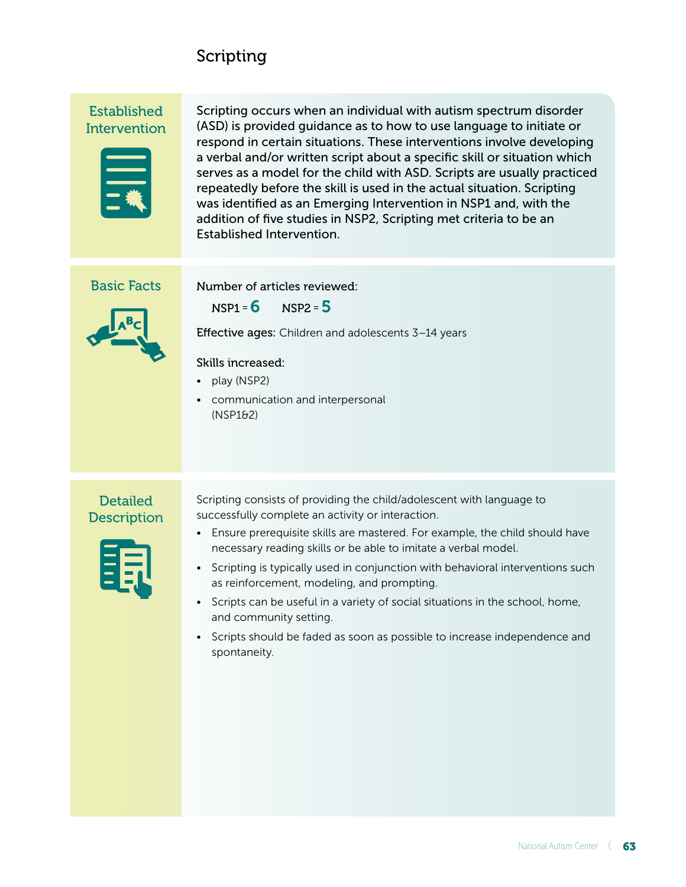# Scripting

## Established Intervention

Scripting occurs when an individual with autism spectrum disorder (ASD) is provided guidance as to how to use language to initiate or respond in certain situations. These interventions involve developing a verbal and/or written script about a specific skill or situation which serves as a model for the child with ASD. Scripts are usually practiced repeatedly before the skill is used in the actual situation. Scripting was identified as an Emerging Intervention in NSP1 and, with the addition of five studies in NSP2, Scripting met criteria to be an Established Intervention.

## Basic Facts

Number of articles reviewed:

NSP1 = **6** NSP2 = **5**

**Effective ages:** Children and adolescents 3–14 years

**Skills increased:**

- play (NSP2)
- communication and interpersonal (NSP1&2)

## Detailed Description

Scripting consists of providing the child/adolescent with language to successfully complete an activity or interaction.

- Ensure prerequisite skills are mastered. For example, the child should have necessary reading skills or be able to imitate a verbal model.
- Scripting is typically used in conjunction with behavioral interventions such as reinforcement, modeling, and prompting.
- Scripts can be useful in a variety of social situations in the school, home, and community setting.
- Scripts should be faded as soon as possible to increase independence and spontaneity.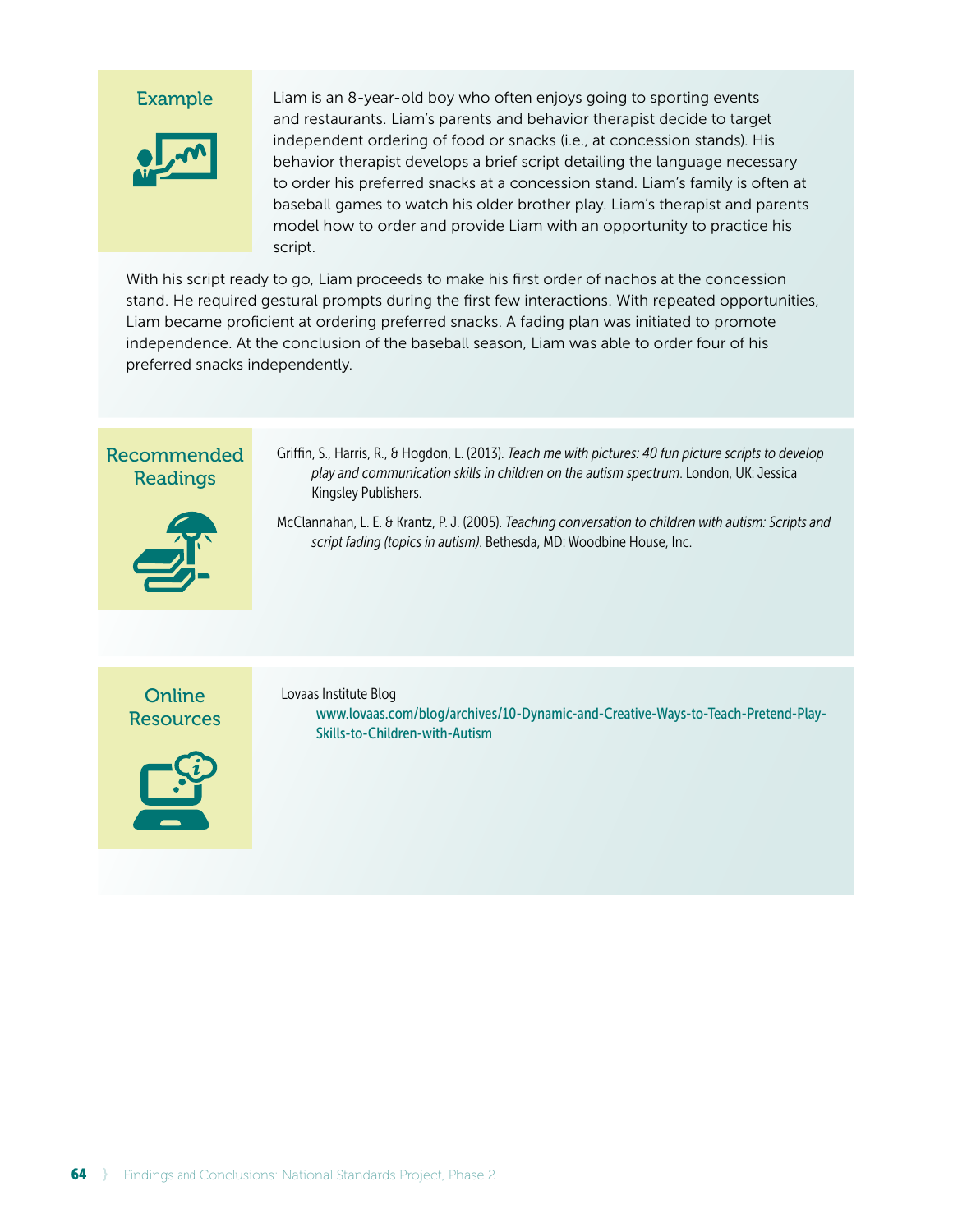## Example

Liam is an 8-year-old boy who often enjoys going to sporting events and restaurants. Liam's parents and behavior therapist decide to target independent ordering of food or snacks (i.e., at concession stands). His behavior therapist develops a brief script detailing the language necessary to order his preferred snacks at a concession stand. Liam's family is often at baseball games to watch his older brother play. Liam's therapist and parents model how to order and provide Liam with an opportunity to practice his script.

With his script ready to go, Liam proceeds to make his first order of nachos at the concession stand. He required gestural prompts during the first few interactions. With repeated opportunities, Liam became proficient at ordering preferred snacks. A fading plan was initiated to promote independence. At the conclusion of the baseball season, Liam was able to order four of his preferred snacks independently.

## Recommended Readings

Griffin, S., Harris, R., & Hogdon, L. (2013). *Teach me with pictures: 40 fun picture scripts to develop play and communication skills in children on the autism spectrum*. London, UK: Jessica Kingsley Publishers.

McClannahan, L. E. & Krantz, P. J. (2005). *Teaching conversation to children with autism: Scripts and script fading (topics in autism)*. Bethesda, MD: Woodbine House, Inc.

## Online Resources

Lovaas Institute Blog
www.lovaas.com/blog/archives/10-Dynamic-and-Creative-Ways-to-Teach-Pretend-Play-Skills-to-Children-with-Autism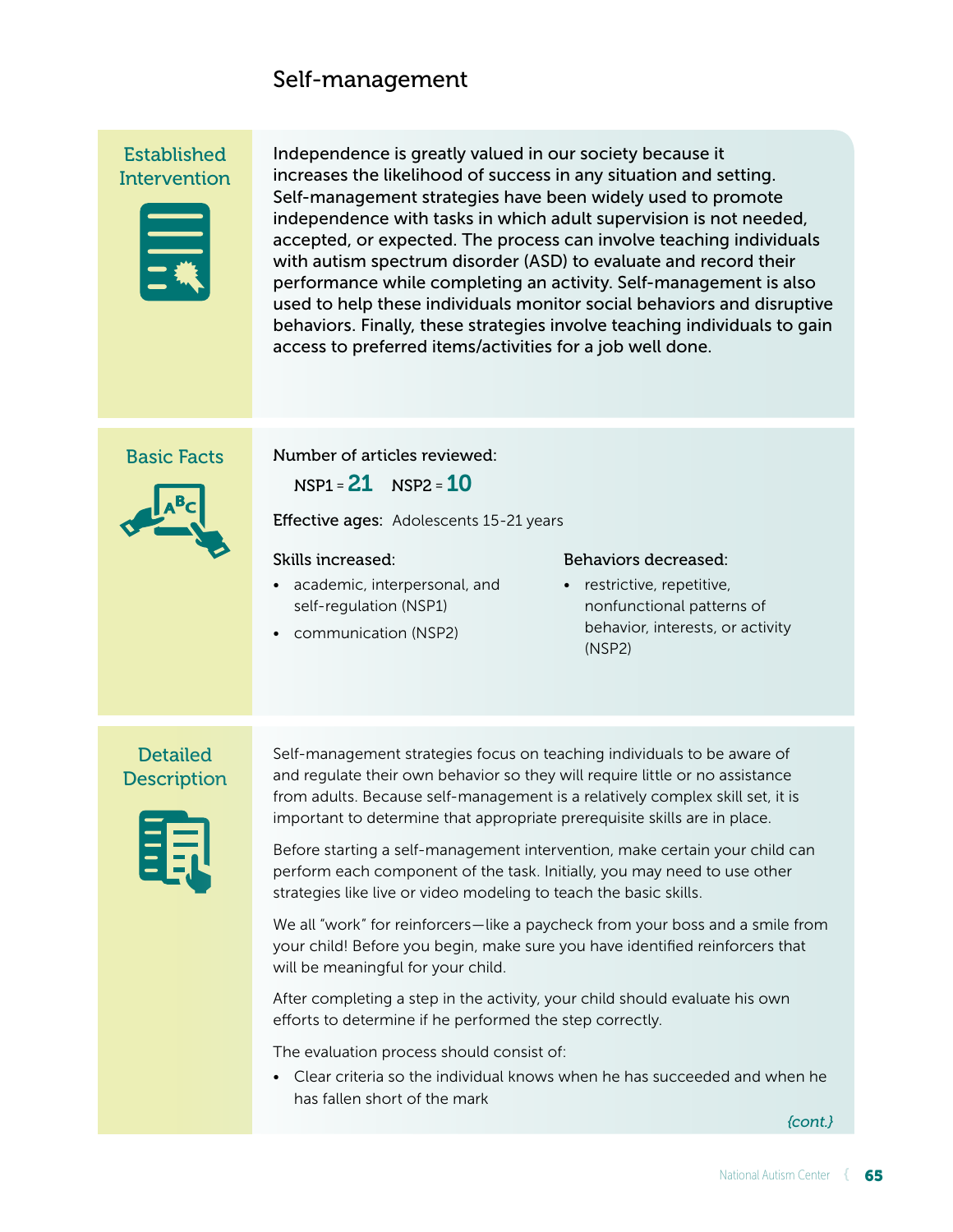# Self-management

## Established Intervention

Independence is greatly valued in our society because it increases the likelihood of success in any situation and setting. Self-management strategies have been widely used to promote independence with tasks in which adult supervision is not needed, accepted, or expected. The process can involve teaching individuals with autism spectrum disorder (ASD) to evaluate and record their performance while completing an activity. Self-management is also used to help these individuals monitor social behaviors and disruptive behaviors. Finally, these strategies involve teaching individuals to gain access to preferred items/activities for a job well done.

## Basic Facts

**Number of articles reviewed:**

NSP1 = **21** NSP2 = **10**

**Effective ages:** Adolescents 15-21 years

**Skills increased:**

- academic, interpersonal, and self-regulation (NSP1)
- communication (NSP2)

**Behaviors decreased:**

- restrictive, repetitive, nonfunctional patterns of behavior, interests, or activity (NSP2)

## Detailed Description

Self-management strategies focus on teaching individuals to be aware of and regulate their own behavior so they will require little or no assistance from adults. Because self-management is a relatively complex skill set, it is important to determine that appropriate prerequisite skills are in place.

Before starting a self-management intervention, make certain your child can perform each component of the task. Initially, you may need to use other strategies like live or video modeling to teach the basic skills.

We all "work" for reinforcers—like a paycheck from your boss and a smile from your child! Before you begin, make sure you have identified reinforcers that will be meaningful for your child.

After completing a step in the activity, your child should evaluate his own efforts to determine if he performed the step correctly.

The evaluation process should consist of:

- Clear criteria so the individual knows when he has succeeded and when he has fallen short of the mark

*{cont.}*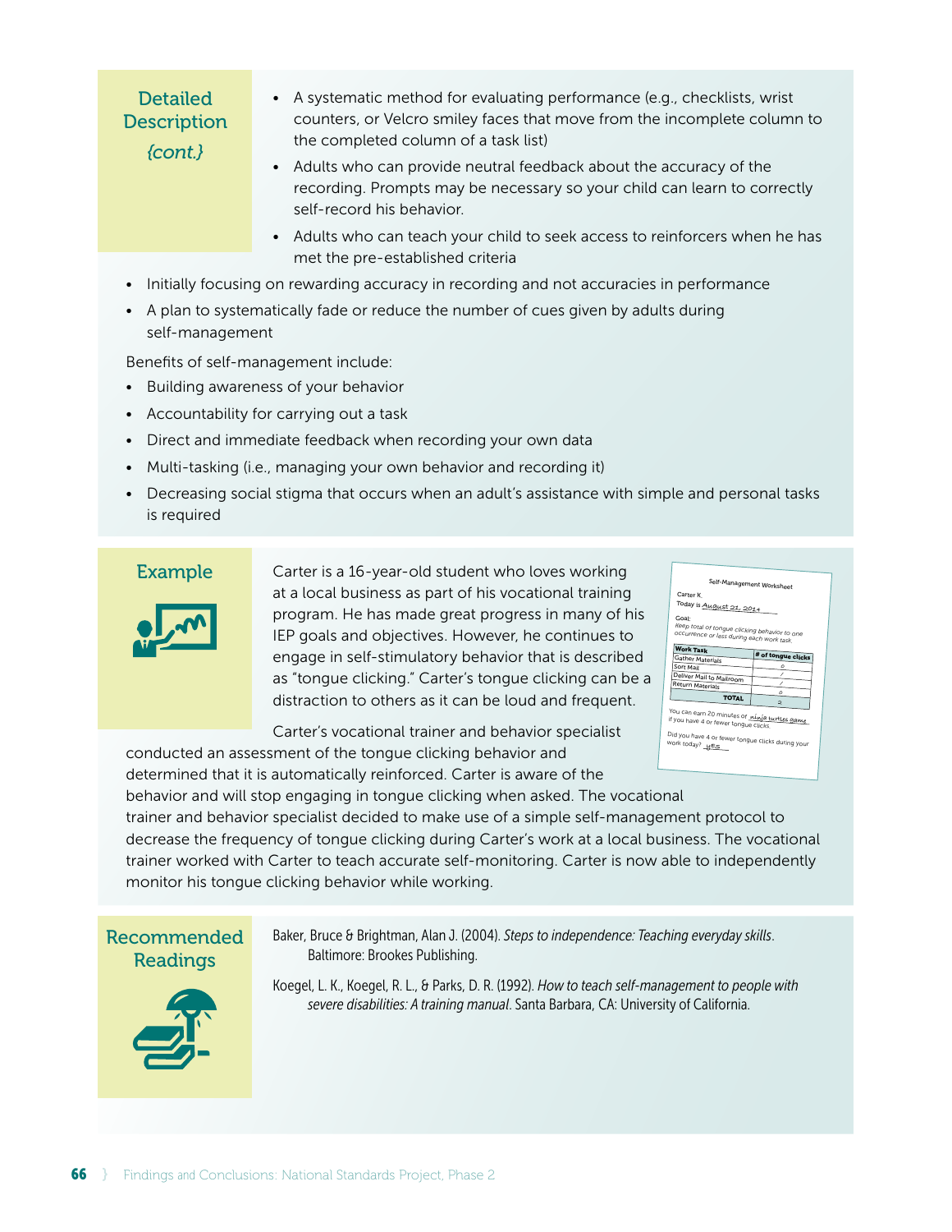### Detailed Description *{cont.}*

- A systematic method for evaluating performance (e.g., checklists, wrist counters, or Velcro smiley faces that move from the incomplete column to the completed column of a task list)
- Adults who can provide neutral feedback about the accuracy of the recording. Prompts may be necessary so your child can learn to correctly self-record his behavior.
- Adults who can teach your child to seek access to reinforcers when he has met the pre-established criteria
- Initially focusing on rewarding accuracy in recording and not accuracies in performance
- A plan to systematically fade or reduce the number of cues given by adults during self-management

Benefits of self-management include:

- Building awareness of your behavior
- Accountability for carrying out a task
- Direct and immediate feedback when recording your own data
- Multi-tasking (i.e., managing your own behavior and recording it)
- Decreasing social stigma that occurs when an adult's assistance with simple and personal tasks is required

### Example

Carter is a 16-year-old student who loves working at a local business as part of his vocational training program. He has made great progress in many of his IEP goals and objectives. However, he continues to engage in self-stimulatory behavior that is described as "tongue clicking." Carter's tongue clicking can be a distraction to others as it can be loud and frequent.

Carter's vocational trainer and behavior specialist conducted an assessment of the tongue clicking behavior and determined that it is automatically reinforced. Carter is aware of the behavior and will stop engaging in tongue clicking when asked. The vocational trainer and behavior specialist decided to make use of a simple self-management protocol to decrease the frequency of tongue clicking during Carter's work at a local business. The vocational trainer worked with Carter to teach accurate self-monitoring. Carter is now able to independently monitor his tongue clicking behavior while working.

**Self-Management Worksheet**

Carter K.
Today is August 21, 2014

Goal:
Keep total of tongue clicking behavior to one occurrence or less during each work task.

| Work Task | # of tongue clicks |
|---|---|
| Gather Materials | 0 |
| Sort Mail | 1 |
| Deliver Mail to Mailroom | 1 |
| Return Materials | 0 |
| TOTAL | 2 |

You can earn 20 minutes of ninja turtles game if you have 4 or fewer tongue clicks.

Did you have 4 or fewer tongue clicks during your work today? yes

### Recommended Readings

Baker, Bruce & Brightman, Alan J. (2004). *Steps to independence: Teaching everyday skills*. Baltimore: Brookes Publishing.

Koegel, L. K., Koegel, R. L., & Parks, D. R. (1992). *How to teach self-management to people with severe disabilities: A training manual*. Santa Barbara, CA: University of California.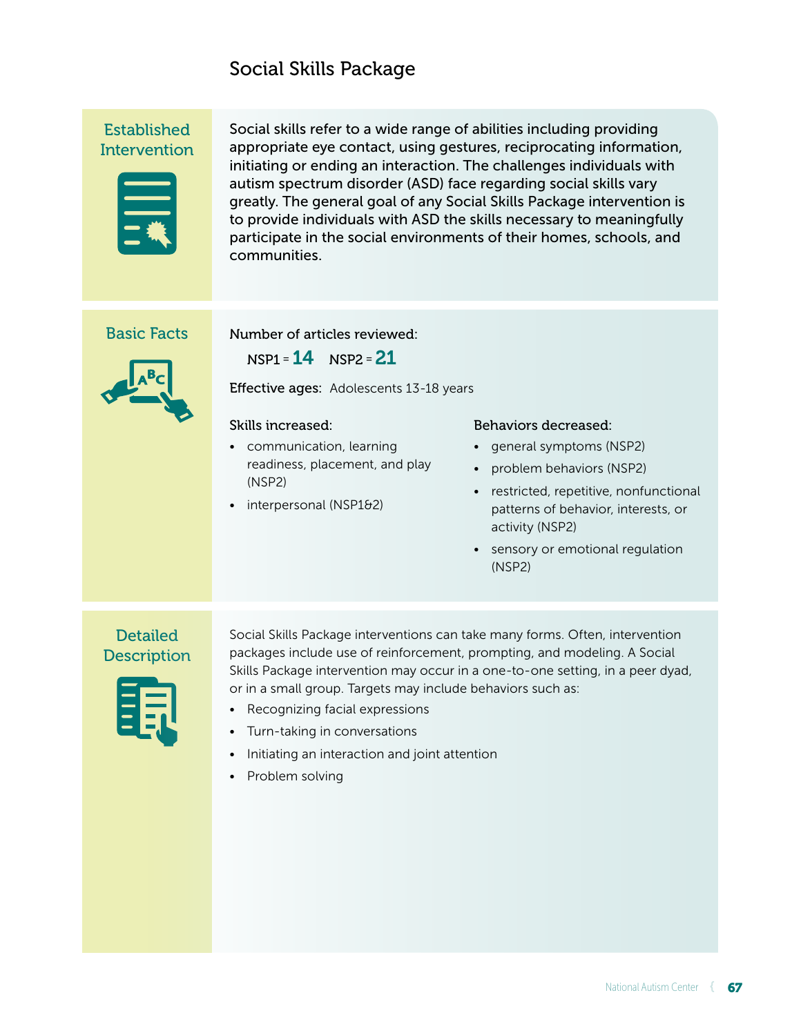# Social Skills Package

## Established Intervention

Social skills refer to a wide range of abilities including providing appropriate eye contact, using gestures, reciprocating information, initiating or ending an interaction. The challenges individuals with autism spectrum disorder (ASD) face regarding social skills vary greatly. The general goal of any Social Skills Package intervention is to provide individuals with ASD the skills necessary to meaningfully participate in the social environments of their homes, schools, and communities.

## Basic Facts

Number of articles reviewed:

NSP1 = **14** NSP2 = **21**

**Effective ages:** Adolescents 13-18 years

**Skills increased:**

- communication, learning readiness, placement, and play (NSP2)
- interpersonal (NSP1&2)

**Behaviors decreased:**

- general symptoms (NSP2)
- problem behaviors (NSP2)
- restricted, repetitive, nonfunctional patterns of behavior, interests, or activity (NSP2)
- sensory or emotional regulation (NSP2)

## Detailed Description

Social Skills Package interventions can take many forms. Often, intervention packages include use of reinforcement, prompting, and modeling. A Social Skills Package intervention may occur in a one-to-one setting, in a peer dyad, or in a small group. Targets may include behaviors such as:

- Recognizing facial expressions
- Turn-taking in conversations
- Initiating an interaction and joint attention
- Problem solving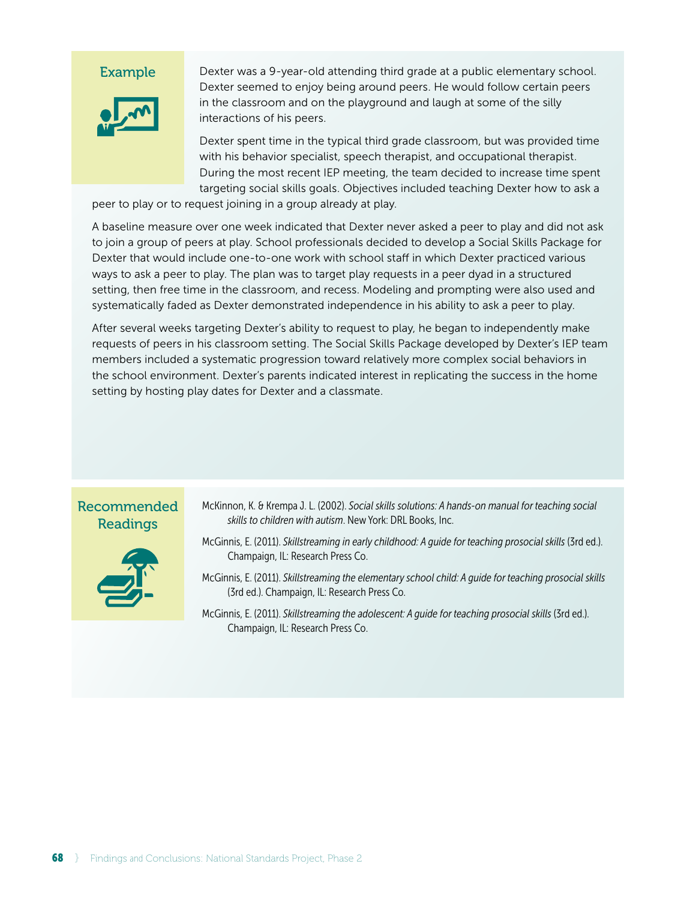## Example

Dexter was a 9-year-old attending third grade at a public elementary school. Dexter seemed to enjoy being around peers. He would follow certain peers in the classroom and on the playground and laugh at some of the silly interactions of his peers.

Dexter spent time in the typical third grade classroom, but was provided time with his behavior specialist, speech therapist, and occupational therapist. During the most recent IEP meeting, the team decided to increase time spent targeting social skills goals. Objectives included teaching Dexter how to ask a peer to play or to request joining in a group already at play.

A baseline measure over one week indicated that Dexter never asked a peer to play and did not ask to join a group of peers at play. School professionals decided to develop a Social Skills Package for Dexter that would include one-to-one work with school staff in which Dexter practiced various ways to ask a peer to play. The plan was to target play requests in a peer dyad in a structured setting, then free time in the classroom, and recess. Modeling and prompting were also used and systematically faded as Dexter demonstrated independence in his ability to ask a peer to play.

After several weeks targeting Dexter's ability to request to play, he began to independently make requests of peers in his classroom setting. The Social Skills Package developed by Dexter's IEP team members included a systematic progression toward relatively more complex social behaviors in the school environment. Dexter's parents indicated interest in replicating the success in the home setting by hosting play dates for Dexter and a classmate.

## Recommended Readings

McKinnon, K. & Krempa J. L. (2002). *Social skills solutions: A hands-on manual for teaching social skills to children with autism*. New York: DRL Books, Inc.

McGinnis, E. (2011). *Skillstreaming in early childhood: A guide for teaching prosocial skills* (3rd ed.). Champaign, IL: Research Press Co.

McGinnis, E. (2011). *Skillstreaming the elementary school child: A guide for teaching prosocial skills* (3rd ed.). Champaign, IL: Research Press Co.

McGinnis, E. (2011). *Skillstreaming the adolescent: A guide for teaching prosocial skills* (3rd ed.). Champaign, IL: Research Press Co.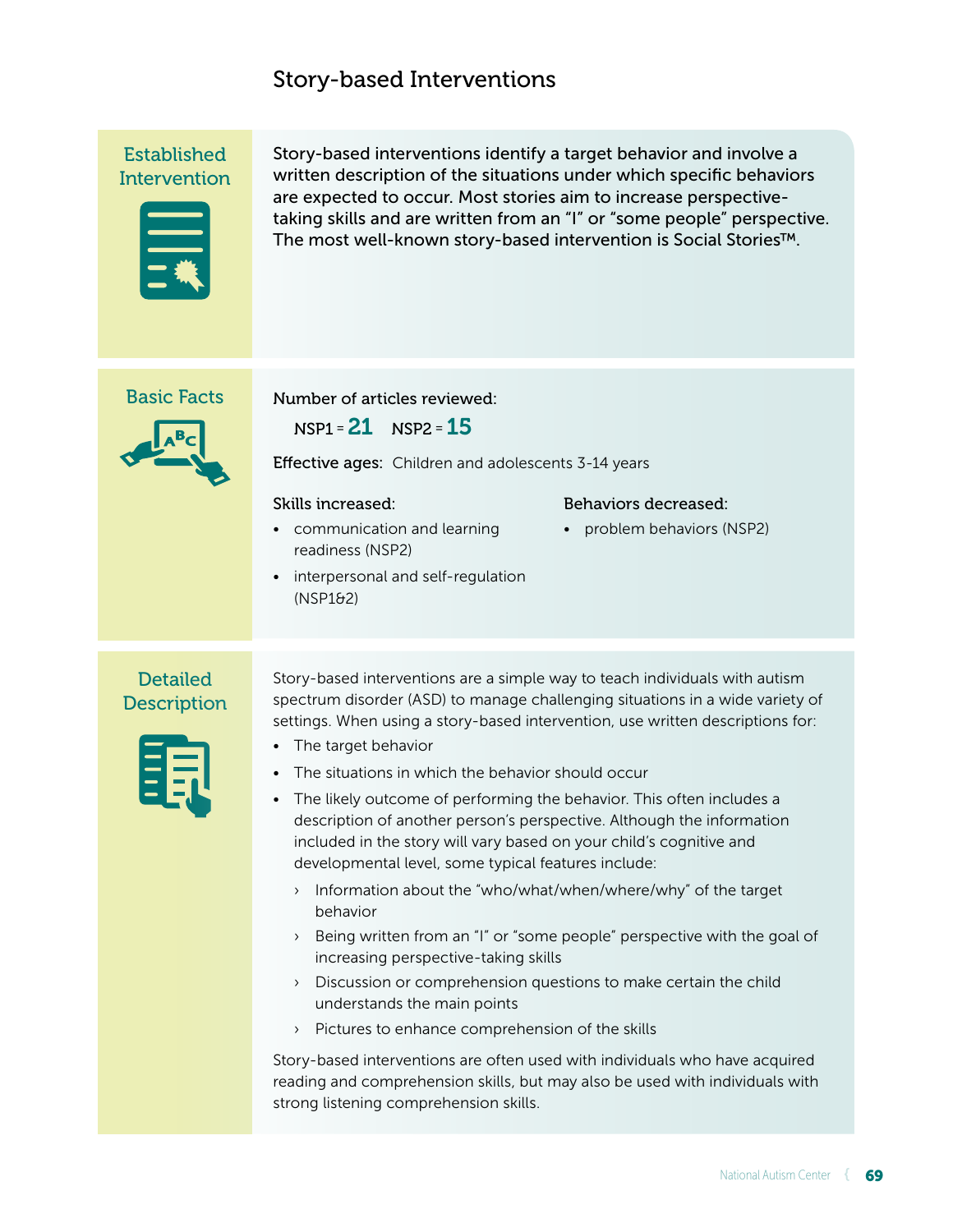# Story-based Interventions

## Established Intervention

Story-based interventions identify a target behavior and involve a written description of the situations under which specific behaviors are expected to occur. Most stories aim to increase perspective-taking skills and are written from an "I" or "some people" perspective. The most well-known story-based intervention is Social Stories™.

## Basic Facts

Number of articles reviewed:

NSP1 = **21** NSP2 = **15**

**Effective ages:** Children and adolescents 3-14 years

**Skills increased:**

- communication and learning readiness (NSP2)
- interpersonal and self-regulation (NSP1&2)

**Behaviors decreased:**

- problem behaviors (NSP2)

## Detailed Description

Story-based interventions are a simple way to teach individuals with autism spectrum disorder (ASD) to manage challenging situations in a wide variety of settings. When using a story-based intervention, use written descriptions for:

- The target behavior
- The situations in which the behavior should occur
- The likely outcome of performing the behavior. This often includes a description of another person's perspective. Although the information included in the story will vary based on your child's cognitive and developmental level, some typical features include:
  - Information about the "who/what/when/where/why" of the target behavior
  - Being written from an "I" or "some people" perspective with the goal of increasing perspective-taking skills
  - Discussion or comprehension questions to make certain the child understands the main points
  - Pictures to enhance comprehension of the skills

Story-based interventions are often used with individuals who have acquired reading and comprehension skills, but may also be used with individuals with strong listening comprehension skills.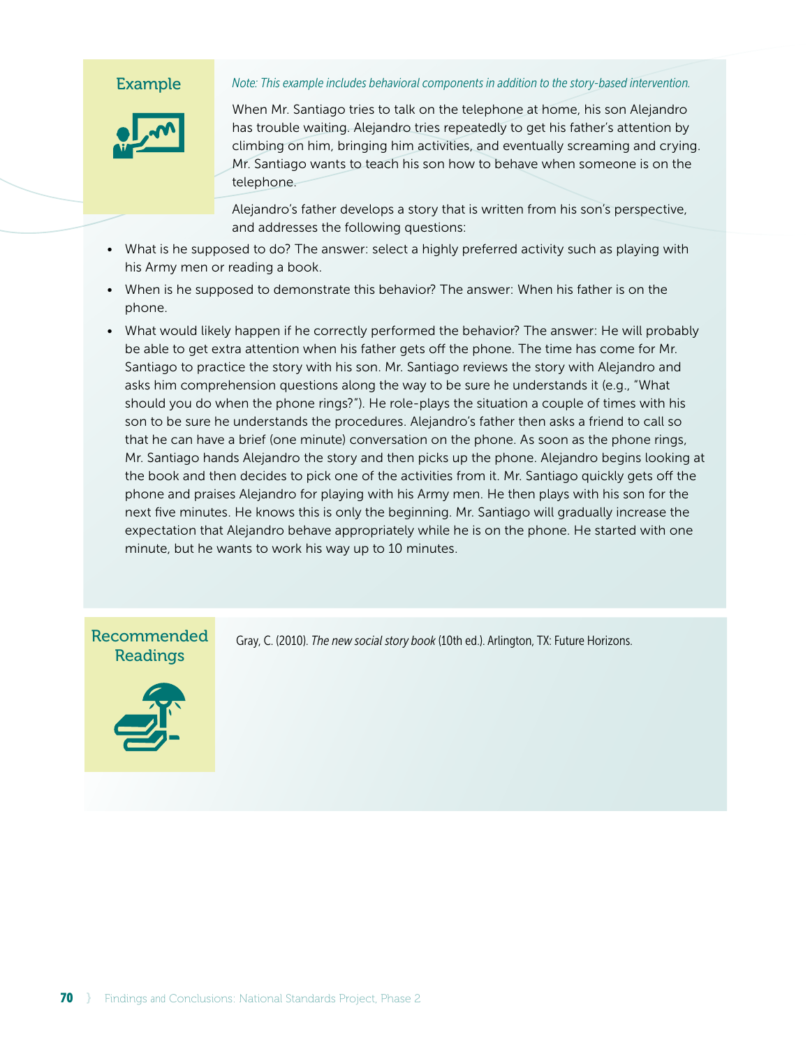### Example

*Note: This example includes behavioral components in addition to the story-based intervention.*

When Mr. Santiago tries to talk on the telephone at home, his son Alejandro has trouble waiting. Alejandro tries repeatedly to get his father's attention by climbing on him, bringing him activities, and eventually screaming and crying. Mr. Santiago wants to teach his son how to behave when someone is on the telephone.

Alejandro's father develops a story that is written from his son's perspective, and addresses the following questions:

- What is he supposed to do? The answer: select a highly preferred activity such as playing with his Army men or reading a book.
- When is he supposed to demonstrate this behavior? The answer: When his father is on the phone.
- What would likely happen if he correctly performed the behavior? The answer: He will probably be able to get extra attention when his father gets off the phone. The time has come for Mr. Santiago to practice the story with his son. Mr. Santiago reviews the story with Alejandro and asks him comprehension questions along the way to be sure he understands it (e.g., "What should you do when the phone rings?"). He role-plays the situation a couple of times with his son to be sure he understands the procedures. Alejandro's father then asks a friend to call so that he can have a brief (one minute) conversation on the phone. As soon as the phone rings, Mr. Santiago hands Alejandro the story and then picks up the phone. Alejandro begins looking at the book and then decides to pick one of the activities from it. Mr. Santiago quickly gets off the phone and praises Alejandro for playing with his Army men. He then plays with his son for the next five minutes. He knows this is only the beginning. Mr. Santiago will gradually increase the expectation that Alejandro behave appropriately while he is on the phone. He started with one minute, but he wants to work his way up to 10 minutes.

### Recommended Readings

Gray, C. (2010). *The new social story book* (10th ed.). Arlington, TX: Future Horizons.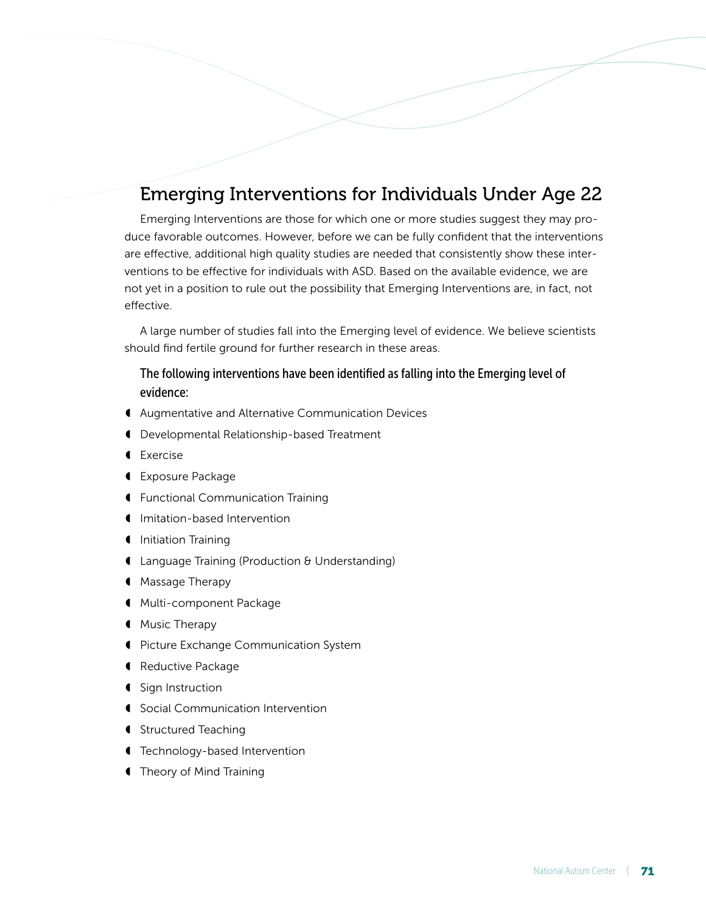## Emerging Interventions for Individuals Under Age 22

Emerging Interventions are those for which one or more studies suggest they may produce favorable outcomes. However, before we can be fully confident that the interventions are effective, additional high quality studies are needed that consistently show these interventions to be effective for individuals with ASD. Based on the available evidence, we are not yet in a position to rule out the possibility that Emerging Interventions are, in fact, not effective.

A large number of studies fall into the Emerging level of evidence. We believe scientists should find fertile ground for further research in these areas.

**The following interventions have been identified as falling into the Emerging level of evidence:**

- Augmentative and Alternative Communication Devices
- Developmental Relationship-based Treatment
- Exercise
- Exposure Package
- Functional Communication Training
- Imitation-based Intervention
- Initiation Training
- Language Training (Production & Understanding)
- Massage Therapy
- Multi-component Package
- Music Therapy
- Picture Exchange Communication System
- Reductive Package
- Sign Instruction
- Social Communication Intervention
- Structured Teaching
- Technology-based Intervention
- Theory of Mind Training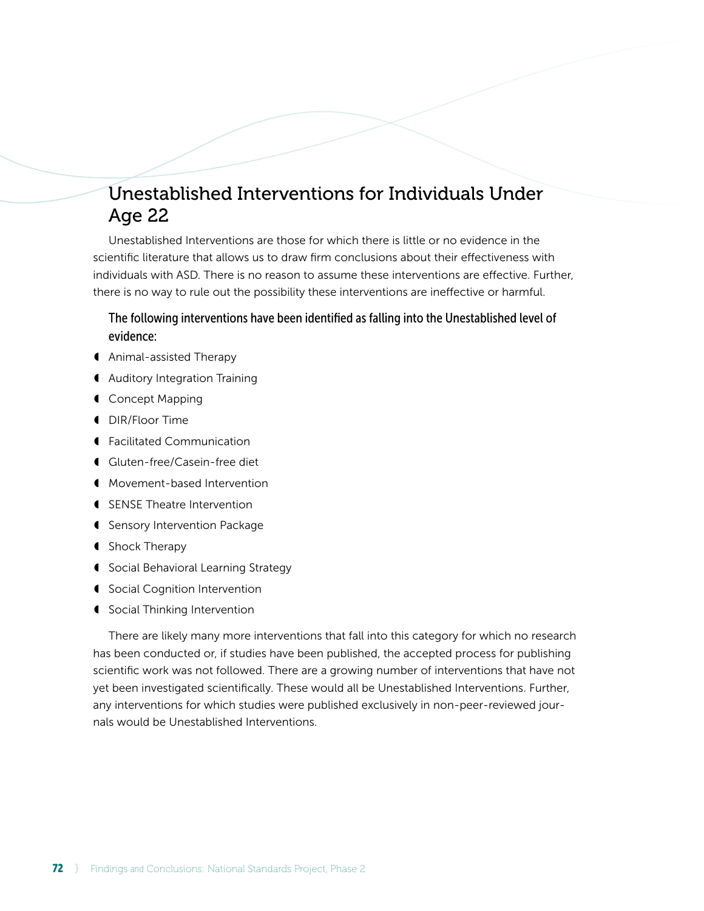# Unestablished Interventions for Individuals Under Age 22

Unestablished Interventions are those for which there is little or no evidence in the scientific literature that allows us to draw firm conclusions about their effectiveness with individuals with ASD. There is no reason to assume these interventions are effective. Further, there is no way to rule out the possibility these interventions are ineffective or harmful.

**The following interventions have been identified as falling into the Unestablished level of evidence:**

- Animal-assisted Therapy
- Auditory Integration Training
- Concept Mapping
- DIR/Floor Time
- Facilitated Communication
- Gluten-free/Casein-free diet
- Movement-based Intervention
- SENSE Theatre Intervention
- Sensory Intervention Package
- Shock Therapy
- Social Behavioral Learning Strategy
- Social Cognition Intervention
- Social Thinking Intervention

There are likely many more interventions that fall into this category for which no research has been conducted or, if studies have been published, the accepted process for publishing scientific work was not followed. There are a growing number of interventions that have not yet been investigated scientifically. These would all be Unestablished Interventions. Further, any interventions for which studies were published exclusively in non-peer-reviewed journals would be Unestablished Interventions.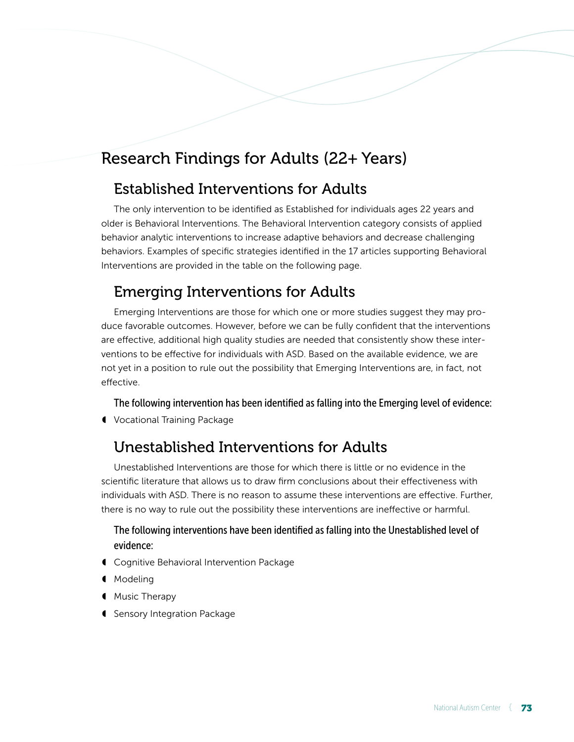# Research Findings for Adults (22+ Years)

## Established Interventions for Adults

The only intervention to be identified as Established for individuals ages 22 years and older is Behavioral Interventions. The Behavioral Intervention category consists of applied behavior analytic interventions to increase adaptive behaviors and decrease challenging behaviors. Examples of specific strategies identified in the 17 articles supporting Behavioral Interventions are provided in the table on the following page.

## Emerging Interventions for Adults

Emerging Interventions are those for which one or more studies suggest they may produce favorable outcomes. However, before we can be fully confident that the interventions are effective, additional high quality studies are needed that consistently show these interventions to be effective for individuals with ASD. Based on the available evidence, we are not yet in a position to rule out the possibility that Emerging Interventions are, in fact, not effective.

**The following intervention has been identified as falling into the Emerging level of evidence:**

- Vocational Training Package

## Unestablished Interventions for Adults

Unestablished Interventions are those for which there is little or no evidence in the scientific literature that allows us to draw firm conclusions about their effectiveness with individuals with ASD. There is no reason to assume these interventions are effective. Further, there is no way to rule out the possibility these interventions are ineffective or harmful.

**The following interventions have been identified as falling into the Unestablished level of evidence:**

- Cognitive Behavioral Intervention Package
- Modeling
- Music Therapy
- Sensory Integration Package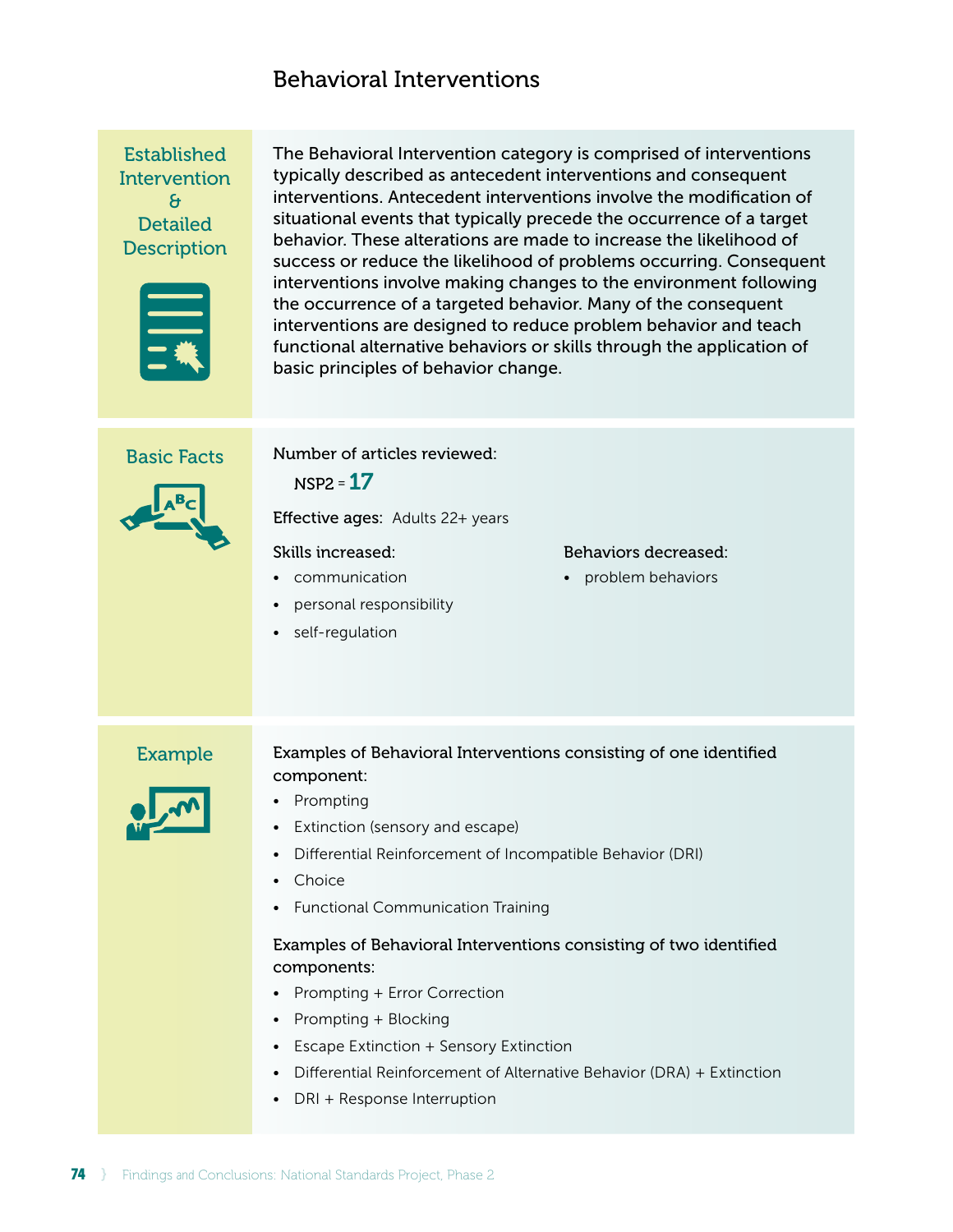# Behavioral Interventions

## Established Intervention & Detailed Description

The Behavioral Intervention category is comprised of interventions typically described as antecedent interventions and consequent interventions. Antecedent interventions involve the modification of situational events that typically precede the occurrence of a target behavior. These alterations are made to increase the likelihood of success or reduce the likelihood of problems occurring. Consequent interventions involve making changes to the environment following the occurrence of a targeted behavior. Many of the consequent interventions are designed to reduce problem behavior and teach functional alternative behaviors or skills through the application of basic principles of behavior change.

## Basic Facts

Number of articles reviewed:

NSP2 = **17**

Effective ages: Adults 22+ years

Skills increased:

- communication
- personal responsibility
- self-regulation

Behaviors decreased:

- problem behaviors

## Example

Examples of Behavioral Interventions consisting of one identified component:

- Prompting
- Extinction (sensory and escape)
- Differential Reinforcement of Incompatible Behavior (DRI)
- Choice
- Functional Communication Training

Examples of Behavioral Interventions consisting of two identified components:

- Prompting + Error Correction
- Prompting + Blocking
- Escape Extinction + Sensory Extinction
- Differential Reinforcement of Alternative Behavior (DRA) + Extinction
- DRI + Response Interruption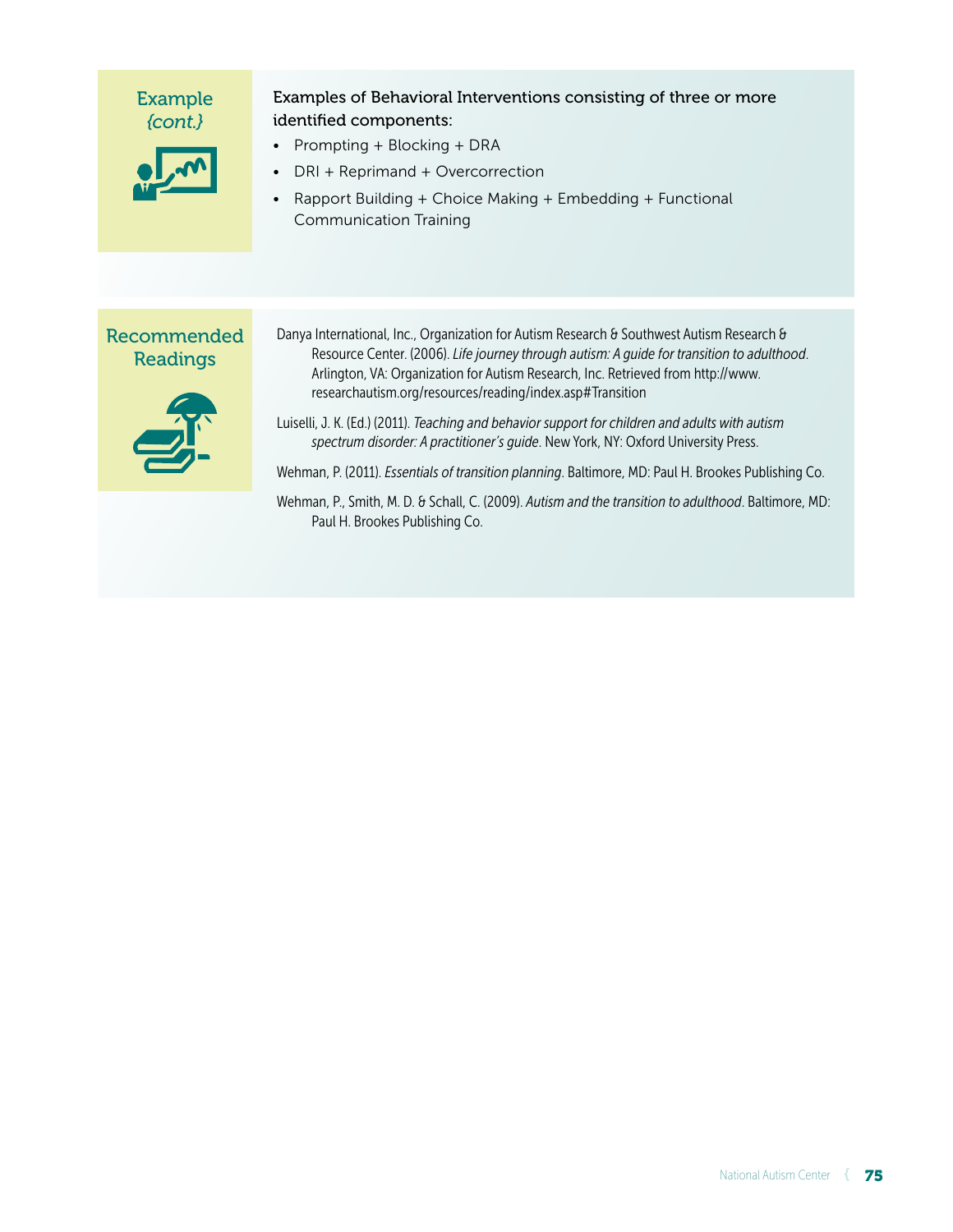### Example {cont.}

Examples of Behavioral Interventions consisting of three or more identified components:

- Prompting + Blocking + DRA
- DRI + Reprimand + Overcorrection
- Rapport Building + Choice Making + Embedding + Functional Communication Training

### Recommended Readings

Danya International, Inc., Organization for Autism Research & Southwest Autism Research & Resource Center. (2006). *Life journey through autism: A guide for transition to adulthood*. Arlington, VA: Organization for Autism Research, Inc. Retrieved from http://www.researchautism.org/resources/reading/index.asp#Transition

Luiselli, J. K. (Ed.) (2011). *Teaching and behavior support for children and adults with autism spectrum disorder: A practitioner's guide*. New York, NY: Oxford University Press.

Wehman, P. (2011). *Essentials of transition planning*. Baltimore, MD: Paul H. Brookes Publishing Co.

Wehman, P., Smith, M. D. & Schall, C. (2009). *Autism and the transition to adulthood*. Baltimore, MD: Paul H. Brookes Publishing Co.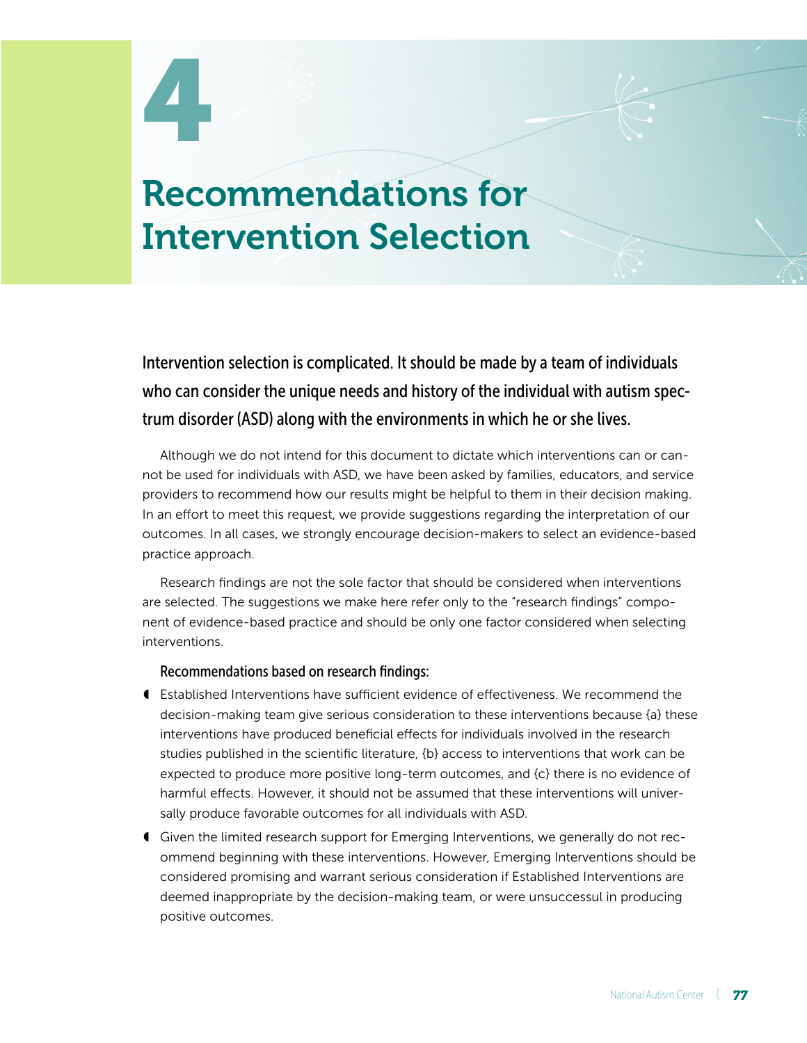# 4

# Recommendations for Intervention Selection

**Intervention selection is complicated. It should be made by a team of individuals who can consider the unique needs and history of the individual with autism spectrum disorder (ASD) along with the environments in which he or she lives.**

Although we do not intend for this document to dictate which interventions can or cannot be used for individuals with ASD, we have been asked by families, educators, and service providers to recommend how our results might be helpful to them in their decision making. In an effort to meet this request, we provide suggestions regarding the interpretation of our outcomes. In all cases, we strongly encourage decision-makers to select an evidence-based practice approach.

Research findings are not the sole factor that should be considered when interventions are selected. The suggestions we make here refer only to the "research findings" component of evidence-based practice and should be only one factor considered when selecting interventions.

**Recommendations based on research findings:**

- Established Interventions have sufficient evidence of effectiveness. We recommend the decision-making team give serious consideration to these interventions because {a} these interventions have produced beneficial effects for individuals involved in the research studies published in the scientific literature, {b} access to interventions that work can be expected to produce more positive long-term outcomes, and {c} there is no evidence of harmful effects. However, it should not be assumed that these interventions will universally produce favorable outcomes for all individuals with ASD.
- Given the limited research support for Emerging Interventions, we generally do not recommend beginning with these interventions. However, Emerging Interventions should be considered promising and warrant serious consideration if Established Interventions are deemed inappropriate by the decision-making team, or were unsucessul in producing positive outcomes.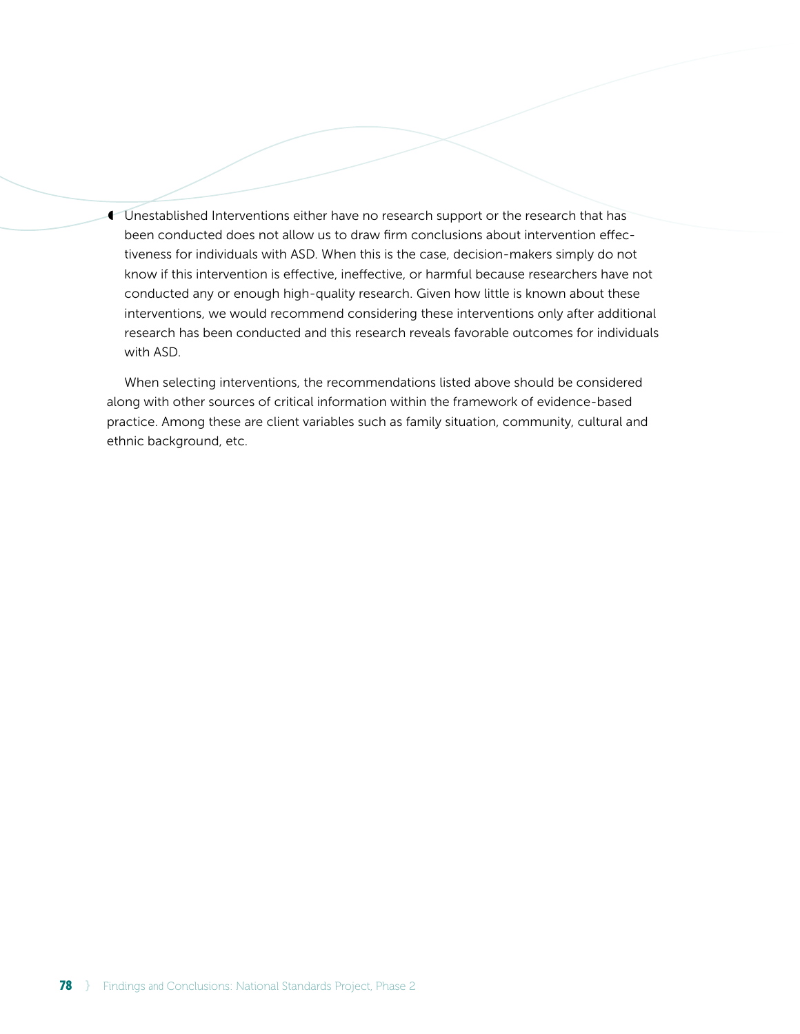- Unestablished Interventions either have no research support or the research that has been conducted does not allow us to draw firm conclusions about intervention effectiveness for individuals with ASD. When this is the case, decision-makers simply do not know if this intervention is effective, ineffective, or harmful because researchers have not conducted any or enough high-quality research. Given how little is known about these interventions, we would recommend considering these interventions only after additional research has been conducted and this research reveals favorable outcomes for individuals with ASD.

When selecting interventions, the recommendations listed above should be considered along with other sources of critical information within the framework of evidence-based practice. Among these are client variables such as family situation, community, cultural and ethnic background, etc.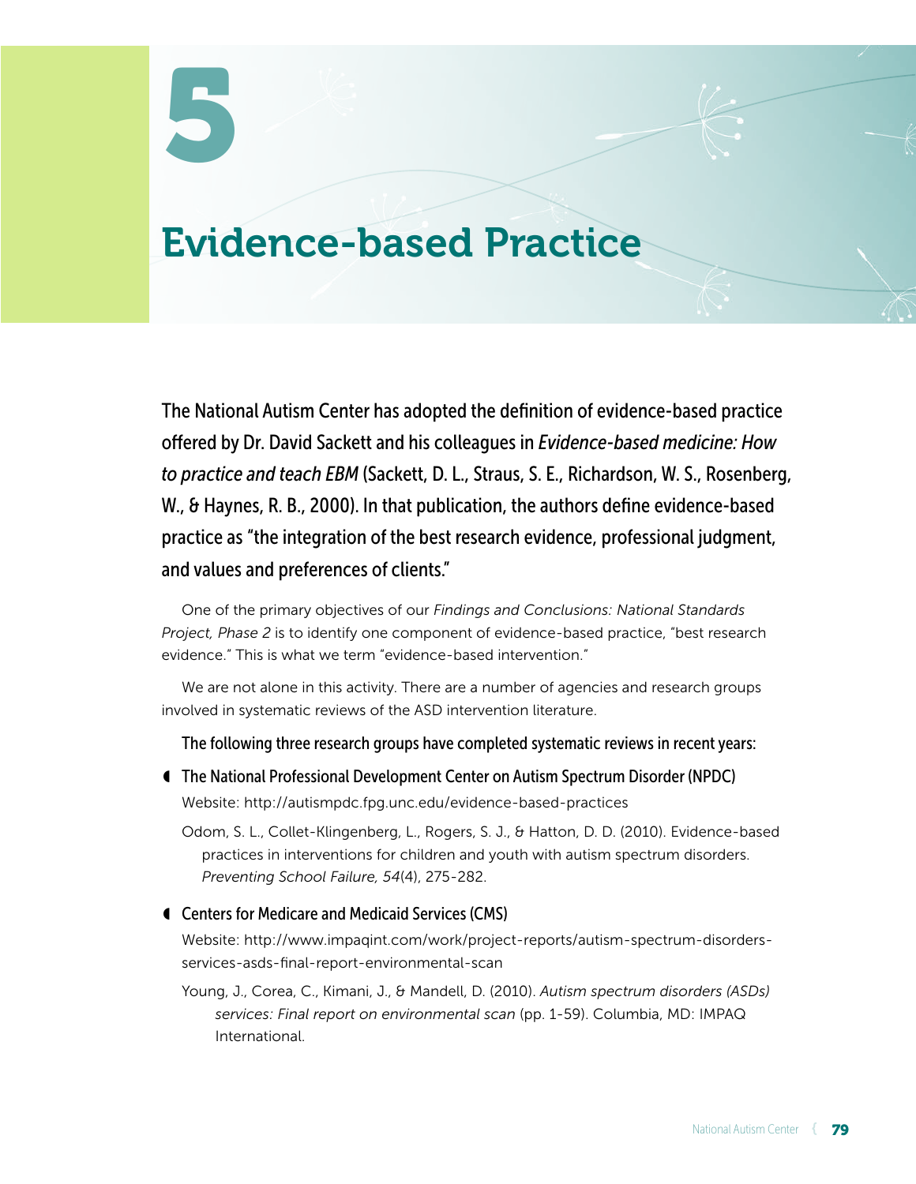# 5

# Evidence-based Practice

**The National Autism Center has adopted the definition of evidence-based practice offered by Dr. David Sackett and his colleagues in *Evidence-based medicine: How to practice and teach EBM* (Sackett, D. L., Straus, S. E., Richardson, W. S., Rosenberg, W., & Haynes, R. B., 2000). In that publication, the authors define evidence-based practice as "the integration of the best research evidence, professional judgment, and values and preferences of clients."**

One of the primary objectives of our *Findings and Conclusions: National Standards Project, Phase 2* is to identify one component of evidence-based practice, "best research evidence." This is what we term "evidence-based intervention."

We are not alone in this activity. There are a number of agencies and research groups involved in systematic reviews of the ASD intervention literature.

**The following three research groups have completed systematic reviews in recent years:**

- **The National Professional Development Center on Autism Spectrum Disorder (NPDC)**

  Website: http://autismpdc.fpg.unc.edu/evidence-based-practices

  Odom, S. L., Collet-Klingenberg, L., Rogers, S. J., & Hatton, D. D. (2010). Evidence-based practices in interventions for children and youth with autism spectrum disorders. *Preventing School Failure, 54*(4), 275-282.

- **Centers for Medicare and Medicaid Services (CMS)**

  Website: http://www.impaqint.com/work/project-reports/autism-spectrum-disorders-services-asds-final-report-environmental-scan

  Young, J., Corea, C., Kimani, J., & Mandell, D. (2010). *Autism spectrum disorders (ASDs) services: Final report on environmental scan* (pp. 1-59). Columbia, MD: IMPAQ International.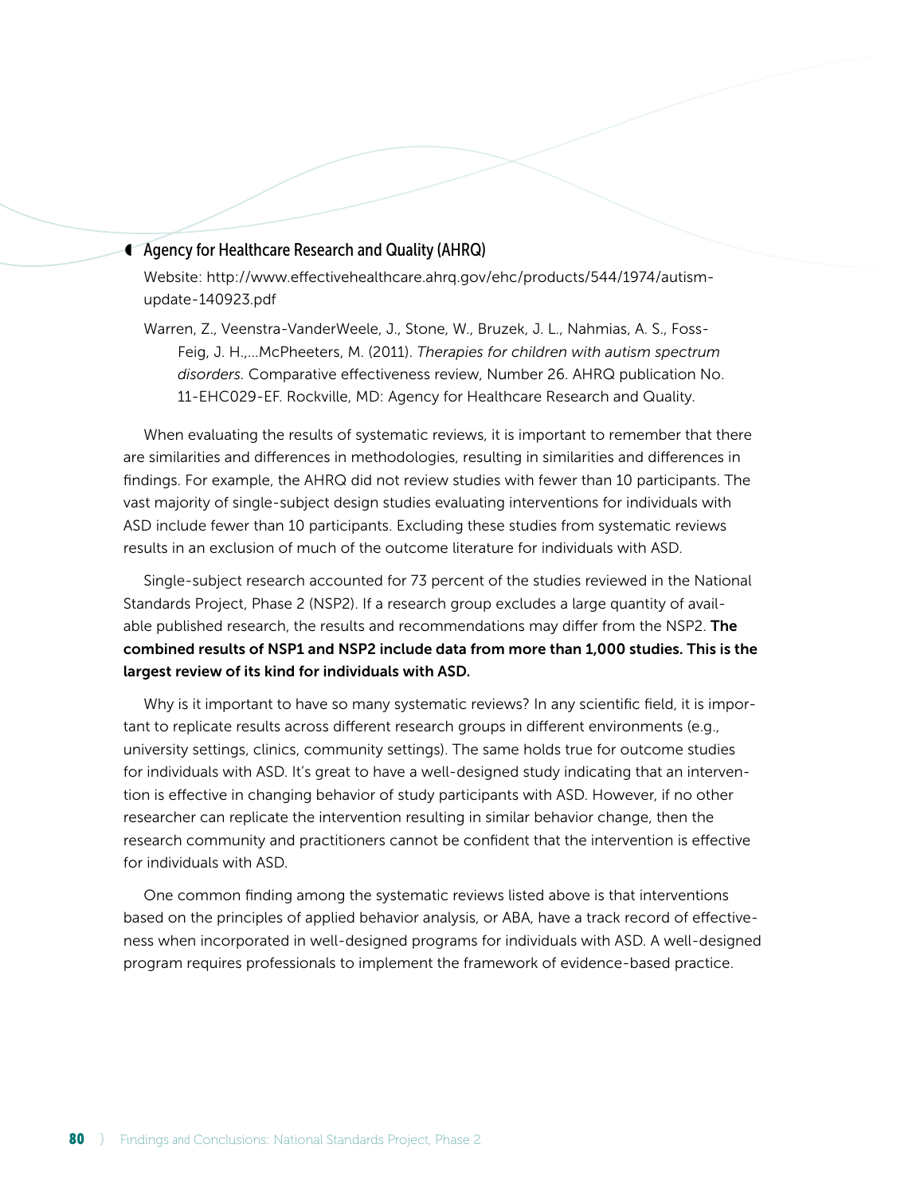### Agency for Healthcare Research and Quality (AHRQ)

Website: http://www.effectivehealthcare.ahrq.gov/ehc/products/544/1974/autism-update-140923.pdf

Warren, Z., Veenstra-VanderWeele, J., Stone, W., Bruzek, J. L., Nahmias, A. S., Foss-Feig, J. H.,...McPheeters, M. (2011). *Therapies for children with autism spectrum disorders.* Comparative effectiveness review, Number 26. AHRQ publication No. 11-EHC029-EF. Rockville, MD: Agency for Healthcare Research and Quality.

When evaluating the results of systematic reviews, it is important to remember that there are similarities and differences in methodologies, resulting in similarities and differences in findings. For example, the AHRQ did not review studies with fewer than 10 participants. The vast majority of single-subject design studies evaluating interventions for individuals with ASD include fewer than 10 participants. Excluding these studies from systematic reviews results in an exclusion of much of the outcome literature for individuals with ASD.

Single-subject research accounted for 73 percent of the studies reviewed in the National Standards Project, Phase 2 (NSP2). If a research group excludes a large quantity of available published research, the results and recommendations may differ from the NSP2. **The combined results of NSP1 and NSP2 include data from more than 1,000 studies. This is the largest review of its kind for individuals with ASD.**

Why is it important to have so many systematic reviews? In any scientific field, it is important to replicate results across different research groups in different environments (e.g., university settings, clinics, community settings). The same holds true for outcome studies for individuals with ASD. It's great to have a well-designed study indicating that an intervention is effective in changing behavior of study participants with ASD. However, if no other researcher can replicate the intervention resulting in similar behavior change, then the research community and practitioners cannot be confident that the intervention is effective for individuals with ASD.

One common finding among the systematic reviews listed above is that interventions based on the principles of applied behavior analysis, or ABA, have a track record of effectiveness when incorporated in well-designed programs for individuals with ASD. A well-designed program requires professionals to implement the framework of evidence-based practice.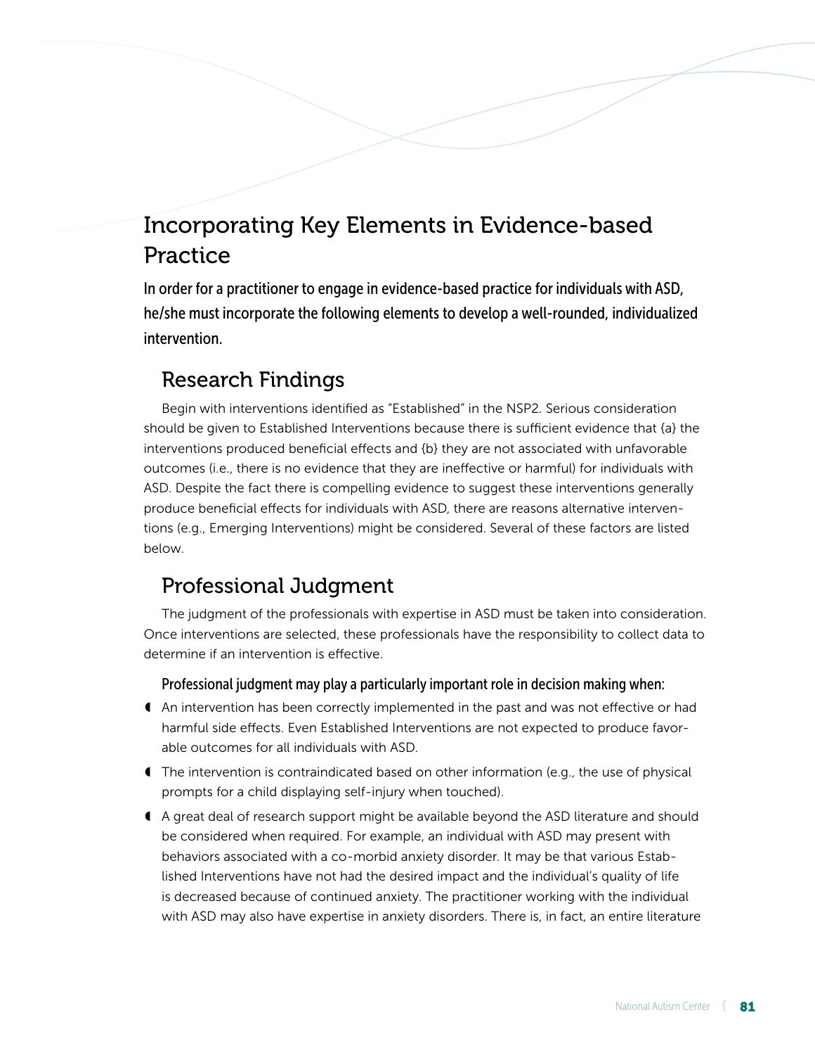# Incorporating Key Elements in Evidence-based Practice

**In order for a practitioner to engage in evidence-based practice for individuals with ASD, he/she must incorporate the following elements to develop a well-rounded, individualized intervention.**

## Research Findings

Begin with interventions identified as "Established" in the NSP2. Serious consideration should be given to Established Interventions because there is sufficient evidence that {a} the interventions produced beneficial effects and {b} they are not associated with unfavorable outcomes (i.e., there is no evidence that they are ineffective or harmful) for individuals with ASD. Despite the fact there is compelling evidence to suggest these interventions generally produce beneficial effects for individuals with ASD, there are reasons alternative interventions (e.g., Emerging Interventions) might be considered. Several of these factors are listed below.

## Professional Judgment

The judgment of the professionals with expertise in ASD must be taken into consideration. Once interventions are selected, these professionals have the responsibility to collect data to determine if an intervention is effective.

**Professional judgment may play a particularly important role in decision making when:**

- An intervention has been correctly implemented in the past and was not effective or had harmful side effects. Even Established Interventions are not expected to produce favorable outcomes for all individuals with ASD.
- The intervention is contraindicated based on other information (e.g., the use of physical prompts for a child displaying self-injury when touched).
- A great deal of research support might be available beyond the ASD literature and should be considered when required. For example, an individual with ASD may present with behaviors associated with a co-morbid anxiety disorder. It may be that various Established Interventions have not had the desired impact and the individual's quality of life is decreased because of continued anxiety. The practitioner working with the individual with ASD may also have expertise in anxiety disorders. There is, in fact, an entire literature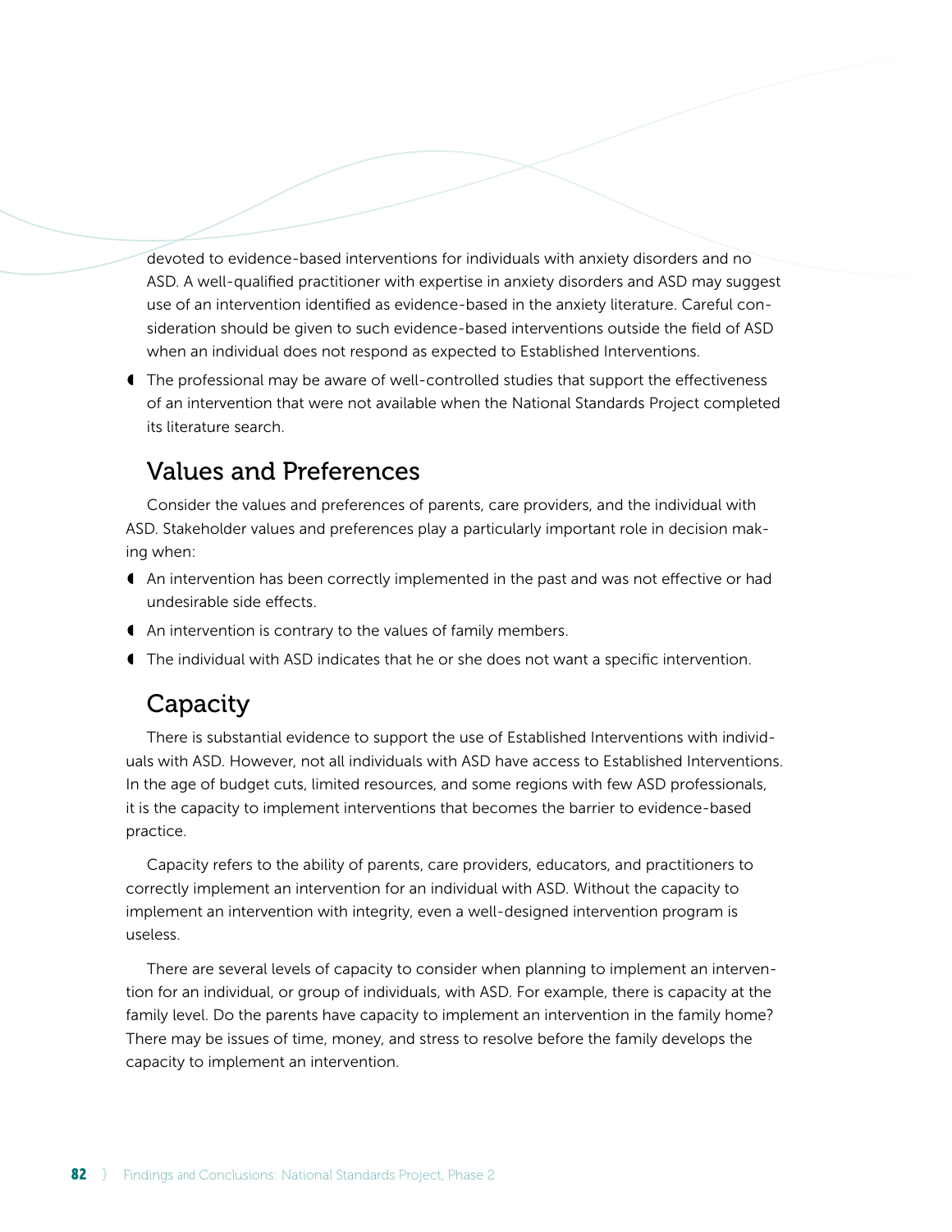devoted to evidence-based interventions for individuals with anxiety disorders and no ASD. A well-qualified practitioner with expertise in anxiety disorders and ASD may suggest use of an intervention identified as evidence-based in the anxiety literature. Careful consideration should be given to such evidence-based interventions outside the field of ASD when an individual does not respond as expected to Established Interventions.

- The professional may be aware of well-controlled studies that support the effectiveness of an intervention that were not available when the National Standards Project completed its literature search.

## Values and Preferences

Consider the values and preferences of parents, care providers, and the individual with ASD. Stakeholder values and preferences play a particularly important role in decision making when:

- An intervention has been correctly implemented in the past and was not effective or had undesirable side effects.
- An intervention is contrary to the values of family members.
- The individual with ASD indicates that he or she does not want a specific intervention.

## Capacity

There is substantial evidence to support the use of Established Interventions with individuals with ASD. However, not all individuals with ASD have access to Established Interventions. In the age of budget cuts, limited resources, and some regions with few ASD professionals, it is the capacity to implement interventions that becomes the barrier to evidence-based practice.

Capacity refers to the ability of parents, care providers, educators, and practitioners to correctly implement an intervention for an individual with ASD. Without the capacity to implement an intervention with integrity, even a well-designed intervention program is useless.

There are several levels of capacity to consider when planning to implement an intervention for an individual, or group of individuals, with ASD. For example, there is capacity at the family level. Do the parents have capacity to implement an intervention in the family home? There may be issues of time, money, and stress to resolve before the family develops the capacity to implement an intervention.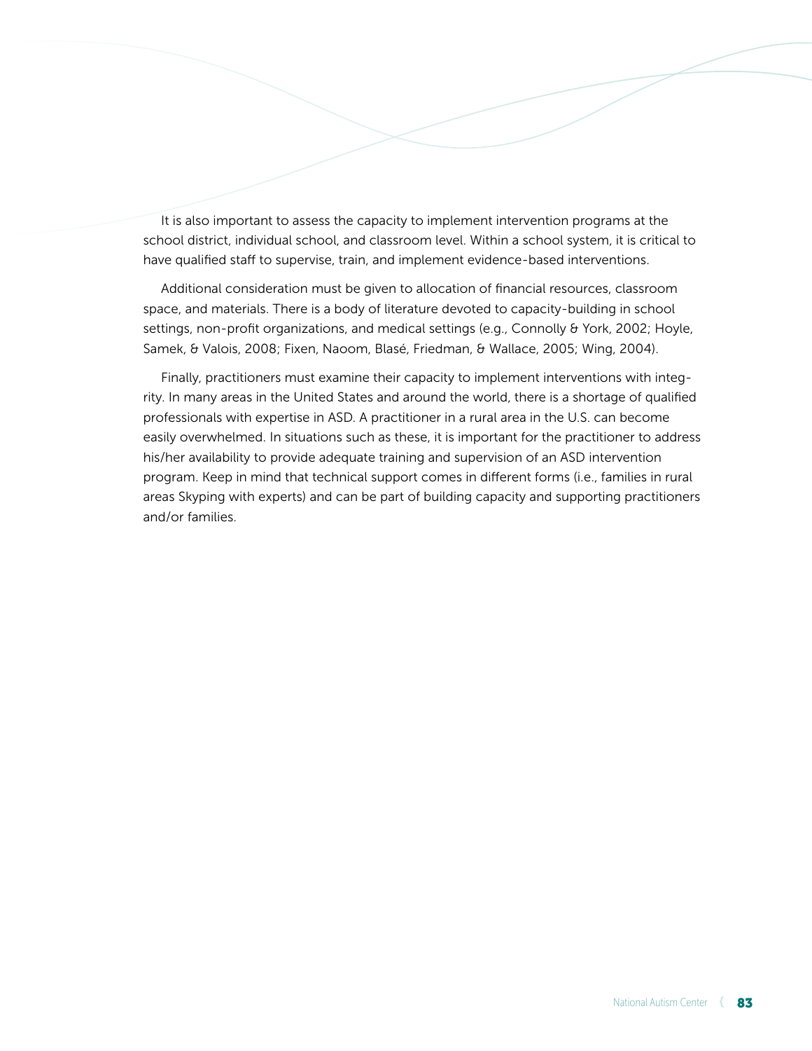It is also important to assess the capacity to implement intervention programs at the school district, individual school, and classroom level. Within a school system, it is critical to have qualified staff to supervise, train, and implement evidence-based interventions.

Additional consideration must be given to allocation of financial resources, classroom space, and materials. There is a body of literature devoted to capacity-building in school settings, non-profit organizations, and medical settings (e.g., Connolly & York, 2002; Hoyle, Samek, & Valois, 2008; Fixen, Naoom, Blasé, Friedman, & Wallace, 2005; Wing, 2004).

Finally, practitioners must examine their capacity to implement interventions with integrity. In many areas in the United States and around the world, there is a shortage of qualified professionals with expertise in ASD. A practitioner in a rural area in the U.S. can become easily overwhelmed. In situations such as these, it is important for the practitioner to address his/her availability to provide adequate training and supervision of an ASD intervention program. Keep in mind that technical support comes in different forms (i.e., families in rural areas Skyping with experts) and can be part of building capacity and supporting practitioners and/or families.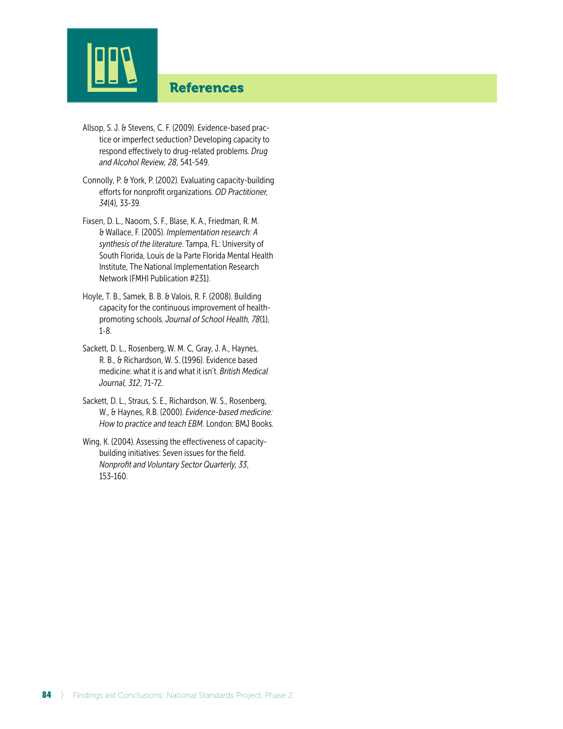# References

Allsop, S. J. & Stevens, C. F. (2009). Evidence-based practice or imperfect seduction? Developing capacity to respond effectively to drug-related problems. *Drug and Alcohol Review, 28*, 541-549.

Connolly, P. & York, P. (2002). Evaluating capacity-building efforts for nonprofit organizations. *OD Practitioner, 34*(4), 33-39.

Fixsen, D. L., Naoom, S. F., Blase, K. A., Friedman, R. M. & Wallace, F. (2005). *Implementation research: A synthesis of the literature*. Tampa, FL: University of South Florida, Louis de la Parte Florida Mental Health Institute, The National Implementation Research Network (FMHI Publication #231).

Hoyle, T. B., Samek, B. B. & Valois, R. F. (2008). Building capacity for the continuous improvement of health-promoting schools. *Journal of School Health, 78*(1), 1-8.

Sackett, D. L., Rosenberg, W. M. C, Gray, J. A., Haynes, R. B., & Richardson, W. S. (1996). Evidence based medicine: what it is and what it isn't. *British Medical Journal, 312*, 71-72.

Sackett, D. L., Straus, S. E., Richardson, W. S., Rosenberg, W., & Haynes, R.B. (2000). *Evidence-based medicine: How to practice and teach EBM*. London: BMJ Books.

Wing, K. (2004). Assessing the effectiveness of capacity-building initiatives: Seven issues for the field. *Nonprofit and Voluntary Sector Quarterly, 33*, 153-160.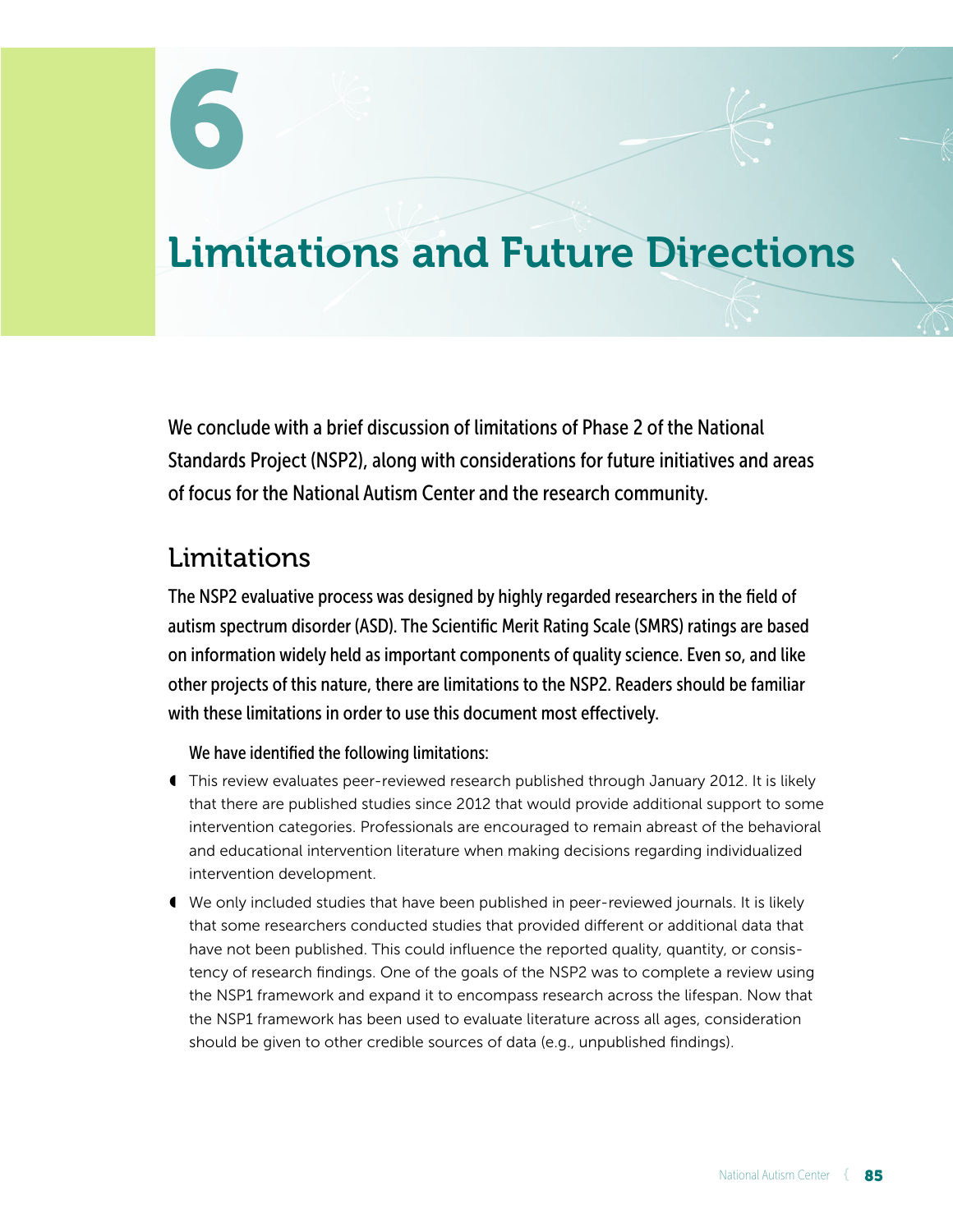// 6

# Limitations and Future Directions

We conclude with a brief discussion of limitations of Phase 2 of the National Standards Project (NSP2), along with considerations for future initiatives and areas of focus for the National Autism Center and the research community.

## Limitations

The NSP2 evaluative process was designed by highly regarded researchers in the field of autism spectrum disorder (ASD). The Scientific Merit Rating Scale (SMRS) ratings are based on information widely held as important components of quality science. Even so, and like other projects of this nature, there are limitations to the NSP2. Readers should be familiar with these limitations in order to use this document most effectively.

We have identified the following limitations:

- This review evaluates peer-reviewed research published through January 2012. It is likely that there are published studies since 2012 that would provide additional support to some intervention categories. Professionals are encouraged to remain abreast of the behavioral and educational intervention literature when making decisions regarding individualized intervention development.
- We only included studies that have been published in peer-reviewed journals. It is likely that some researchers conducted studies that provided different or additional data that have not been published. This could influence the reported quality, quantity, or consistency of research findings. One of the goals of the NSP2 was to complete a review using the NSP1 framework and expand it to encompass research across the lifespan. Now that the NSP1 framework has been used to evaluate literature across all ages, consideration should be given to other credible sources of data (e.g., unpublished findings).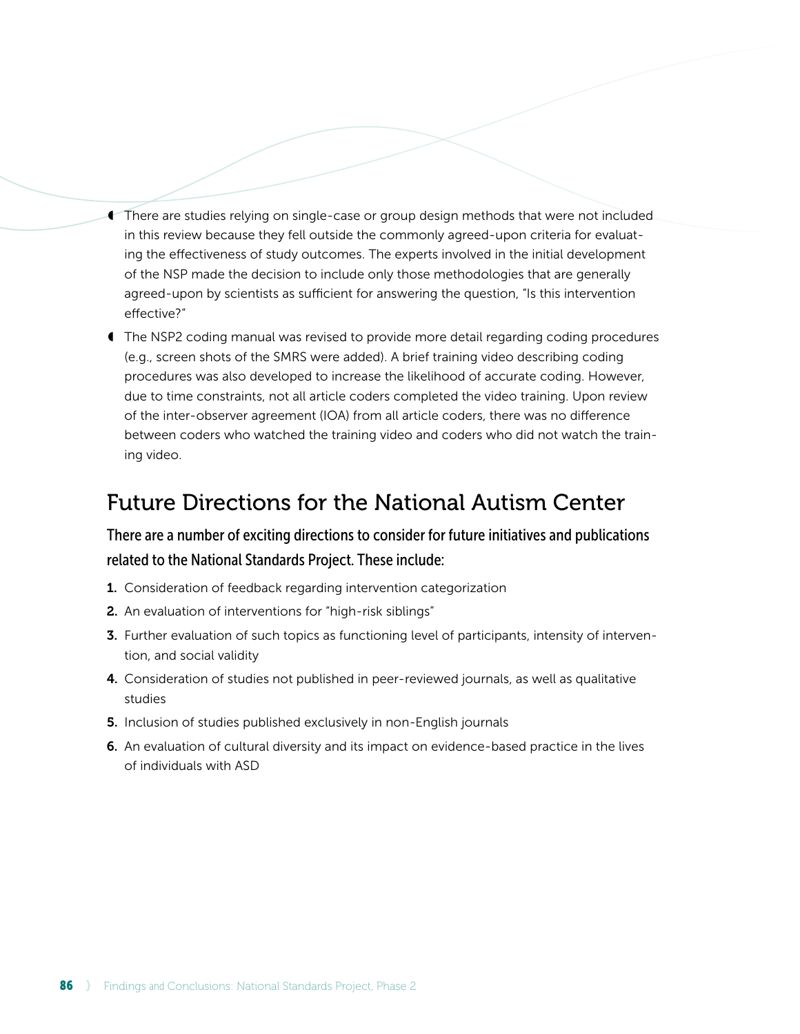- There are studies relying on single-case or group design methods that were not included in this review because they fell outside the commonly agreed-upon criteria for evaluating the effectiveness of study outcomes. The experts involved in the initial development of the NSP made the decision to include only those methodologies that are generally agreed-upon by scientists as sufficient for answering the question, "Is this intervention effective?"
- The NSP2 coding manual was revised to provide more detail regarding coding procedures (e.g., screen shots of the SMRS were added). A brief training video describing coding procedures was also developed to increase the likelihood of accurate coding. However, due to time constraints, not all article coders completed the video training. Upon review of the inter-observer agreement (IOA) from all article coders, there was no difference between coders who watched the training video and coders who did not watch the training video.

## Future Directions for the National Autism Center

**There are a number of exciting directions to consider for future initiatives and publications related to the National Standards Project. These include:**

1. Consideration of feedback regarding intervention categorization
2. An evaluation of interventions for "high-risk siblings"
3. Further evaluation of such topics as functioning level of participants, intensity of intervention, and social validity
4. Consideration of studies not published in peer-reviewed journals, as well as qualitative studies
5. Inclusion of studies published exclusively in non-English journals
6. An evaluation of cultural diversity and its impact on evidence-based practice in the lives of individuals with ASD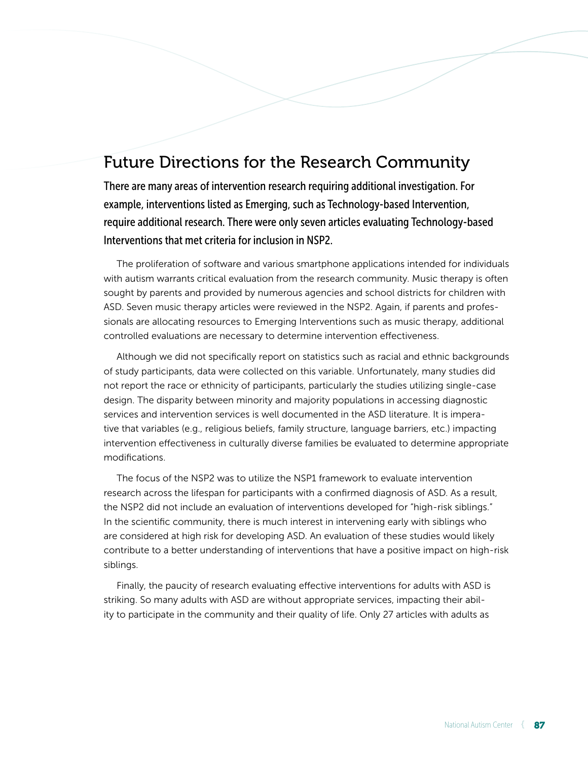## Future Directions for the Research Community

**There are many areas of intervention research requiring additional investigation. For example, interventions listed as Emerging, such as Technology-based Intervention, require additional research. There were only seven articles evaluating Technology-based Interventions that met criteria for inclusion in NSP2.**

The proliferation of software and various smartphone applications intended for individuals with autism warrants critical evaluation from the research community. Music therapy is often sought by parents and provided by numerous agencies and school districts for children with ASD. Seven music therapy articles were reviewed in the NSP2. Again, if parents and professionals are allocating resources to Emerging Interventions such as music therapy, additional controlled evaluations are necessary to determine intervention effectiveness.

Although we did not specifically report on statistics such as racial and ethnic backgrounds of study participants, data were collected on this variable. Unfortunately, many studies did not report the race or ethnicity of participants, particularly the studies utilizing single-case design. The disparity between minority and majority populations in accessing diagnostic services and intervention services is well documented in the ASD literature. It is imperative that variables (e.g., religious beliefs, family structure, language barriers, etc.) impacting intervention effectiveness in culturally diverse families be evaluated to determine appropriate modifications.

The focus of the NSP2 was to utilize the NSP1 framework to evaluate intervention research across the lifespan for participants with a confirmed diagnosis of ASD. As a result, the NSP2 did not include an evaluation of interventions developed for "high-risk siblings." In the scientific community, there is much interest in intervening early with siblings who are considered at high risk for developing ASD. An evaluation of these studies would likely contribute to a better understanding of interventions that have a positive impact on high-risk siblings.

Finally, the paucity of research evaluating effective interventions for adults with ASD is striking. So many adults with ASD are without appropriate services, impacting their ability to participate in the community and their quality of life. Only 27 articles with adults as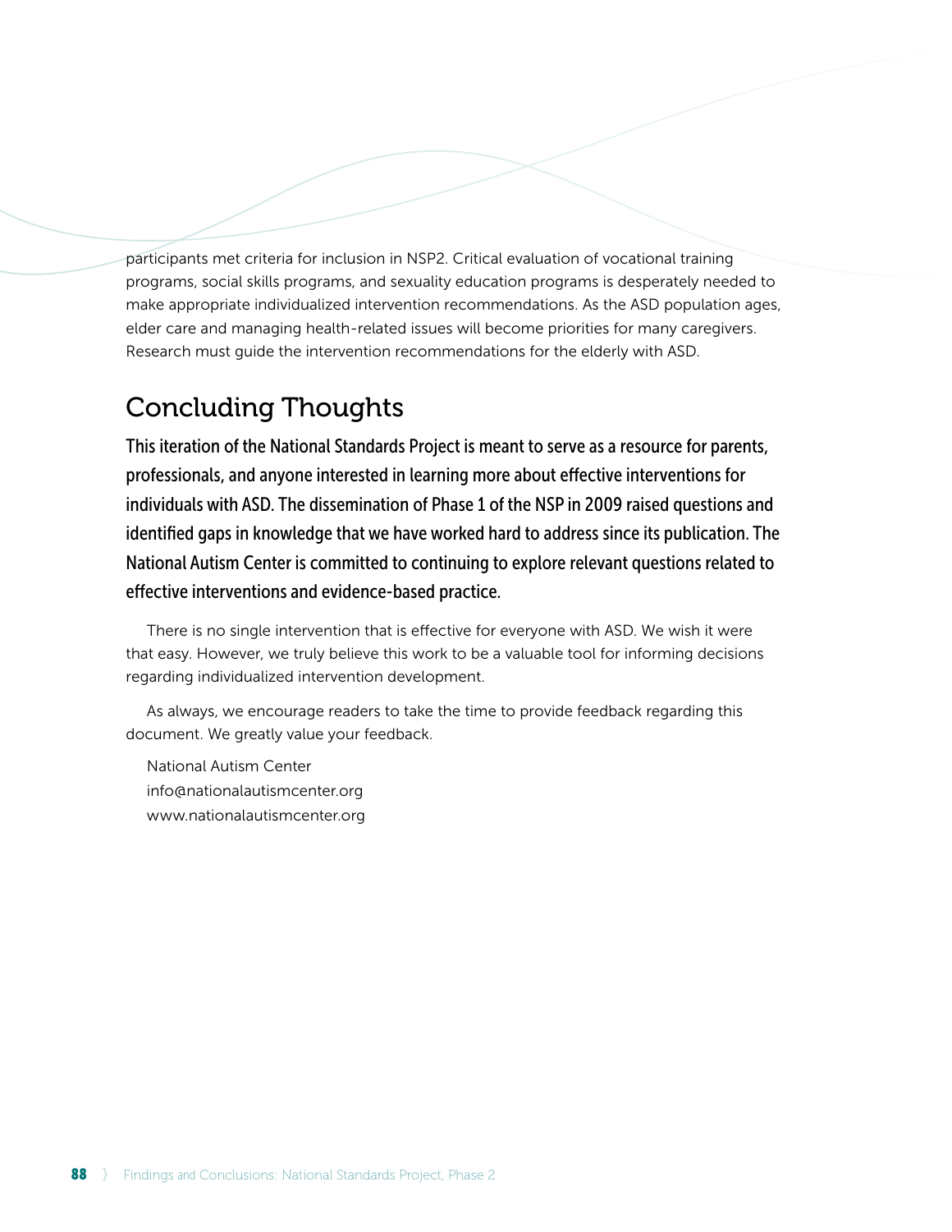participants met criteria for inclusion in NSP2. Critical evaluation of vocational training programs, social skills programs, and sexuality education programs is desperately needed to make appropriate individualized intervention recommendations. As the ASD population ages, elder care and managing health-related issues will become priorities for many caregivers. Research must guide the intervention recommendations for the elderly with ASD.

## Concluding Thoughts

**This iteration of the National Standards Project is meant to serve as a resource for parents, professionals, and anyone interested in learning more about effective interventions for individuals with ASD. The dissemination of Phase 1 of the NSP in 2009 raised questions and identified gaps in knowledge that we have worked hard to address since its publication. The National Autism Center is committed to continuing to explore relevant questions related to effective interventions and evidence-based practice.**

There is no single intervention that is effective for everyone with ASD. We wish it were that easy. However, we truly believe this work to be a valuable tool for informing decisions regarding individualized intervention development.

As always, we encourage readers to take the time to provide feedback regarding this document. We greatly value your feedback.

National Autism Center
info@nationalautismcenter.org
www.nationalautismcenter.org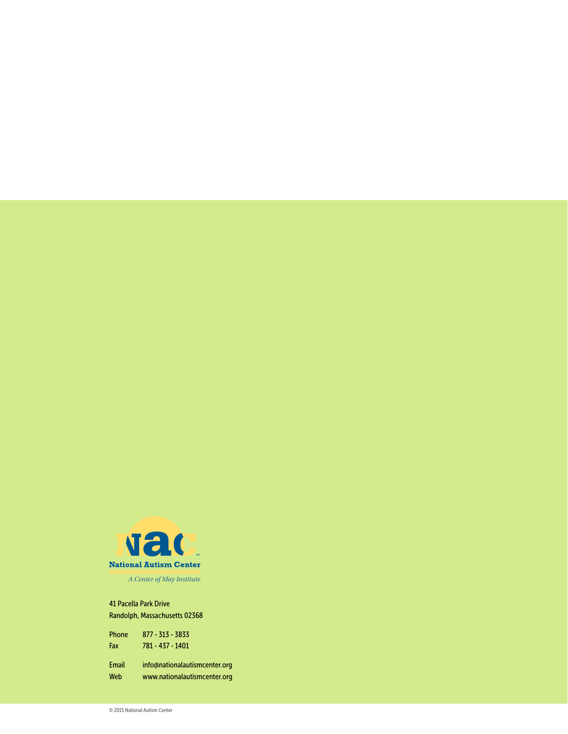National Autism Center

*A Center of May Institute*

41 Pacella Park Drive
Randolph, Massachusetts 02368

Phone 877 - 313 - 3833
Fax 781 - 437 - 1401

Email info@nationalautismcenter.org
Web www.nationalautismcenter.org

© 2015 National Autism Center